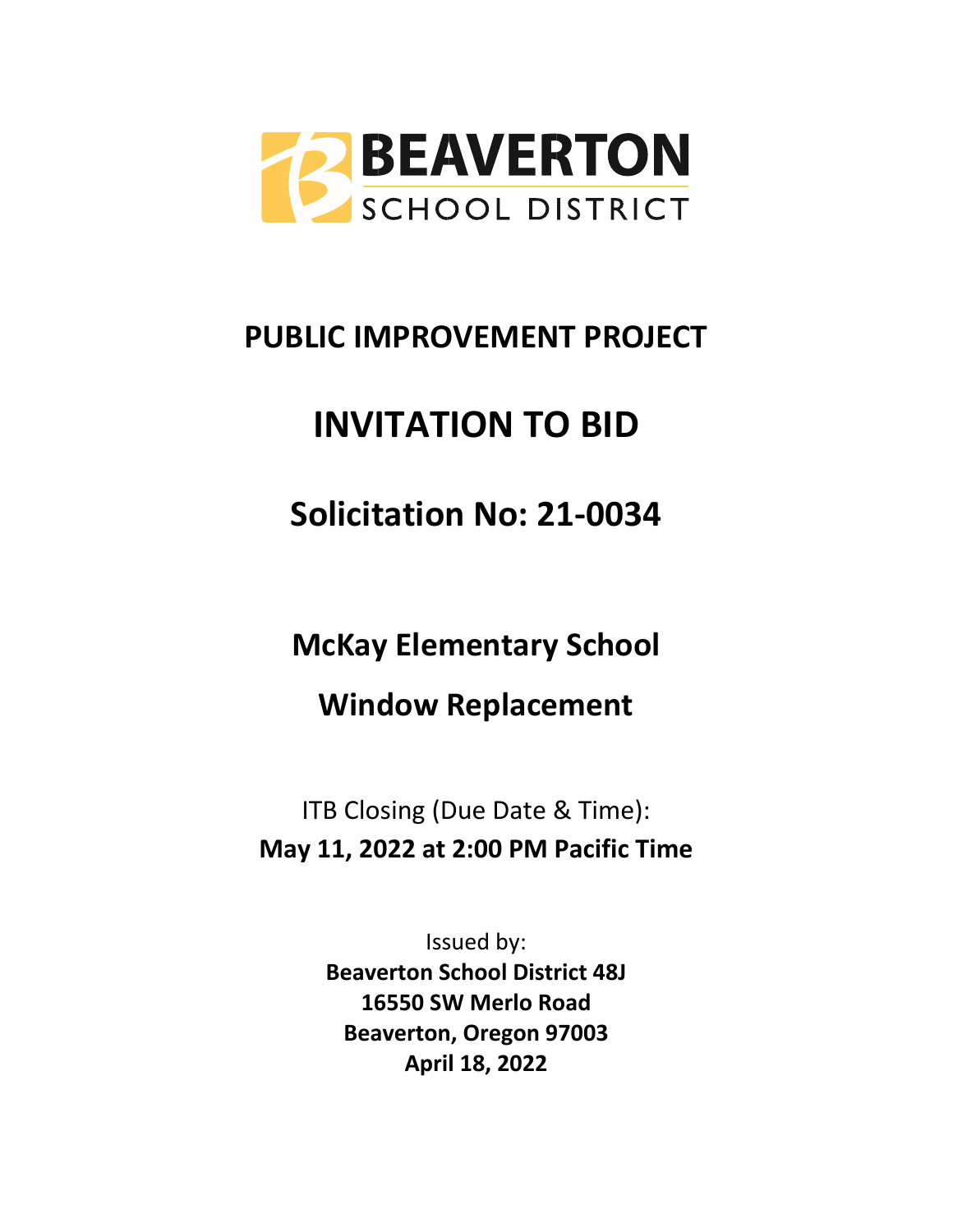BEAVERTON
SCHOOL DISTRICT

# PUBLIC IMPROVEMENT PROJECT

# INVITATION TO BID

## Solicitation No: 21-0034

## McKay Elementary School

## Window Replacement

ITB Closing (Due Date & Time):
**May 11, 2022 at 2:00 PM Pacific Time**

Issued by:
**Beaverton School District 48J**
**16550 SW Merlo Road**
**Beaverton, Oregon 97003**
**April 18, 2022**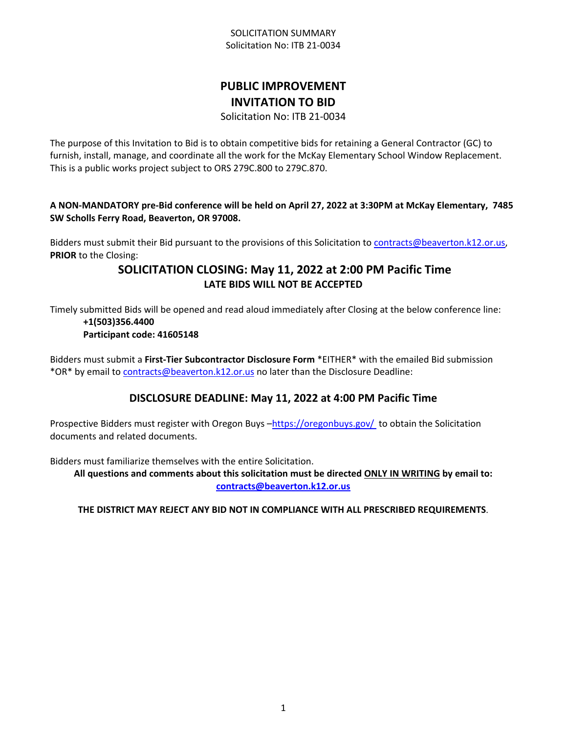SOLICITATION SUMMARY
Solicitation No: ITB 21-0034

# PUBLIC IMPROVEMENT INVITATION TO BID

Solicitation No: ITB 21-0034

The purpose of this Invitation to Bid is to obtain competitive bids for retaining a General Contractor (GC) to furnish, install, manage, and coordinate all the work for the McKay Elementary School Window Replacement. This is a public works project subject to ORS 279C.800 to 279C.870.

**A NON-MANDATORY pre-Bid conference will be held on April 27, 2022 at 3:30PM at McKay Elementary, 7485 SW Scholls Ferry Road, Beaverton, OR 97008.**

Bidders must submit their Bid pursuant to the provisions of this Solicitation to contracts@beaverton.k12.or.us, **PRIOR** to the Closing:

## SOLICITATION CLOSING: May 11, 2022 at 2:00 PM Pacific Time

**LATE BIDS WILL NOT BE ACCEPTED**

Timely submitted Bids will be opened and read aloud immediately after Closing at the below conference line:

**+1(503)356.4400**
**Participant code: 41605148**

Bidders must submit a **First-Tier Subcontractor Disclosure Form** *EITHER* with the emailed Bid submission *OR* by email to contracts@beaverton.k12.or.us no later than the Disclosure Deadline:

## DISCLOSURE DEADLINE: May 11, 2022 at 4:00 PM Pacific Time

Prospective Bidders must register with Oregon Buys –https://oregonbuys.gov/ to obtain the Solicitation documents and related documents.

Bidders must familiarize themselves with the entire Solicitation.

**All questions and comments about this solicitation must be directed ONLY IN WRITING by email to: contracts@beaverton.k12.or.us**

**THE DISTRICT MAY REJECT ANY BID NOT IN COMPLIANCE WITH ALL PRESCRIBED REQUIREMENTS**.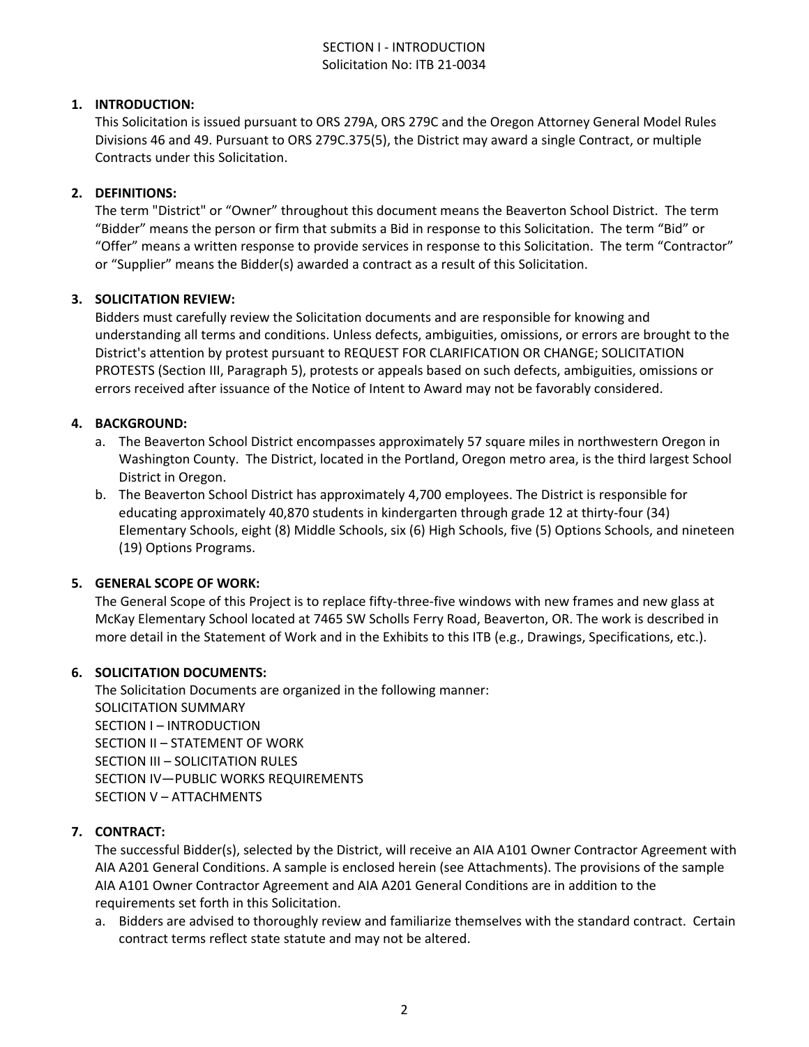SECTION I - INTRODUCTION
Solicitation No: ITB 21-0034

1. **INTRODUCTION:**
   This Solicitation is issued pursuant to ORS 279A, ORS 279C and the Oregon Attorney General Model Rules Divisions 46 and 49. Pursuant to ORS 279C.375(5), the District may award a single Contract, or multiple Contracts under this Solicitation.

2. **DEFINITIONS:**
   The term "District" or "Owner" throughout this document means the Beaverton School District. The term "Bidder" means the person or firm that submits a Bid in response to this Solicitation. The term "Bid" or "Offer" means a written response to provide services in response to this Solicitation. The term "Contractor" or "Supplier" means the Bidder(s) awarded a contract as a result of this Solicitation.

3. **SOLICITATION REVIEW:**
   Bidders must carefully review the Solicitation documents and are responsible for knowing and understanding all terms and conditions. Unless defects, ambiguities, omissions, or errors are brought to the District's attention by protest pursuant to REQUEST FOR CLARIFICATION OR CHANGE; SOLICITATION PROTESTS (Section III, Paragraph 5), protests or appeals based on such defects, ambiguities, omissions or errors received after issuance of the Notice of Intent to Award may not be favorably considered.

4. **BACKGROUND:**
   a. The Beaverton School District encompasses approximately 57 square miles in northwestern Oregon in Washington County. The District, located in the Portland, Oregon metro area, is the third largest School District in Oregon.
   b. The Beaverton School District has approximately 4,700 employees. The District is responsible for educating approximately 40,870 students in kindergarten through grade 12 at thirty-four (34) Elementary Schools, eight (8) Middle Schools, six (6) High Schools, five (5) Options Schools, and nineteen (19) Options Programs.

5. **GENERAL SCOPE OF WORK:**
   The General Scope of this Project is to replace fifty-three-five windows with new frames and new glass at McKay Elementary School located at 7465 SW Scholls Ferry Road, Beaverton, OR. The work is described in more detail in the Statement of Work and in the Exhibits to this ITB (e.g., Drawings, Specifications, etc.).

6. **SOLICITATION DOCUMENTS:**
   The Solicitation Documents are organized in the following manner:
   SOLICITATION SUMMARY
   SECTION I – INTRODUCTION
   SECTION II – STATEMENT OF WORK
   SECTION III – SOLICITATION RULES
   SECTION IV—PUBLIC WORKS REQUIREMENTS
   SECTION V – ATTACHMENTS

7. **CONTRACT:**
   The successful Bidder(s), selected by the District, will receive an AIA A101 Owner Contractor Agreement with AIA A201 General Conditions. A sample is enclosed herein (see Attachments). The provisions of the sample AIA A101 Owner Contractor Agreement and AIA A201 General Conditions are in addition to the requirements set forth in this Solicitation.
   a. Bidders are advised to thoroughly review and familiarize themselves with the standard contract. Certain contract terms reflect state statute and may not be altered.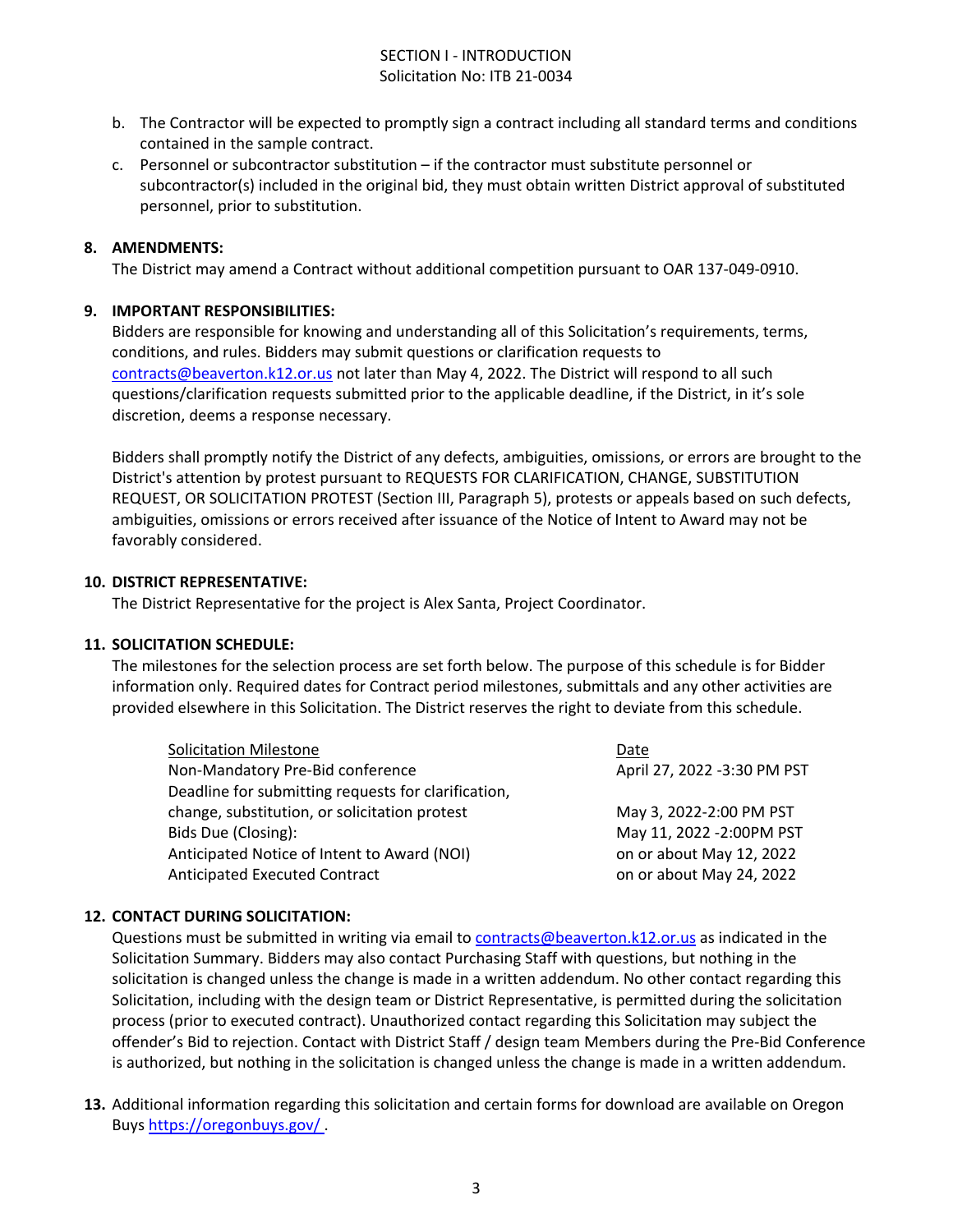b. The Contractor will be expected to promptly sign a contract including all standard terms and conditions contained in the sample contract.
c. Personnel or subcontractor substitution – if the contractor must substitute personnel or subcontractor(s) included in the original bid, they must obtain written District approval of substituted personnel, prior to substitution.

**8. AMENDMENTS:**

The District may amend a Contract without additional competition pursuant to OAR 137-049-0910.

**9. IMPORTANT RESPONSIBILITIES:**

Bidders are responsible for knowing and understanding all of this Solicitation's requirements, terms, conditions, and rules. Bidders may submit questions or clarification requests to contracts@beaverton.k12.or.us not later than May 4, 2022. The District will respond to all such questions/clarification requests submitted prior to the applicable deadline, if the District, in it's sole discretion, deems a response necessary.

Bidders shall promptly notify the District of any defects, ambiguities, omissions, or errors are brought to the District's attention by protest pursuant to REQUESTS FOR CLARIFICATION, CHANGE, SUBSTITUTION REQUEST, OR SOLICITATION PROTEST (Section III, Paragraph 5), protests or appeals based on such defects, ambiguities, omissions or errors received after issuance of the Notice of Intent to Award may not be favorably considered.

**10. DISTRICT REPRESENTATIVE:**

The District Representative for the project is Alex Santa, Project Coordinator.

**11. SOLICITATION SCHEDULE:**

The milestones for the selection process are set forth below. The purpose of this schedule is for Bidder information only. Required dates for Contract period milestones, submittals and any other activities are provided elsewhere in this Solicitation. The District reserves the right to deviate from this schedule.

| Solicitation Milestone | Date |
|---|---|
| Non-Mandatory Pre-Bid conference | April 27, 2022 -3:30 PM PST |
| Deadline for submitting requests for clarification, change, substitution, or solicitation protest | May 3, 2022-2:00 PM PST |
| Bids Due (Closing): | May 11, 2022 -2:00PM PST |
| Anticipated Notice of Intent to Award (NOI) | on or about May 12, 2022 |
| Anticipated Executed Contract | on or about May 24, 2022 |

**12. CONTACT DURING SOLICITATION:**

Questions must be submitted in writing via email to contracts@beaverton.k12.or.us as indicated in the Solicitation Summary. Bidders may also contact Purchasing Staff with questions, but nothing in the solicitation is changed unless the change is made in a written addendum. No other contact regarding this Solicitation, including with the design team or District Representative, is permitted during the solicitation process (prior to executed contract). Unauthorized contact regarding this Solicitation may subject the offender's Bid to rejection. Contact with District Staff / design team Members during the Pre-Bid Conference is authorized, but nothing in the solicitation is changed unless the change is made in a written addendum.

**13.** Additional information regarding this solicitation and certain forms for download are available on Oregon Buys https://oregonbuys.gov/ .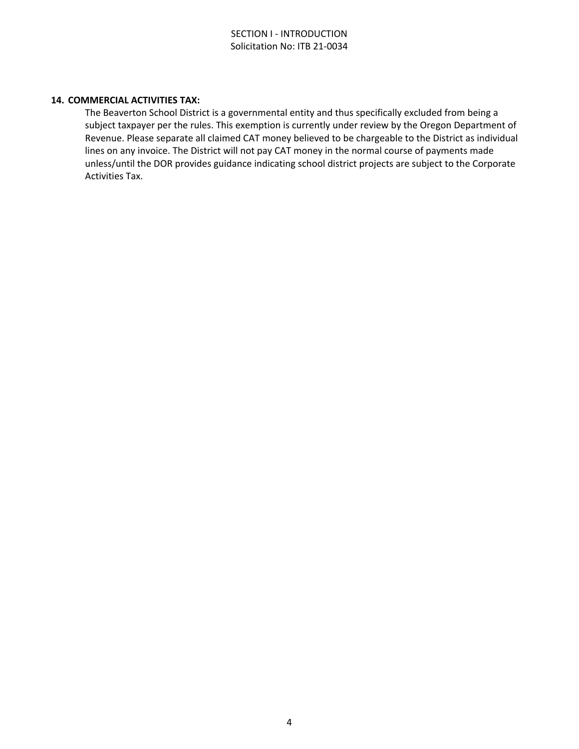**14. COMMERCIAL ACTIVITIES TAX:**

The Beaverton School District is a governmental entity and thus specifically excluded from being a subject taxpayer per the rules. This exemption is currently under review by the Oregon Department of Revenue. Please separate all claimed CAT money believed to be chargeable to the District as individual lines on any invoice. The District will not pay CAT money in the normal course of payments made unless/until the DOR provides guidance indicating school district projects are subject to the Corporate Activities Tax.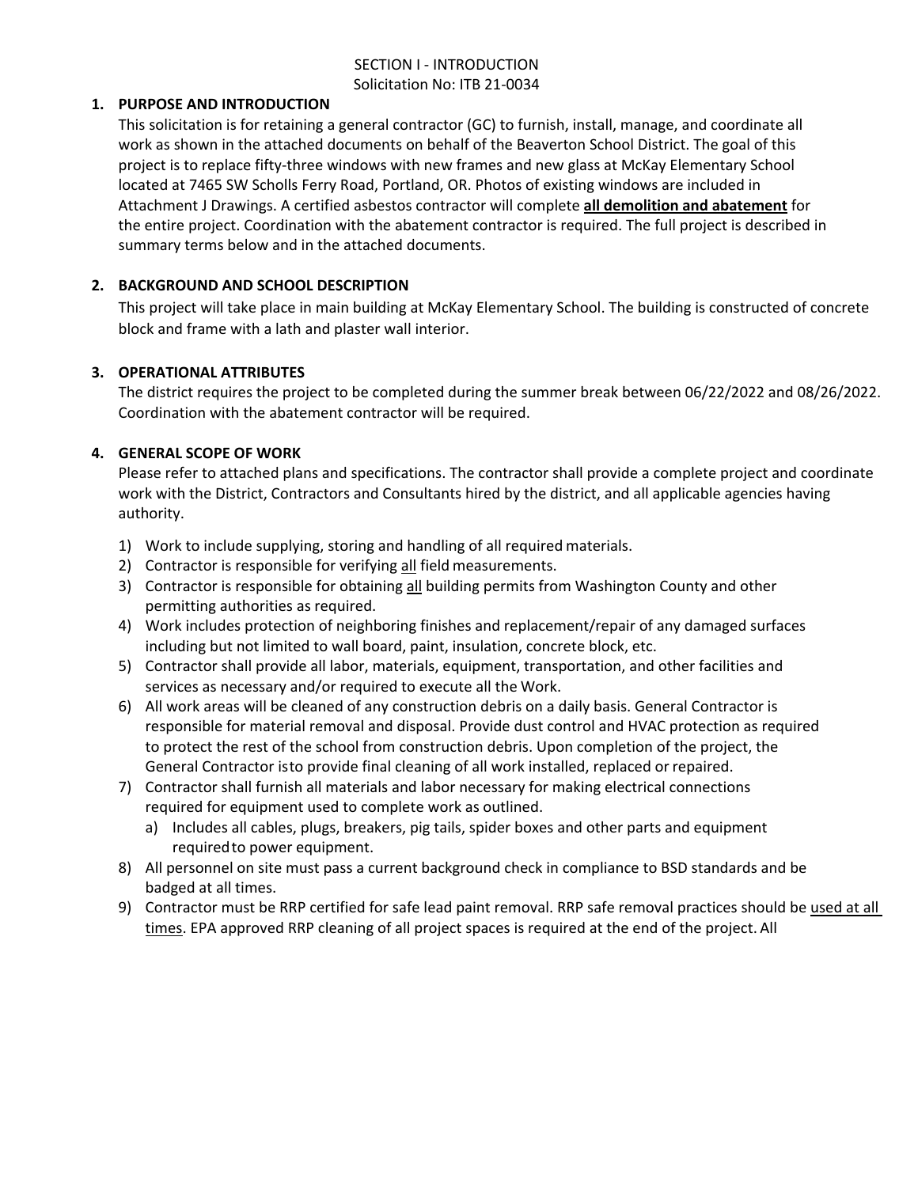SECTION I - INTRODUCTION

Solicitation No: ITB 21-0034

## 1. PURPOSE AND INTRODUCTION

This solicitation is for retaining a general contractor (GC) to furnish, install, manage, and coordinate all work as shown in the attached documents on behalf of the Beaverton School District. The goal of this project is to replace fifty-three windows with new frames and new glass at McKay Elementary School located at 7465 SW Scholls Ferry Road, Portland, OR. Photos of existing windows are included in Attachment J Drawings. A certified asbestos contractor will complete **all demolition and abatement** for the entire project. Coordination with the abatement contractor is required. The full project is described in summary terms below and in the attached documents.

## 2. BACKGROUND AND SCHOOL DESCRIPTION

This project will take place in main building at McKay Elementary School. The building is constructed of concrete block and frame with a lath and plaster wall interior.

## 3. OPERATIONAL ATTRIBUTES

The district requires the project to be completed during the summer break between 06/22/2022 and 08/26/2022. Coordination with the abatement contractor will be required.

## 4. GENERAL SCOPE OF WORK

Please refer to attached plans and specifications. The contractor shall provide a complete project and coordinate work with the District, Contractors and Consultants hired by the district, and all applicable agencies having authority.

1) Work to include supplying, storing and handling of all required materials.
2) Contractor is responsible for verifying all field measurements.
3) Contractor is responsible for obtaining all building permits from Washington County and other permitting authorities as required.
4) Work includes protection of neighboring finishes and replacement/repair of any damaged surfaces including but not limited to wall board, paint, insulation, concrete block, etc.
5) Contractor shall provide all labor, materials, equipment, transportation, and other facilities and services as necessary and/or required to execute all the Work.
6) All work areas will be cleaned of any construction debris on a daily basis. General Contractor is responsible for material removal and disposal. Provide dust control and HVAC protection as required to protect the rest of the school from construction debris. Upon completion of the project, the General Contractor isto provide final cleaning of all work installed, replaced or repaired.
7) Contractor shall furnish all materials and labor necessary for making electrical connections required for equipment used to complete work as outlined.
    a) Includes all cables, plugs, breakers, pig tails, spider boxes and other parts and equipment requiredto power equipment.
8) All personnel on site must pass a current background check in compliance to BSD standards and be badged at all times.
9) Contractor must be RRP certified for safe lead paint removal. RRP safe removal practices should be used at all times. EPA approved RRP cleaning of all project spaces is required at the end of the project. All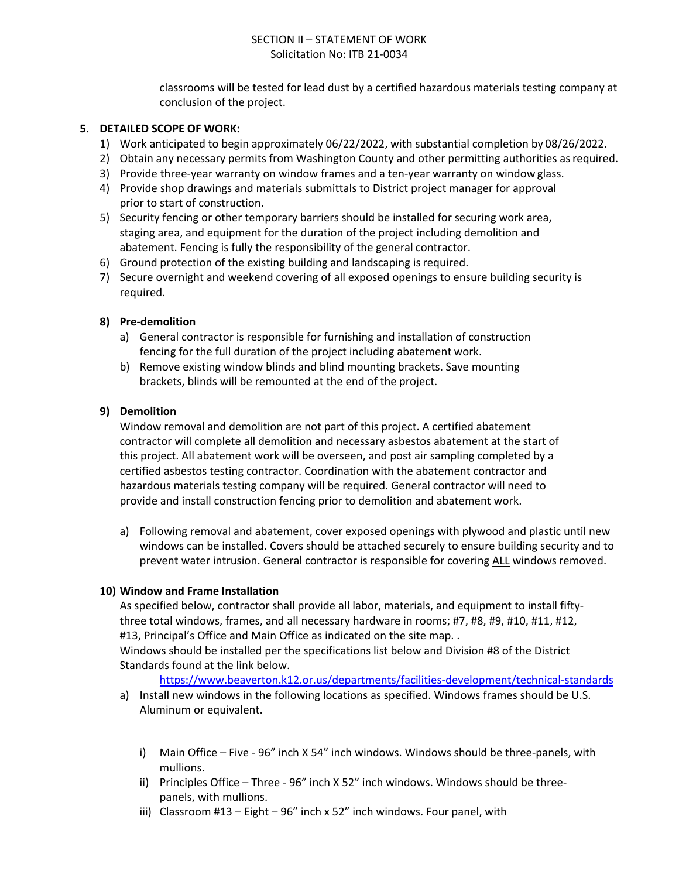classrooms will be tested for lead dust by a certified hazardous materials testing company at conclusion of the project.

## 5. DETAILED SCOPE OF WORK:

1) Work anticipated to begin approximately 06/22/2022, with substantial completion by 08/26/2022.
2) Obtain any necessary permits from Washington County and other permitting authorities as required.
3) Provide three-year warranty on window frames and a ten-year warranty on window glass.
4) Provide shop drawings and materials submittals to District project manager for approval prior to start of construction.
5) Security fencing or other temporary barriers should be installed for securing work area, staging area, and equipment for the duration of the project including demolition and abatement. Fencing is fully the responsibility of the general contractor.
6) Ground protection of the existing building and landscaping is required.
7) Secure overnight and weekend covering of all exposed openings to ensure building security is required.

### 8) Pre-demolition

a) General contractor is responsible for furnishing and installation of construction fencing for the full duration of the project including abatement work.

b) Remove existing window blinds and blind mounting brackets. Save mounting brackets, blinds will be remounted at the end of the project.

### 9) Demolition

Window removal and demolition are not part of this project. A certified abatement contractor will complete all demolition and necessary asbestos abatement at the start of this project. All abatement work will be overseen, and post air sampling completed by a certified asbestos testing contractor. Coordination with the abatement contractor and hazardous materials testing company will be required. General contractor will need to provide and install construction fencing prior to demolition and abatement work.

a) Following removal and abatement, cover exposed openings with plywood and plastic until new windows can be installed. Covers should be attached securely to ensure building security and to prevent water intrusion. General contractor is responsible for covering ALL windows removed.

### 10) Window and Frame Installation

As specified below, contractor shall provide all labor, materials, and equipment to install fifty-three total windows, frames, and all necessary hardware in rooms; #7, #8, #9, #10, #11, #12, #13, Principal's Office and Main Office as indicated on the site map. .

Windows should be installed per the specifications list below and Division #8 of the District Standards found at the link below.

https://www.beaverton.k12.or.us/departments/facilities-development/technical-standards

a) Install new windows in the following locations as specified. Windows frames should be U.S. Aluminum or equivalent.

   i) Main Office – Five - 96" inch X 54" inch windows. Windows should be three-panels, with mullions.

   ii) Principles Office – Three - 96" inch X 52" inch windows. Windows should be three-panels, with mullions.

   iii) Classroom #13 – Eight – 96" inch x 52" inch windows. Four panel, with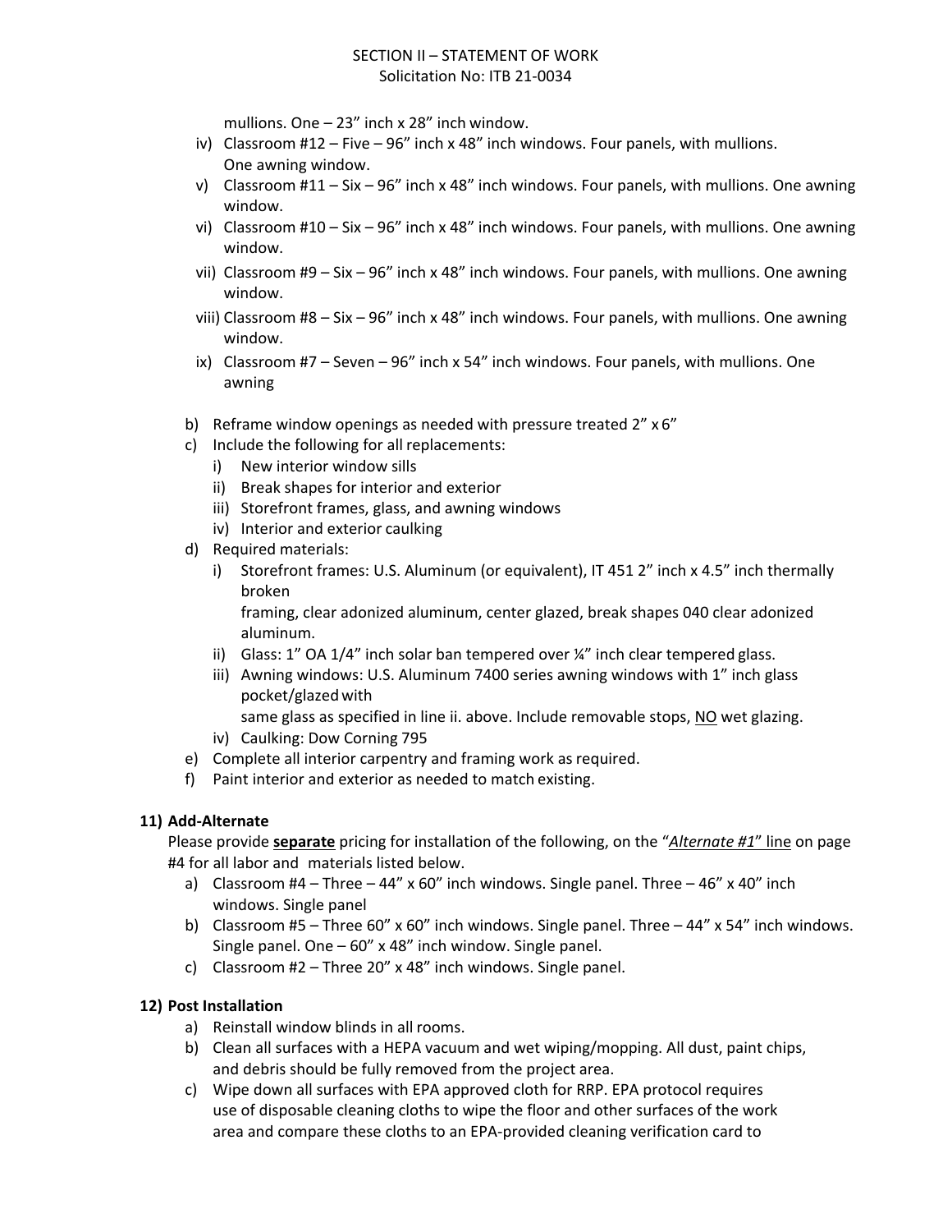mullions. One – 23” inch x 28” inch window.

iv) Classroom #12 – Five – 96” inch x 48” inch windows. Four panels, with mullions. One awning window.

v) Classroom #11 – Six – 96” inch x 48” inch windows. Four panels, with mullions. One awning window.

vi) Classroom #10 – Six – 96” inch x 48” inch windows. Four panels, with mullions. One awning window.

vii) Classroom #9 – Six – 96” inch x 48” inch windows. Four panels, with mullions. One awning window.

viii) Classroom #8 – Six – 96” inch x 48” inch windows. Four panels, with mullions. One awning window.

ix) Classroom #7 – Seven – 96” inch x 54” inch windows. Four panels, with mullions. One awning

b) Reframe window openings as needed with pressure treated 2” x 6”

c) Include the following for all replacements:
   i) New interior window sills
   ii) Break shapes for interior and exterior
   iii) Storefront frames, glass, and awning windows
   iv) Interior and exterior caulking

d) Required materials:
   i) Storefront frames: U.S. Aluminum (or equivalent), IT 451 2” inch x 4.5” inch thermally broken framing, clear adonized aluminum, center glazed, break shapes 040 clear adonized aluminum.
   ii) Glass: 1” OA 1/4” inch solar ban tempered over ¼” inch clear tempered glass.
   iii) Awning windows: U.S. Aluminum 7400 series awning windows with 1” inch glass pocket/glazed with same glass as specified in line ii. above. Include removable stops, <u>NO</u> wet glazing.
   iv) Caulking: Dow Corning 795

e) Complete all interior carpentry and framing work as required.

f) Paint interior and exterior as needed to match existing.

**11) Add-Alternate**

Please provide **<u>separate</u>** pricing for installation of the following, on the “*<u>Alternate #1</u>*” <u>line</u> on page #4 for all labor and materials listed below.

a) Classroom #4 – Three – 44” x 60” inch windows. Single panel. Three – 46” x 40” inch windows. Single panel

b) Classroom #5 – Three 60” x 60” inch windows. Single panel. Three – 44” x 54” inch windows. Single panel. One – 60” x 48” inch window. Single panel.

c) Classroom #2 – Three 20” x 48” inch windows. Single panel.

**12) Post Installation**

a) Reinstall window blinds in all rooms.

b) Clean all surfaces with a HEPA vacuum and wet wiping/mopping. All dust, paint chips, and debris should be fully removed from the project area.

c) Wipe down all surfaces with EPA approved cloth for RRP. EPA protocol requires use of disposable cleaning cloths to wipe the floor and other surfaces of the work area and compare these cloths to an EPA-provided cleaning verification card to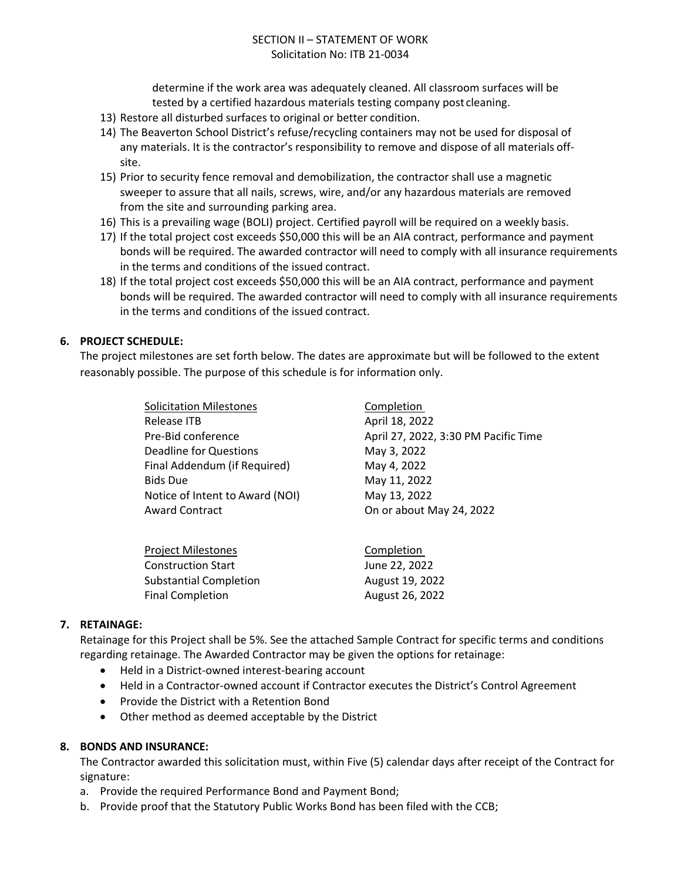determine if the work area was adequately cleaned. All classroom surfaces will be tested by a certified hazardous materials testing company post cleaning.

13) Restore all disturbed surfaces to original or better condition.
14) The Beaverton School District's refuse/recycling containers may not be used for disposal of any materials. It is the contractor's responsibility to remove and dispose of all materials off-site.
15) Prior to security fence removal and demobilization, the contractor shall use a magnetic sweeper to assure that all nails, screws, wire, and/or any hazardous materials are removed from the site and surrounding parking area.
16) This is a prevailing wage (BOLI) project. Certified payroll will be required on a weekly basis.
17) If the total project cost exceeds $50,000 this will be an AIA contract, performance and payment bonds will be required. The awarded contractor will need to comply with all insurance requirements in the terms and conditions of the issued contract.
18) If the total project cost exceeds $50,000 this will be an AIA contract, performance and payment bonds will be required. The awarded contractor will need to comply with all insurance requirements in the terms and conditions of the issued contract.

## 6. PROJECT SCHEDULE:

The project milestones are set forth below. The dates are approximate but will be followed to the extent reasonably possible. The purpose of this schedule is for information only.

| Solicitation Milestones | Completion |
|---|---|
| Release ITB | April 18, 2022 |
| Pre-Bid conference | April 27, 2022, 3:30 PM Pacific Time |
| Deadline for Questions | May 3, 2022 |
| Final Addendum (if Required) | May 4, 2022 |
| Bids Due | May 11, 2022 |
| Notice of Intent to Award (NOI) | May 13, 2022 |
| Award Contract | On or about May 24, 2022 |

| Project Milestones | Completion |
|---|---|
| Construction Start | June 22, 2022 |
| Substantial Completion | August 19, 2022 |
| Final Completion | August 26, 2022 |

## 7. RETAINAGE:

Retainage for this Project shall be 5%. See the attached Sample Contract for specific terms and conditions regarding retainage. The Awarded Contractor may be given the options for retainage:

- Held in a District-owned interest-bearing account
- Held in a Contractor-owned account if Contractor executes the District's Control Agreement
- Provide the District with a Retention Bond
- Other method as deemed acceptable by the District

## 8. BONDS AND INSURANCE:

The Contractor awarded this solicitation must, within Five (5) calendar days after receipt of the Contract for signature:

a. Provide the required Performance Bond and Payment Bond;
b. Provide proof that the Statutory Public Works Bond has been filed with the CCB;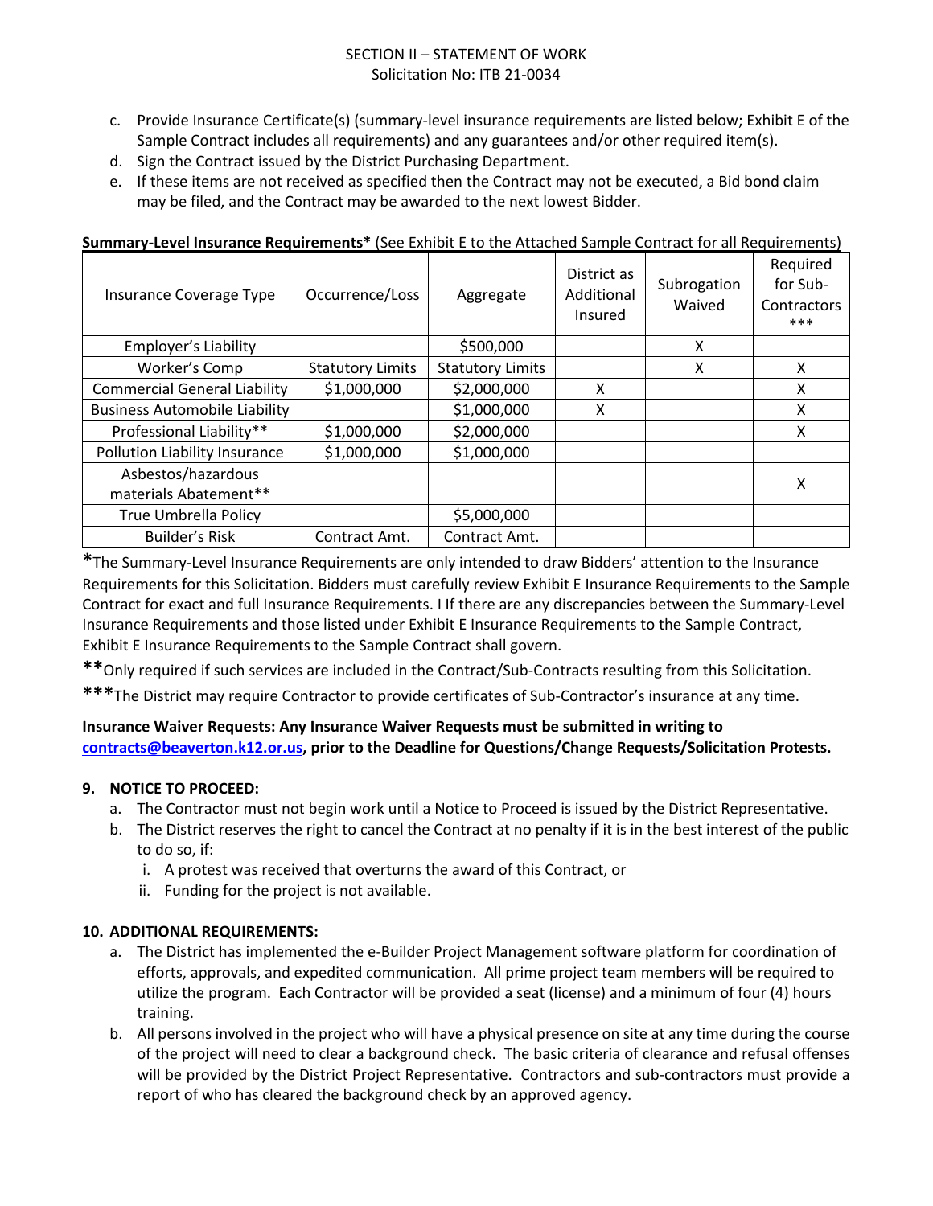c. Provide Insurance Certificate(s) (summary-level insurance requirements are listed below; Exhibit E of the Sample Contract includes all requirements) and any guarantees and/or other required item(s).
d. Sign the Contract issued by the District Purchasing Department.
e. If these items are not received as specified then the Contract may not be executed, a Bid bond claim may be filed, and the Contract may be awarded to the next lowest Bidder.

**Summary-Level Insurance Requirements*** (See Exhibit E to the Attached Sample Contract for all Requirements)

| Insurance Coverage Type | Occurrence/Loss | Aggregate | District as Additional Insured | Subrogation Waived | Required for Sub-Contractors *** |
|---|---|---|---|---|---|
| Employer's Liability | | $500,000 | | X | |
| Worker's Comp | Statutory Limits | Statutory Limits | | X | X |
| Commercial General Liability | $1,000,000 | $2,000,000 | X | | X |
| Business Automobile Liability | | $1,000,000 | X | | X |
| Professional Liability** | $1,000,000 | $2,000,000 | | | X |
| Pollution Liability Insurance | $1,000,000 | $1,000,000 | | | |
| Asbestos/hazardous materials Abatement** | | | | | X |
| True Umbrella Policy | | $5,000,000 | | | |
| Builder's Risk | Contract Amt. | Contract Amt. | | | |

**\***The Summary-Level Insurance Requirements are only intended to draw Bidders' attention to the Insurance Requirements for this Solicitation. Bidders must carefully review Exhibit E Insurance Requirements to the Sample Contract for exact and full Insurance Requirements. I If there are any discrepancies between the Summary-Level Insurance Requirements and those listed under Exhibit E Insurance Requirements to the Sample Contract, Exhibit E Insurance Requirements to the Sample Contract shall govern.

**\*\***Only required if such services are included in the Contract/Sub-Contracts resulting from this Solicitation.

**\*\*\***The District may require Contractor to provide certificates of Sub-Contractor's insurance at any time.

**Insurance Waiver Requests: Any Insurance Waiver Requests must be submitted in writing to contracts@beaverton.k12.or.us, prior to the Deadline for Questions/Change Requests/Solicitation Protests.**

## 9. NOTICE TO PROCEED:

a. The Contractor must not begin work until a Notice to Proceed is issued by the District Representative.
b. The District reserves the right to cancel the Contract at no penalty if it is in the best interest of the public to do so, if:
   i. A protest was received that overturns the award of this Contract, or
   ii. Funding for the project is not available.

## 10. ADDITIONAL REQUIREMENTS:

a. The District has implemented the e-Builder Project Management software platform for coordination of efforts, approvals, and expedited communication. All prime project team members will be required to utilize the program. Each Contractor will be provided a seat (license) and a minimum of four (4) hours training.
b. All persons involved in the project who will have a physical presence on site at any time during the course of the project will need to clear a background check. The basic criteria of clearance and refusal offenses will be provided by the District Project Representative. Contractors and sub-contractors must provide a report of who has cleared the background check by an approved agency.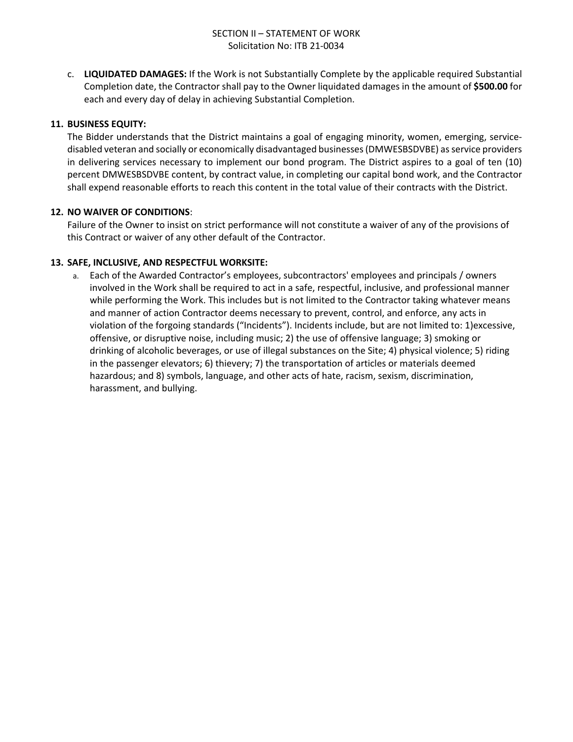c. **LIQUIDATED DAMAGES:** If the Work is not Substantially Complete by the applicable required Substantial Completion date, the Contractor shall pay to the Owner liquidated damages in the amount of **$500.00** for each and every day of delay in achieving Substantial Completion.

**11. BUSINESS EQUITY:**

The Bidder understands that the District maintains a goal of engaging minority, women, emerging, service-disabled veteran and socially or economically disadvantaged businesses (DMWESBSDVBE) as service providers in delivering services necessary to implement our bond program. The District aspires to a goal of ten (10) percent DMWESBSDVBE content, by contract value, in completing our capital bond work, and the Contractor shall expend reasonable efforts to reach this content in the total value of their contracts with the District.

**12. NO WAIVER OF CONDITIONS**:

Failure of the Owner to insist on strict performance will not constitute a waiver of any of the provisions of this Contract or waiver of any other default of the Contractor.

**13. SAFE, INCLUSIVE, AND RESPECTFUL WORKSITE:**

a. Each of the Awarded Contractor's employees, subcontractors' employees and principals / owners involved in the Work shall be required to act in a safe, respectful, inclusive, and professional manner while performing the Work. This includes but is not limited to the Contractor taking whatever means and manner of action Contractor deems necessary to prevent, control, and enforce, any acts in violation of the forgoing standards ("Incidents"). Incidents include, but are not limited to: 1)excessive, offensive, or disruptive noise, including music; 2) the use of offensive language; 3) smoking or drinking of alcoholic beverages, or use of illegal substances on the Site; 4) physical violence; 5) riding in the passenger elevators; 6) thievery; 7) the transportation of articles or materials deemed hazardous; and 8) symbols, language, and other acts of hate, racism, sexism, discrimination, harassment, and bullying.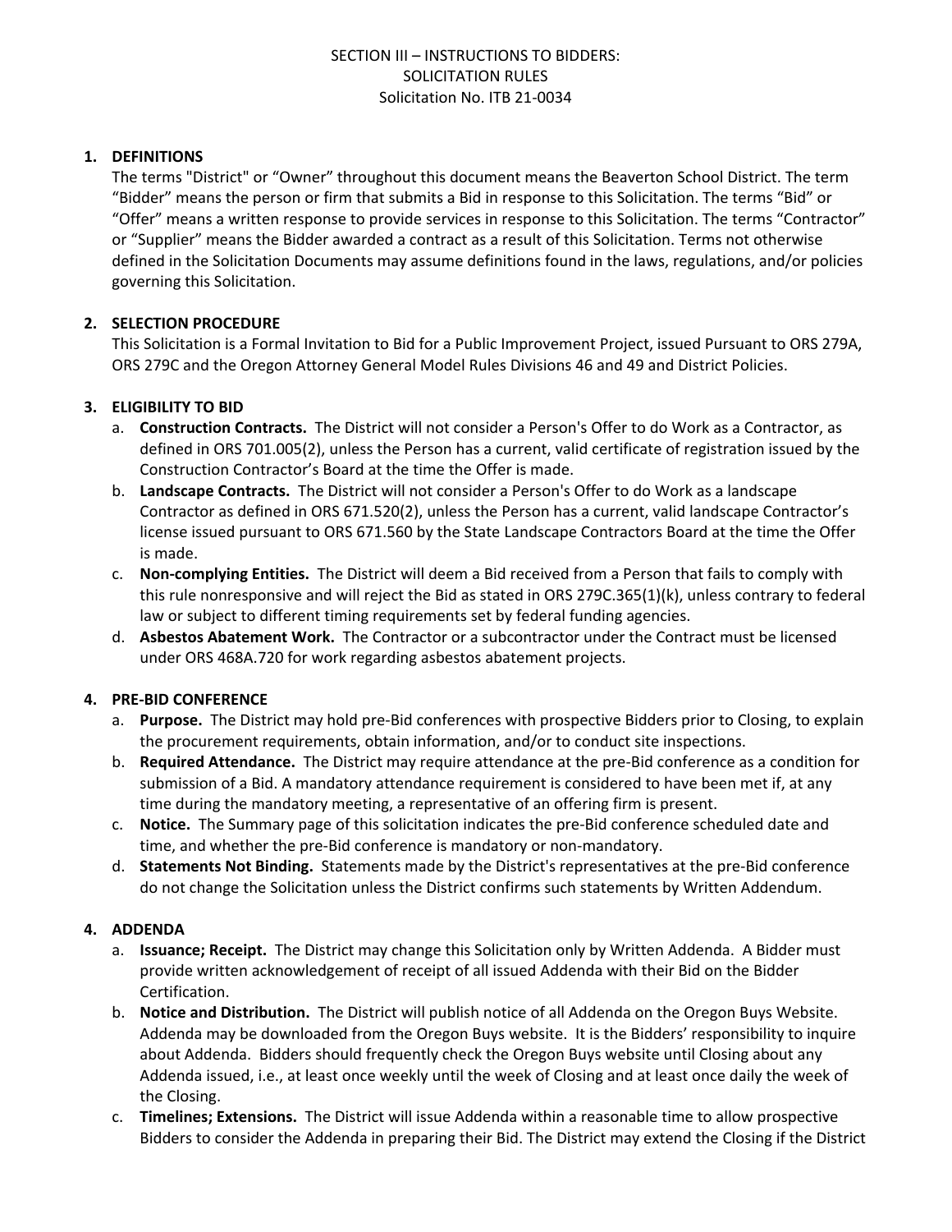SECTION III – INSTRUCTIONS TO BIDDERS:
SOLICITATION RULES
Solicitation No. ITB 21-0034

**1. DEFINITIONS**

The terms "District" or "Owner" throughout this document means the Beaverton School District. The term "Bidder" means the person or firm that submits a Bid in response to this Solicitation. The terms "Bid" or "Offer" means a written response to provide services in response to this Solicitation. The terms "Contractor" or "Supplier" means the Bidder awarded a contract as a result of this Solicitation. Terms not otherwise defined in the Solicitation Documents may assume definitions found in the laws, regulations, and/or policies governing this Solicitation.

**2. SELECTION PROCEDURE**

This Solicitation is a Formal Invitation to Bid for a Public Improvement Project, issued Pursuant to ORS 279A, ORS 279C and the Oregon Attorney General Model Rules Divisions 46 and 49 and District Policies.

**3. ELIGIBILITY TO BID**

a. **Construction Contracts.** The District will not consider a Person's Offer to do Work as a Contractor, as defined in ORS 701.005(2), unless the Person has a current, valid certificate of registration issued by the Construction Contractor's Board at the time the Offer is made.

b. **Landscape Contracts.** The District will not consider a Person's Offer to do Work as a landscape Contractor as defined in ORS 671.520(2), unless the Person has a current, valid landscape Contractor's license issued pursuant to ORS 671.560 by the State Landscape Contractors Board at the time the Offer is made.

c. **Non-complying Entities.** The District will deem a Bid received from a Person that fails to comply with this rule nonresponsive and will reject the Bid as stated in ORS 279C.365(1)(k), unless contrary to federal law or subject to different timing requirements set by federal funding agencies.

d. **Asbestos Abatement Work.** The Contractor or a subcontractor under the Contract must be licensed under ORS 468A.720 for work regarding asbestos abatement projects.

**4. PRE-BID CONFERENCE**

a. **Purpose.** The District may hold pre-Bid conferences with prospective Bidders prior to Closing, to explain the procurement requirements, obtain information, and/or to conduct site inspections.

b. **Required Attendance.** The District may require attendance at the pre-Bid conference as a condition for submission of a Bid. A mandatory attendance requirement is considered to have been met if, at any time during the mandatory meeting, a representative of an offering firm is present.

c. **Notice.** The Summary page of this solicitation indicates the pre-Bid conference scheduled date and time, and whether the pre-Bid conference is mandatory or non-mandatory.

d. **Statements Not Binding.** Statements made by the District's representatives at the pre-Bid conference do not change the Solicitation unless the District confirms such statements by Written Addendum.

**4. ADDENDA**

a. **Issuance; Receipt.** The District may change this Solicitation only by Written Addenda. A Bidder must provide written acknowledgement of receipt of all issued Addenda with their Bid on the Bidder Certification.

b. **Notice and Distribution.** The District will publish notice of all Addenda on the Oregon Buys Website. Addenda may be downloaded from the Oregon Buys website. It is the Bidders' responsibility to inquire about Addenda. Bidders should frequently check the Oregon Buys website until Closing about any Addenda issued, i.e., at least once weekly until the week of Closing and at least once daily the week of the Closing.

c. **Timelines; Extensions.** The District will issue Addenda within a reasonable time to allow prospective Bidders to consider the Addenda in preparing their Bid. The District may extend the Closing if the District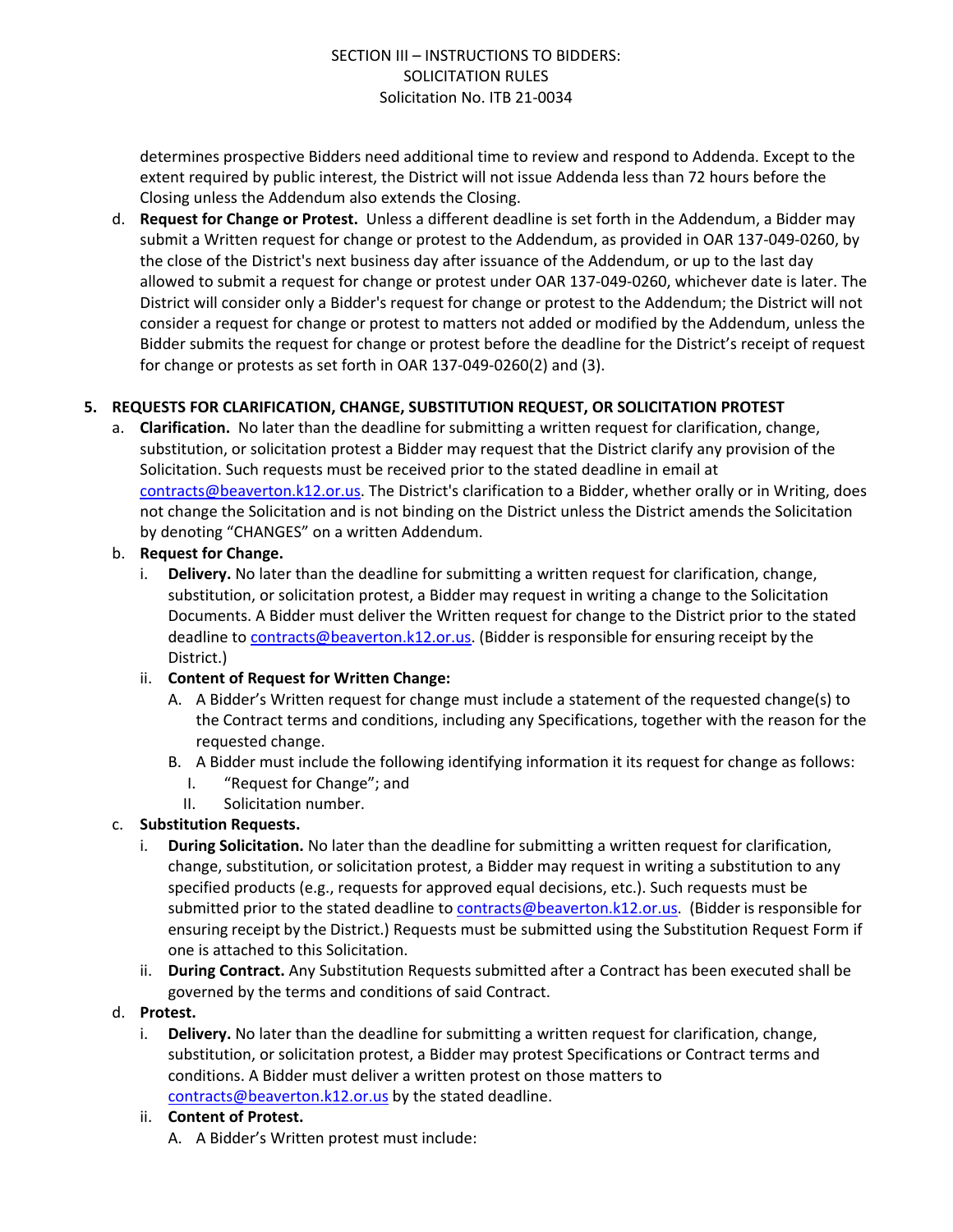determines prospective Bidders need additional time to review and respond to Addenda. Except to the extent required by public interest, the District will not issue Addenda less than 72 hours before the Closing unless the Addendum also extends the Closing.

d. **Request for Change or Protest.** Unless a different deadline is set forth in the Addendum, a Bidder may submit a Written request for change or protest to the Addendum, as provided in OAR 137-049-0260, by the close of the District's next business day after issuance of the Addendum, or up to the last day allowed to submit a request for change or protest under OAR 137-049-0260, whichever date is later. The District will consider only a Bidder's request for change or protest to the Addendum; the District will not consider a request for change or protest to matters not added or modified by the Addendum, unless the Bidder submits the request for change or protest before the deadline for the District's receipt of request for change or protests as set forth in OAR 137-049-0260(2) and (3).

**5. REQUESTS FOR CLARIFICATION, CHANGE, SUBSTITUTION REQUEST, OR SOLICITATION PROTEST**

a. **Clarification.** No later than the deadline for submitting a written request for clarification, change, substitution, or solicitation protest a Bidder may request that the District clarify any provision of the Solicitation. Such requests must be received prior to the stated deadline in email at contracts@beaverton.k12.or.us. The District's clarification to a Bidder, whether orally or in Writing, does not change the Solicitation and is not binding on the District unless the District amends the Solicitation by denoting "CHANGES" on a written Addendum.

b. **Request for Change.**
   i. **Delivery.** No later than the deadline for submitting a written request for clarification, change, substitution, or solicitation protest, a Bidder may request in writing a change to the Solicitation Documents. A Bidder must deliver the Written request for change to the District prior to the stated deadline to contracts@beaverton.k12.or.us. (Bidder is responsible for ensuring receipt by the District.)
   ii. **Content of Request for Written Change:**
      A. A Bidder's Written request for change must include a statement of the requested change(s) to the Contract terms and conditions, including any Specifications, together with the reason for the requested change.
      B. A Bidder must include the following identifying information it its request for change as follows:
         I. "Request for Change"; and
         II. Solicitation number.

c. **Substitution Requests.**
   i. **During Solicitation.** No later than the deadline for submitting a written request for clarification, change, substitution, or solicitation protest, a Bidder may request in writing a substitution to any specified products (e.g., requests for approved equal decisions, etc.). Such requests must be submitted prior to the stated deadline to contracts@beaverton.k12.or.us. (Bidder is responsible for ensuring receipt by the District.) Requests must be submitted using the Substitution Request Form if one is attached to this Solicitation.
   ii. **During Contract.** Any Substitution Requests submitted after a Contract has been executed shall be governed by the terms and conditions of said Contract.

d. **Protest.**
   i. **Delivery.** No later than the deadline for submitting a written request for clarification, change, substitution, or solicitation protest, a Bidder may protest Specifications or Contract terms and conditions. A Bidder must deliver a written protest on those matters to contracts@beaverton.k12.or.us by the stated deadline.
   ii. **Content of Protest.**
      A. A Bidder's Written protest must include: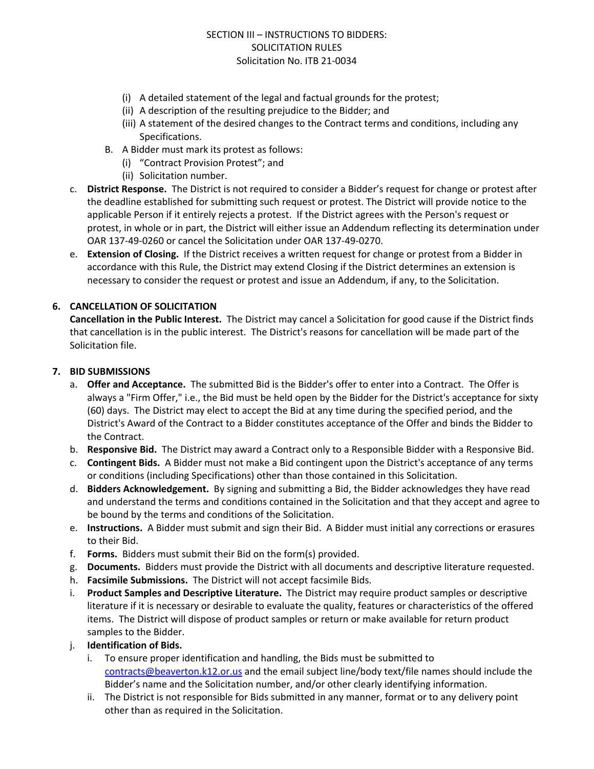(i) A detailed statement of the legal and factual grounds for the protest;
(ii) A description of the resulting prejudice to the Bidder; and
(iii) A statement of the desired changes to the Contract terms and conditions, including any Specifications.

B. A Bidder must mark its protest as follows:
(i) "Contract Provision Protest"; and
(ii) Solicitation number.

c. **District Response.** The District is not required to consider a Bidder's request for change or protest after the deadline established for submitting such request or protest. The District will provide notice to the applicable Person if it entirely rejects a protest. If the District agrees with the Person's request or protest, in whole or in part, the District will either issue an Addendum reflecting its determination under OAR 137-49-0260 or cancel the Solicitation under OAR 137-49-0270.

e. **Extension of Closing.** If the District receives a written request for change or protest from a Bidder in accordance with this Rule, the District may extend Closing if the District determines an extension is necessary to consider the request or protest and issue an Addendum, if any, to the Solicitation.

**6. CANCELLATION OF SOLICITATION**

**Cancellation in the Public Interest.** The District may cancel a Solicitation for good cause if the District finds that cancellation is in the public interest. The District's reasons for cancellation will be made part of the Solicitation file.

**7. BID SUBMISSIONS**

a. **Offer and Acceptance.** The submitted Bid is the Bidder's offer to enter into a Contract. The Offer is always a "Firm Offer," i.e., the Bid must be held open by the Bidder for the District's acceptance for sixty (60) days. The District may elect to accept the Bid at any time during the specified period, and the District's Award of the Contract to a Bidder constitutes acceptance of the Offer and binds the Bidder to the Contract.

b. **Responsive Bid.** The District may award a Contract only to a Responsible Bidder with a Responsive Bid.

c. **Contingent Bids.** A Bidder must not make a Bid contingent upon the District's acceptance of any terms or conditions (including Specifications) other than those contained in this Solicitation.

d. **Bidders Acknowledgement.** By signing and submitting a Bid, the Bidder acknowledges they have read and understand the terms and conditions contained in the Solicitation and that they accept and agree to be bound by the terms and conditions of the Solicitation.

e. **Instructions.** A Bidder must submit and sign their Bid. A Bidder must initial any corrections or erasures to their Bid.

f. **Forms.** Bidders must submit their Bid on the form(s) provided.

g. **Documents.** Bidders must provide the District with all documents and descriptive literature requested.

h. **Facsimile Submissions.** The District will not accept facsimile Bids.

i. **Product Samples and Descriptive Literature.** The District may require product samples or descriptive literature if it is necessary or desirable to evaluate the quality, features or characteristics of the offered items. The District will dispose of product samples or return or make available for return product samples to the Bidder.

j. **Identification of Bids.**

i. To ensure proper identification and handling, the Bids must be submitted to contracts@beaverton.k12.or.us and the email subject line/body text/file names should include the Bidder's name and the Solicitation number, and/or other clearly identifying information.

ii. The District is not responsible for Bids submitted in any manner, format or to any delivery point other than as required in the Solicitation.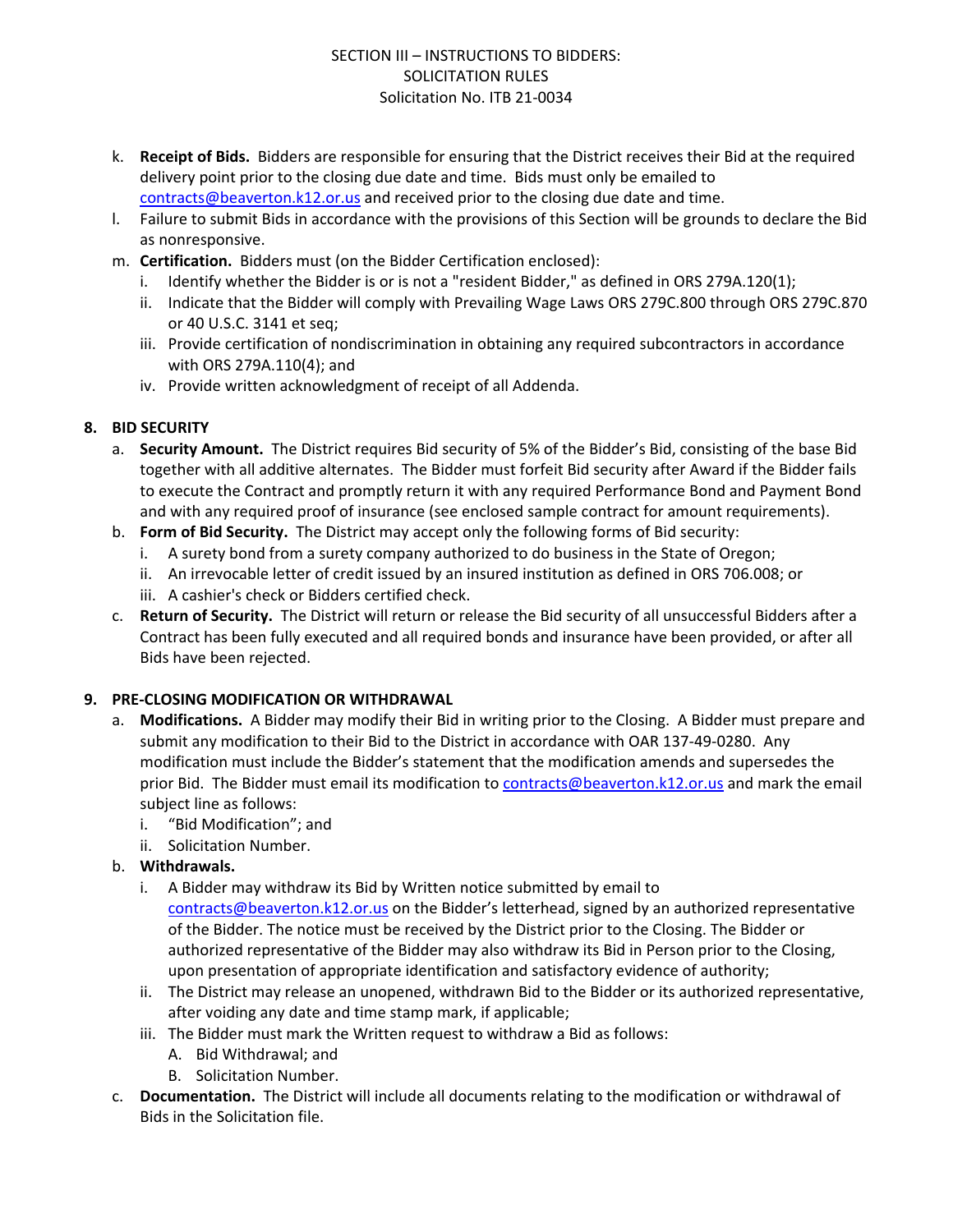k. **Receipt of Bids.** Bidders are responsible for ensuring that the District receives their Bid at the required delivery point prior to the closing due date and time. Bids must only be emailed to contracts@beaverton.k12.or.us and received prior to the closing due date and time.

l. Failure to submit Bids in accordance with the provisions of this Section will be grounds to declare the Bid as nonresponsive.

m. **Certification.** Bidders must (on the Bidder Certification enclosed):
   i. Identify whether the Bidder is or is not a "resident Bidder," as defined in ORS 279A.120(1);
   ii. Indicate that the Bidder will comply with Prevailing Wage Laws ORS 279C.800 through ORS 279C.870 or 40 U.S.C. 3141 et seq;
   iii. Provide certification of nondiscrimination in obtaining any required subcontractors in accordance with ORS 279A.110(4); and
   iv. Provide written acknowledgment of receipt of all Addenda.

## 8. BID SECURITY

a. **Security Amount.** The District requires Bid security of 5% of the Bidder's Bid, consisting of the base Bid together with all additive alternates. The Bidder must forfeit Bid security after Award if the Bidder fails to execute the Contract and promptly return it with any required Performance Bond and Payment Bond and with any required proof of insurance (see enclosed sample contract for amount requirements).

b. **Form of Bid Security.** The District may accept only the following forms of Bid security:
   i. A surety bond from a surety company authorized to do business in the State of Oregon;
   ii. An irrevocable letter of credit issued by an insured institution as defined in ORS 706.008; or
   iii. A cashier's check or Bidders certified check.

c. **Return of Security.** The District will return or release the Bid security of all unsuccessful Bidders after a Contract has been fully executed and all required bonds and insurance have been provided, or after all Bids have been rejected.

## 9. PRE-CLOSING MODIFICATION OR WITHDRAWAL

a. **Modifications.** A Bidder may modify their Bid in writing prior to the Closing. A Bidder must prepare and submit any modification to their Bid to the District in accordance with OAR 137-49-0280. Any modification must include the Bidder's statement that the modification amends and supersedes the prior Bid. The Bidder must email its modification to contracts@beaverton.k12.or.us and mark the email subject line as follows:
   i. "Bid Modification"; and
   ii. Solicitation Number.

b. **Withdrawals.**
   i. A Bidder may withdraw its Bid by Written notice submitted by email to contracts@beaverton.k12.or.us on the Bidder's letterhead, signed by an authorized representative of the Bidder. The notice must be received by the District prior to the Closing. The Bidder or authorized representative of the Bidder may also withdraw its Bid in Person prior to the Closing, upon presentation of appropriate identification and satisfactory evidence of authority;
   ii. The District may release an unopened, withdrawn Bid to the Bidder or its authorized representative, after voiding any date and time stamp mark, if applicable;
   iii. The Bidder must mark the Written request to withdraw a Bid as follows:
      A. Bid Withdrawal; and
      B. Solicitation Number.

c. **Documentation.** The District will include all documents relating to the modification or withdrawal of Bids in the Solicitation file.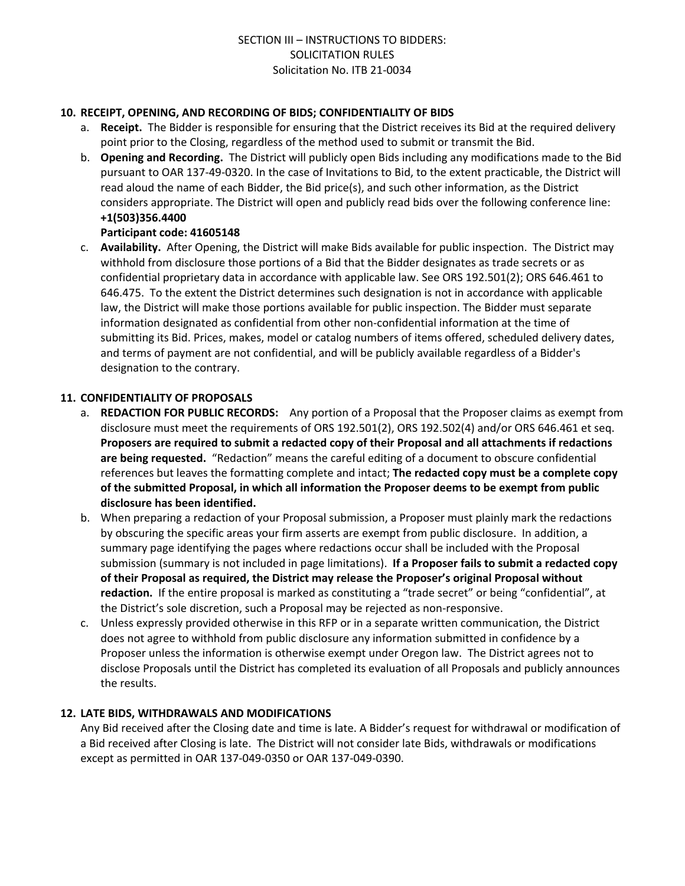## 10. RECEIPT, OPENING, AND RECORDING OF BIDS; CONFIDENTIALITY OF BIDS

a. **Receipt.** The Bidder is responsible for ensuring that the District receives its Bid at the required delivery point prior to the Closing, regardless of the method used to submit or transmit the Bid.

b. **Opening and Recording.** The District will publicly open Bids including any modifications made to the Bid pursuant to OAR 137-49-0320. In the case of Invitations to Bid, to the extent practicable, the District will read aloud the name of each Bidder, the Bid price(s), and such other information, as the District considers appropriate. The District will open and publicly read bids over the following conference line:
**+1(503)356.4400**
**Participant code: 41605148**

c. **Availability.** After Opening, the District will make Bids available for public inspection. The District may withhold from disclosure those portions of a Bid that the Bidder designates as trade secrets or as confidential proprietary data in accordance with applicable law. See ORS 192.501(2); ORS 646.461 to 646.475. To the extent the District determines such designation is not in accordance with applicable law, the District will make those portions available for public inspection. The Bidder must separate information designated as confidential from other non-confidential information at the time of submitting its Bid. Prices, makes, model or catalog numbers of items offered, scheduled delivery dates, and terms of payment are not confidential, and will be publicly available regardless of a Bidder's designation to the contrary.

## 11. CONFIDENTIALITY OF PROPOSALS

a. **REDACTION FOR PUBLIC RECORDS:** Any portion of a Proposal that the Proposer claims as exempt from disclosure must meet the requirements of ORS 192.501(2), ORS 192.502(4) and/or ORS 646.461 et seq. **Proposers are required to submit a redacted copy of their Proposal and all attachments if redactions are being requested.** "Redaction" means the careful editing of a document to obscure confidential references but leaves the formatting complete and intact; **The redacted copy must be a complete copy of the submitted Proposal, in which all information the Proposer deems to be exempt from public disclosure has been identified.**

b. When preparing a redaction of your Proposal submission, a Proposer must plainly mark the redactions by obscuring the specific areas your firm asserts are exempt from public disclosure. In addition, a summary page identifying the pages where redactions occur shall be included with the Proposal submission (summary is not included in page limitations). **If a Proposer fails to submit a redacted copy of their Proposal as required, the District may release the Proposer's original Proposal without redaction.** If the entire proposal is marked as constituting a "trade secret" or being "confidential", at the District's sole discretion, such a Proposal may be rejected as non-responsive.

c. Unless expressly provided otherwise in this RFP or in a separate written communication, the District does not agree to withhold from public disclosure any information submitted in confidence by a Proposer unless the information is otherwise exempt under Oregon law. The District agrees not to disclose Proposals until the District has completed its evaluation of all Proposals and publicly announces the results.

## 12. LATE BIDS, WITHDRAWALS AND MODIFICATIONS

Any Bid received after the Closing date and time is late. A Bidder's request for withdrawal or modification of a Bid received after Closing is late. The District will not consider late Bids, withdrawals or modifications except as permitted in OAR 137-049-0350 or OAR 137-049-0390.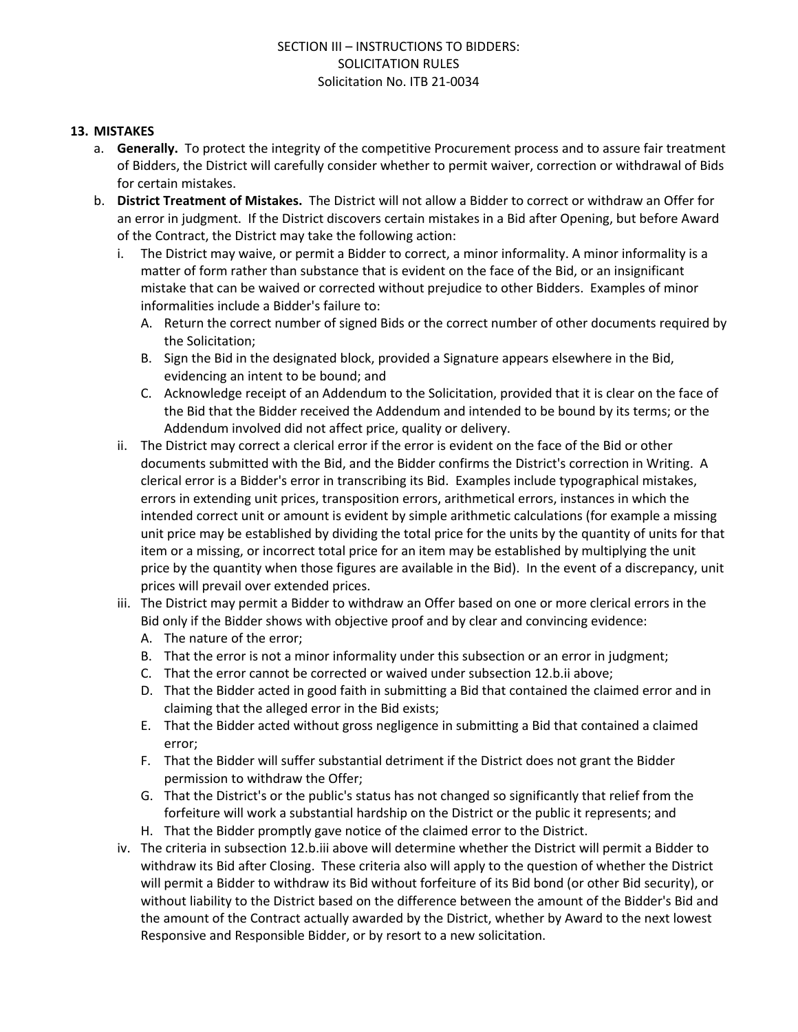## 13. MISTAKES

a. **Generally.** To protect the integrity of the competitive Procurement process and to assure fair treatment of Bidders, the District will carefully consider whether to permit waiver, correction or withdrawal of Bids for certain mistakes.

b. **District Treatment of Mistakes.** The District will not allow a Bidder to correct or withdraw an Offer for an error in judgment. If the District discovers certain mistakes in a Bid after Opening, but before Award of the Contract, the District may take the following action:

   i. The District may waive, or permit a Bidder to correct, a minor informality. A minor informality is a matter of form rather than substance that is evident on the face of the Bid, or an insignificant mistake that can be waived or corrected without prejudice to other Bidders. Examples of minor informalities include a Bidder's failure to:

      A. Return the correct number of signed Bids or the correct number of other documents required by the Solicitation;

      B. Sign the Bid in the designated block, provided a Signature appears elsewhere in the Bid, evidencing an intent to be bound; and

      C. Acknowledge receipt of an Addendum to the Solicitation, provided that it is clear on the face of the Bid that the Bidder received the Addendum and intended to be bound by its terms; or the Addendum involved did not affect price, quality or delivery.

   ii. The District may correct a clerical error if the error is evident on the face of the Bid or other documents submitted with the Bid, and the Bidder confirms the District's correction in Writing. A clerical error is a Bidder's error in transcribing its Bid. Examples include typographical mistakes, errors in extending unit prices, transposition errors, arithmetical errors, instances in which the intended correct unit or amount is evident by simple arithmetic calculations (for example a missing unit price may be established by dividing the total price for the units by the quantity of units for that item or a missing, or incorrect total price for an item may be established by multiplying the unit price by the quantity when those figures are available in the Bid). In the event of a discrepancy, unit prices will prevail over extended prices.

   iii. The District may permit a Bidder to withdraw an Offer based on one or more clerical errors in the Bid only if the Bidder shows with objective proof and by clear and convincing evidence:

      A. The nature of the error;

      B. That the error is not a minor informality under this subsection or an error in judgment;

      C. That the error cannot be corrected or waived under subsection 12.b.ii above;

      D. That the Bidder acted in good faith in submitting a Bid that contained the claimed error and in claiming that the alleged error in the Bid exists;

      E. That the Bidder acted without gross negligence in submitting a Bid that contained a claimed error;

      F. That the Bidder will suffer substantial detriment if the District does not grant the Bidder permission to withdraw the Offer;

      G. That the District's or the public's status has not changed so significantly that relief from the forfeiture will work a substantial hardship on the District or the public it represents; and

      H. That the Bidder promptly gave notice of the claimed error to the District.

   iv. The criteria in subsection 12.b.iii above will determine whether the District will permit a Bidder to withdraw its Bid after Closing. These criteria also will apply to the question of whether the District will permit a Bidder to withdraw its Bid without forfeiture of its Bid bond (or other Bid security), or without liability to the District based on the difference between the amount of the Bidder's Bid and the amount of the Contract actually awarded by the District, whether by Award to the next lowest Responsive and Responsible Bidder, or by resort to a new solicitation.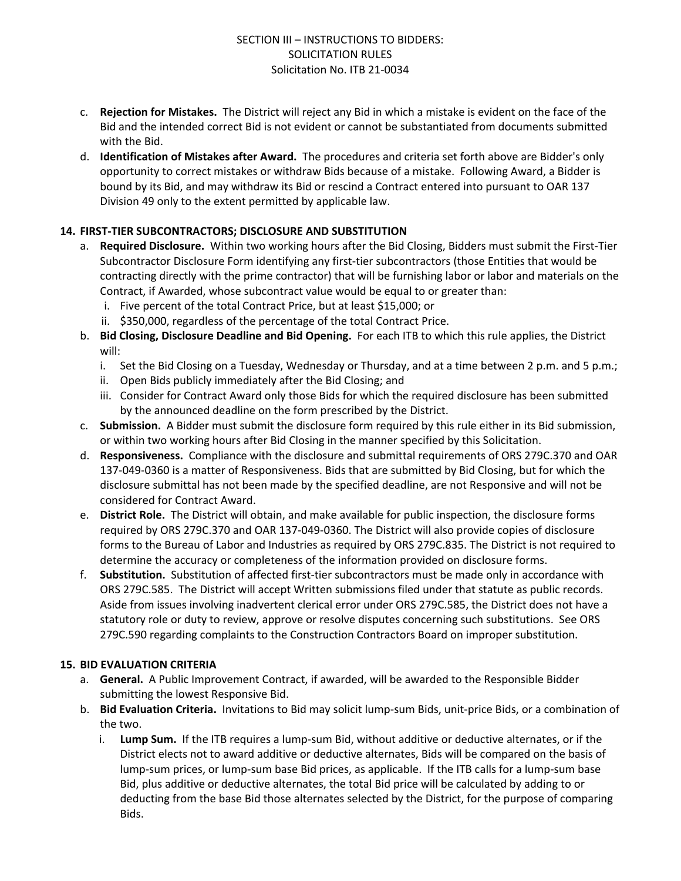c. **Rejection for Mistakes.** The District will reject any Bid in which a mistake is evident on the face of the Bid and the intended correct Bid is not evident or cannot be substantiated from documents submitted with the Bid.

d. **Identification of Mistakes after Award.** The procedures and criteria set forth above are Bidder's only opportunity to correct mistakes or withdraw Bids because of a mistake. Following Award, a Bidder is bound by its Bid, and may withdraw its Bid or rescind a Contract entered into pursuant to OAR 137 Division 49 only to the extent permitted by applicable law.

## 14. FIRST-TIER SUBCONTRACTORS; DISCLOSURE AND SUBSTITUTION

a. **Required Disclosure.** Within two working hours after the Bid Closing, Bidders must submit the First-Tier Subcontractor Disclosure Form identifying any first-tier subcontractors (those Entities that would be contracting directly with the prime contractor) that will be furnishing labor or labor and materials on the Contract, if Awarded, whose subcontract value would be equal to or greater than:

   i. Five percent of the total Contract Price, but at least $15,000; or
   
   ii. $350,000, regardless of the percentage of the total Contract Price.

b. **Bid Closing, Disclosure Deadline and Bid Opening.** For each ITB to which this rule applies, the District will:

   i. Set the Bid Closing on a Tuesday, Wednesday or Thursday, and at a time between 2 p.m. and 5 p.m.;
   
   ii. Open Bids publicly immediately after the Bid Closing; and
   
   iii. Consider for Contract Award only those Bids for which the required disclosure has been submitted by the announced deadline on the form prescribed by the District.

c. **Submission.** A Bidder must submit the disclosure form required by this rule either in its Bid submission, or within two working hours after Bid Closing in the manner specified by this Solicitation.

d. **Responsiveness.** Compliance with the disclosure and submittal requirements of ORS 279C.370 and OAR 137-049-0360 is a matter of Responsiveness. Bids that are submitted by Bid Closing, but for which the disclosure submittal has not been made by the specified deadline, are not Responsive and will not be considered for Contract Award.

e. **District Role.** The District will obtain, and make available for public inspection, the disclosure forms required by ORS 279C.370 and OAR 137-049-0360. The District will also provide copies of disclosure forms to the Bureau of Labor and Industries as required by ORS 279C.835. The District is not required to determine the accuracy or completeness of the information provided on disclosure forms.

f. **Substitution.** Substitution of affected first-tier subcontractors must be made only in accordance with ORS 279C.585. The District will accept Written submissions filed under that statute as public records. Aside from issues involving inadvertent clerical error under ORS 279C.585, the District does not have a statutory role or duty to review, approve or resolve disputes concerning such substitutions. See ORS 279C.590 regarding complaints to the Construction Contractors Board on improper substitution.

## 15. BID EVALUATION CRITERIA

a. **General.** A Public Improvement Contract, if awarded, will be awarded to the Responsible Bidder submitting the lowest Responsive Bid.

b. **Bid Evaluation Criteria.** Invitations to Bid may solicit lump-sum Bids, unit-price Bids, or a combination of the two.

   i. **Lump Sum.** If the ITB requires a lump-sum Bid, without additive or deductive alternates, or if the District elects not to award additive or deductive alternates, Bids will be compared on the basis of lump-sum prices, or lump-sum base Bid prices, as applicable. If the ITB calls for a lump-sum base Bid, plus additive or deductive alternates, the total Bid price will be calculated by adding to or deducting from the base Bid those alternates selected by the District, for the purpose of comparing Bids.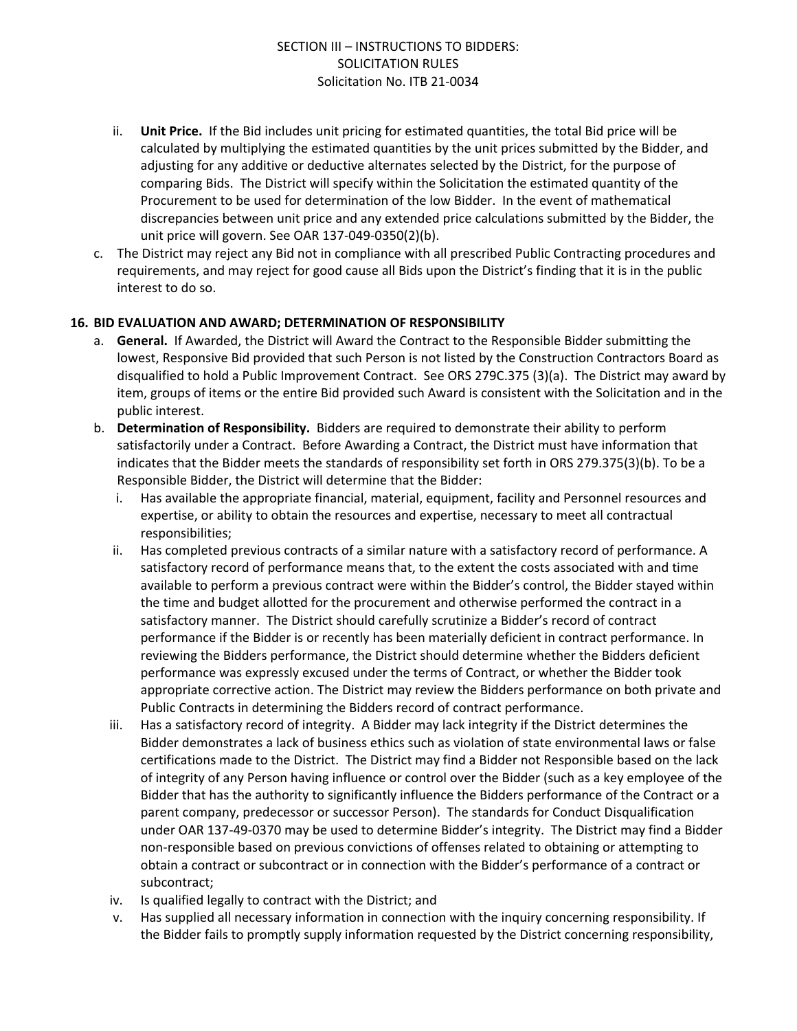ii. **Unit Price.** If the Bid includes unit pricing for estimated quantities, the total Bid price will be calculated by multiplying the estimated quantities by the unit prices submitted by the Bidder, and adjusting for any additive or deductive alternates selected by the District, for the purpose of comparing Bids. The District will specify within the Solicitation the estimated quantity of the Procurement to be used for determination of the low Bidder. In the event of mathematical discrepancies between unit price and any extended price calculations submitted by the Bidder, the unit price will govern. See OAR 137-049-0350(2)(b).

c. The District may reject any Bid not in compliance with all prescribed Public Contracting procedures and requirements, and may reject for good cause all Bids upon the District's finding that it is in the public interest to do so.

## 16. BID EVALUATION AND AWARD; DETERMINATION OF RESPONSIBILITY

a. **General.** If Awarded, the District will Award the Contract to the Responsible Bidder submitting the lowest, Responsive Bid provided that such Person is not listed by the Construction Contractors Board as disqualified to hold a Public Improvement Contract. See ORS 279C.375 (3)(a). The District may award by item, groups of items or the entire Bid provided such Award is consistent with the Solicitation and in the public interest.

b. **Determination of Responsibility.** Bidders are required to demonstrate their ability to perform satisfactorily under a Contract. Before Awarding a Contract, the District must have information that indicates that the Bidder meets the standards of responsibility set forth in ORS 279.375(3)(b). To be a Responsible Bidder, the District will determine that the Bidder:

i. Has available the appropriate financial, material, equipment, facility and Personnel resources and expertise, or ability to obtain the resources and expertise, necessary to meet all contractual responsibilities;

ii. Has completed previous contracts of a similar nature with a satisfactory record of performance. A satisfactory record of performance means that, to the extent the costs associated with and time available to perform a previous contract were within the Bidder's control, the Bidder stayed within the time and budget allotted for the procurement and otherwise performed the contract in a satisfactory manner. The District should carefully scrutinize a Bidder's record of contract performance if the Bidder is or recently has been materially deficient in contract performance. In reviewing the Bidders performance, the District should determine whether the Bidders deficient performance was expressly excused under the terms of Contract, or whether the Bidder took appropriate corrective action. The District may review the Bidders performance on both private and Public Contracts in determining the Bidders record of contract performance.

iii. Has a satisfactory record of integrity. A Bidder may lack integrity if the District determines the Bidder demonstrates a lack of business ethics such as violation of state environmental laws or false certifications made to the District. The District may find a Bidder not Responsible based on the lack of integrity of any Person having influence or control over the Bidder (such as a key employee of the Bidder that has the authority to significantly influence the Bidders performance of the Contract or a parent company, predecessor or successor Person). The standards for Conduct Disqualification under OAR 137-49-0370 may be used to determine Bidder's integrity. The District may find a Bidder non-responsible based on previous convictions of offenses related to obtaining or attempting to obtain a contract or subcontract or in connection with the Bidder's performance of a contract or subcontract;

iv. Is qualified legally to contract with the District; and

v. Has supplied all necessary information in connection with the inquiry concerning responsibility. If the Bidder fails to promptly supply information requested by the District concerning responsibility,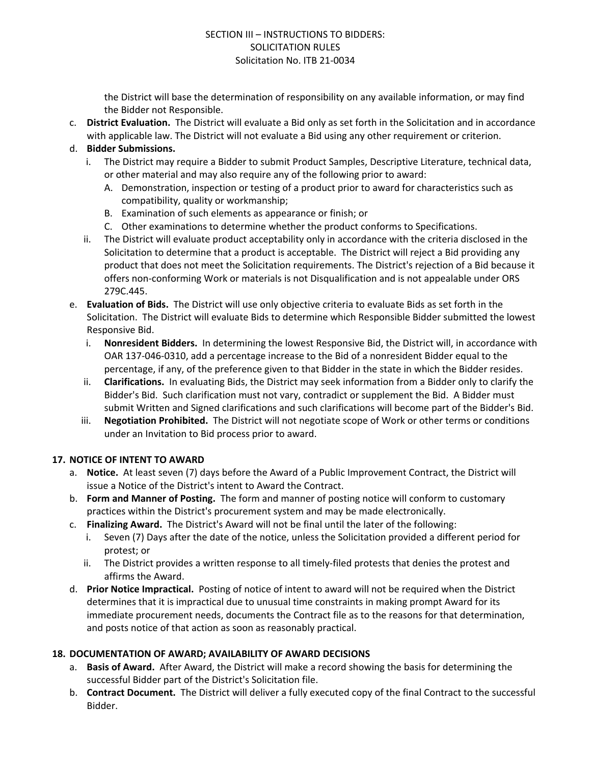the District will base the determination of responsibility on any available information, or may find the Bidder not Responsible.

c. **District Evaluation.** The District will evaluate a Bid only as set forth in the Solicitation and in accordance with applicable law. The District will not evaluate a Bid using any other requirement or criterion.

d. **Bidder Submissions.**
   i. The District may require a Bidder to submit Product Samples, Descriptive Literature, technical data, or other material and may also require any of the following prior to award:
      A. Demonstration, inspection or testing of a product prior to award for characteristics such as compatibility, quality or workmanship;
      B. Examination of such elements as appearance or finish; or
      C. Other examinations to determine whether the product conforms to Specifications.
   ii. The District will evaluate product acceptability only in accordance with the criteria disclosed in the Solicitation to determine that a product is acceptable. The District will reject a Bid providing any product that does not meet the Solicitation requirements. The District's rejection of a Bid because it offers non-conforming Work or materials is not Disqualification and is not appealable under ORS 279C.445.

e. **Evaluation of Bids.** The District will use only objective criteria to evaluate Bids as set forth in the Solicitation. The District will evaluate Bids to determine which Responsible Bidder submitted the lowest Responsive Bid.
   i. **Nonresident Bidders.** In determining the lowest Responsive Bid, the District will, in accordance with OAR 137-046-0310, add a percentage increase to the Bid of a nonresident Bidder equal to the percentage, if any, of the preference given to that Bidder in the state in which the Bidder resides.
   ii. **Clarifications.** In evaluating Bids, the District may seek information from a Bidder only to clarify the Bidder's Bid. Such clarification must not vary, contradict or supplement the Bid. A Bidder must submit Written and Signed clarifications and such clarifications will become part of the Bidder's Bid.
   iii. **Negotiation Prohibited.** The District will not negotiate scope of Work or other terms or conditions under an Invitation to Bid process prior to award.

## 17. NOTICE OF INTENT TO AWARD

a. **Notice.** At least seven (7) days before the Award of a Public Improvement Contract, the District will issue a Notice of the District's intent to Award the Contract.

b. **Form and Manner of Posting.** The form and manner of posting notice will conform to customary practices within the District's procurement system and may be made electronically.

c. **Finalizing Award.** The District's Award will not be final until the later of the following:
   i. Seven (7) Days after the date of the notice, unless the Solicitation provided a different period for protest; or
   ii. The District provides a written response to all timely-filed protests that denies the protest and affirms the Award.

d. **Prior Notice Impractical.** Posting of notice of intent to award will not be required when the District determines that it is impractical due to unusual time constraints in making prompt Award for its immediate procurement needs, documents the Contract file as to the reasons for that determination, and posts notice of that action as soon as reasonably practical.

## 18. DOCUMENTATION OF AWARD; AVAILABILITY OF AWARD DECISIONS

a. **Basis of Award.** After Award, the District will make a record showing the basis for determining the successful Bidder part of the District's Solicitation file.

b. **Contract Document.** The District will deliver a fully executed copy of the final Contract to the successful Bidder.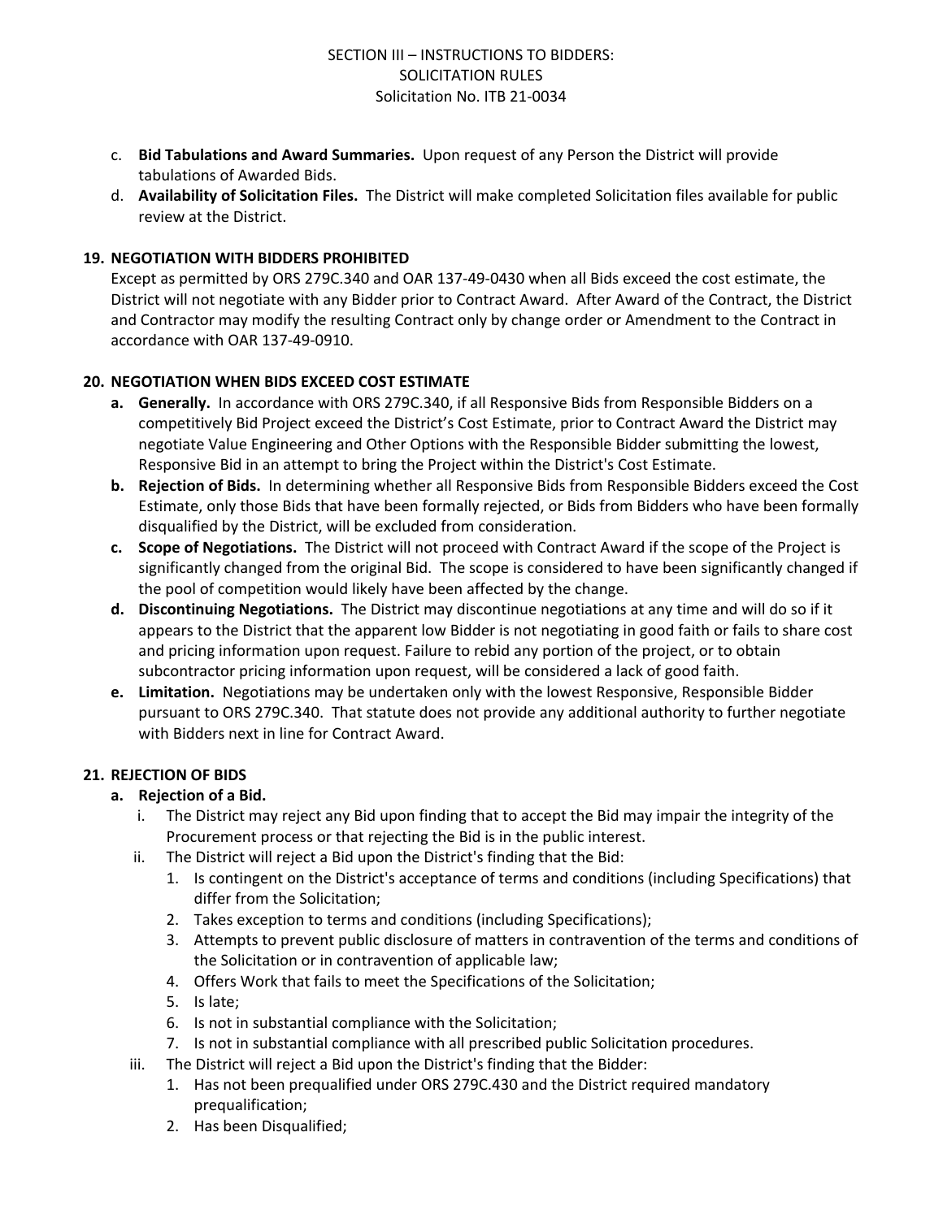c. **Bid Tabulations and Award Summaries.** Upon request of any Person the District will provide tabulations of Awarded Bids.

d. **Availability of Solicitation Files.** The District will make completed Solicitation files available for public review at the District.

## 19. NEGOTIATION WITH BIDDERS PROHIBITED

Except as permitted by ORS 279C.340 and OAR 137-49-0430 when all Bids exceed the cost estimate, the District will not negotiate with any Bidder prior to Contract Award. After Award of the Contract, the District and Contractor may modify the resulting Contract only by change order or Amendment to the Contract in accordance with OAR 137-49-0910.

## 20. NEGOTIATION WHEN BIDS EXCEED COST ESTIMATE

**a. Generally.** In accordance with ORS 279C.340, if all Responsive Bids from Responsible Bidders on a competitively Bid Project exceed the District's Cost Estimate, prior to Contract Award the District may negotiate Value Engineering and Other Options with the Responsible Bidder submitting the lowest, Responsive Bid in an attempt to bring the Project within the District's Cost Estimate.

**b. Rejection of Bids.** In determining whether all Responsive Bids from Responsible Bidders exceed the Cost Estimate, only those Bids that have been formally rejected, or Bids from Bidders who have been formally disqualified by the District, will be excluded from consideration.

**c. Scope of Negotiations.** The District will not proceed with Contract Award if the scope of the Project is significantly changed from the original Bid. The scope is considered to have been significantly changed if the pool of competition would likely have been affected by the change.

**d. Discontinuing Negotiations.** The District may discontinue negotiations at any time and will do so if it appears to the District that the apparent low Bidder is not negotiating in good faith or fails to share cost and pricing information upon request. Failure to rebid any portion of the project, or to obtain subcontractor pricing information upon request, will be considered a lack of good faith.

**e. Limitation.** Negotiations may be undertaken only with the lowest Responsive, Responsible Bidder pursuant to ORS 279C.340. That statute does not provide any additional authority to further negotiate with Bidders next in line for Contract Award.

## 21. REJECTION OF BIDS

**a. Rejection of a Bid.**

i. The District may reject any Bid upon finding that to accept the Bid may impair the integrity of the Procurement process or that rejecting the Bid is in the public interest.

ii. The District will reject a Bid upon the District's finding that the Bid:

1. Is contingent on the District's acceptance of terms and conditions (including Specifications) that differ from the Solicitation;
2. Takes exception to terms and conditions (including Specifications);
3. Attempts to prevent public disclosure of matters in contravention of the terms and conditions of the Solicitation or in contravention of applicable law;
4. Offers Work that fails to meet the Specifications of the Solicitation;
5. Is late;
6. Is not in substantial compliance with the Solicitation;
7. Is not in substantial compliance with all prescribed public Solicitation procedures.

iii. The District will reject a Bid upon the District's finding that the Bidder:

1. Has not been prequalified under ORS 279C.430 and the District required mandatory prequalification;
2. Has been Disqualified;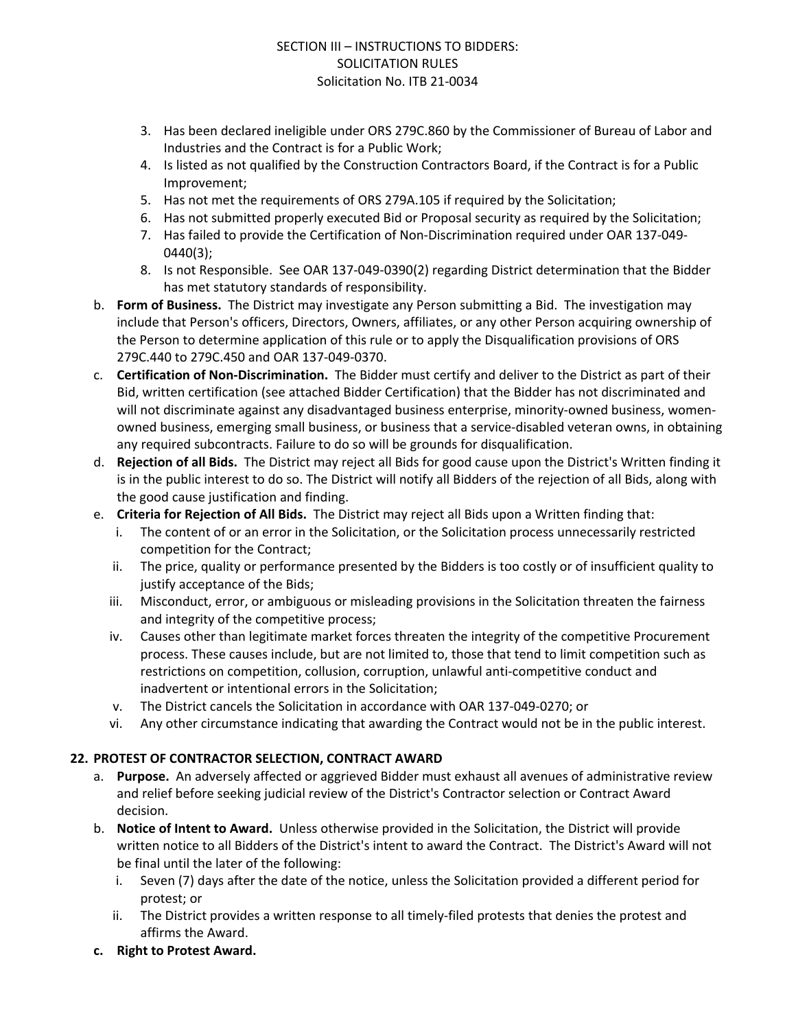3. Has been declared ineligible under ORS 279C.860 by the Commissioner of Bureau of Labor and Industries and the Contract is for a Public Work;
4. Is listed as not qualified by the Construction Contractors Board, if the Contract is for a Public Improvement;
5. Has not met the requirements of ORS 279A.105 if required by the Solicitation;
6. Has not submitted properly executed Bid or Proposal security as required by the Solicitation;
7. Has failed to provide the Certification of Non-Discrimination required under OAR 137-049-0440(3);
8. Is not Responsible. See OAR 137-049-0390(2) regarding District determination that the Bidder has met statutory standards of responsibility.

b. **Form of Business.** The District may investigate any Person submitting a Bid. The investigation may include that Person's officers, Directors, Owners, affiliates, or any other Person acquiring ownership of the Person to determine application of this rule or to apply the Disqualification provisions of ORS 279C.440 to 279C.450 and OAR 137-049-0370.

c. **Certification of Non-Discrimination.** The Bidder must certify and deliver to the District as part of their Bid, written certification (see attached Bidder Certification) that the Bidder has not discriminated and will not discriminate against any disadvantaged business enterprise, minority-owned business, women-owned business, emerging small business, or business that a service-disabled veteran owns, in obtaining any required subcontracts. Failure to do so will be grounds for disqualification.

d. **Rejection of all Bids.** The District may reject all Bids for good cause upon the District's Written finding it is in the public interest to do so. The District will notify all Bidders of the rejection of all Bids, along with the good cause justification and finding.

e. **Criteria for Rejection of All Bids.** The District may reject all Bids upon a Written finding that:
   i. The content of or an error in the Solicitation, or the Solicitation process unnecessarily restricted competition for the Contract;
   ii. The price, quality or performance presented by the Bidders is too costly or of insufficient quality to justify acceptance of the Bids;
   iii. Misconduct, error, or ambiguous or misleading provisions in the Solicitation threaten the fairness and integrity of the competitive process;
   iv. Causes other than legitimate market forces threaten the integrity of the competitive Procurement process. These causes include, but are not limited to, those that tend to limit competition such as restrictions on competition, collusion, corruption, unlawful anti-competitive conduct and inadvertent or intentional errors in the Solicitation;
   v. The District cancels the Solicitation in accordance with OAR 137-049-0270; or
   vi. Any other circumstance indicating that awarding the Contract would not be in the public interest.

## 22. PROTEST OF CONTRACTOR SELECTION, CONTRACT AWARD

a. **Purpose.** An adversely affected or aggrieved Bidder must exhaust all avenues of administrative review and relief before seeking judicial review of the District's Contractor selection or Contract Award decision.

b. **Notice of Intent to Award.** Unless otherwise provided in the Solicitation, the District will provide written notice to all Bidders of the District's intent to award the Contract. The District's Award will not be final until the later of the following:
   i. Seven (7) days after the date of the notice, unless the Solicitation provided a different period for protest; or
   ii. The District provides a written response to all timely-filed protests that denies the protest and affirms the Award.

**c. Right to Protest Award.**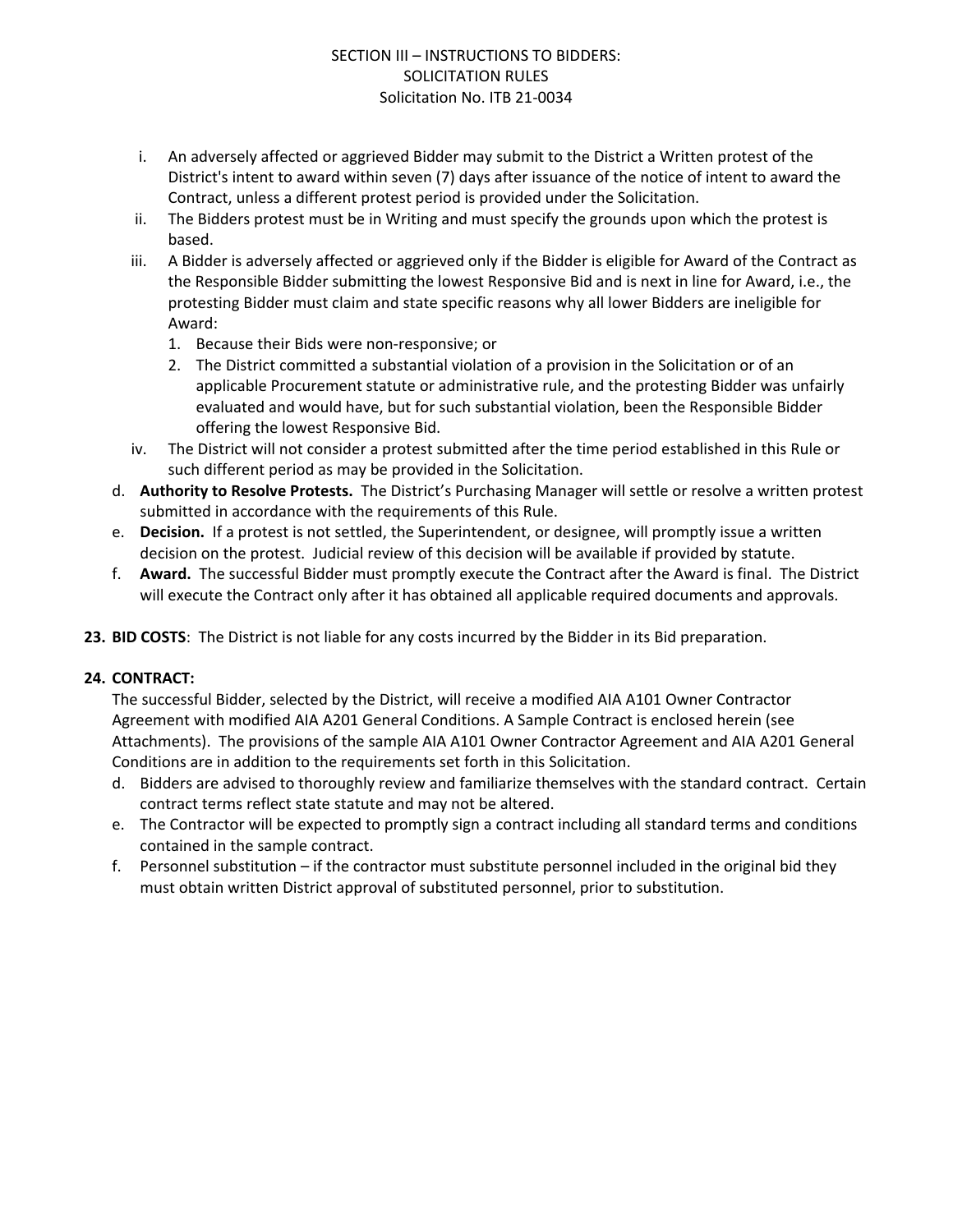i. An adversely affected or aggrieved Bidder may submit to the District a Written protest of the District's intent to award within seven (7) days after issuance of the notice of intent to award the Contract, unless a different protest period is provided under the Solicitation.

ii. The Bidders protest must be in Writing and must specify the grounds upon which the protest is based.

iii. A Bidder is adversely affected or aggrieved only if the Bidder is eligible for Award of the Contract as the Responsible Bidder submitting the lowest Responsive Bid and is next in line for Award, i.e., the protesting Bidder must claim and state specific reasons why all lower Bidders are ineligible for Award:
   1. Because their Bids were non-responsive; or
   2. The District committed a substantial violation of a provision in the Solicitation or of an applicable Procurement statute or administrative rule, and the protesting Bidder was unfairly evaluated and would have, but for such substantial violation, been the Responsible Bidder offering the lowest Responsive Bid.

iv. The District will not consider a protest submitted after the time period established in this Rule or such different period as may be provided in the Solicitation.

d. **Authority to Resolve Protests.** The District's Purchasing Manager will settle or resolve a written protest submitted in accordance with the requirements of this Rule.

e. **Decision.** If a protest is not settled, the Superintendent, or designee, will promptly issue a written decision on the protest. Judicial review of this decision will be available if provided by statute.

f. **Award.** The successful Bidder must promptly execute the Contract after the Award is final. The District will execute the Contract only after it has obtained all applicable required documents and approvals.

**23. BID COSTS**: The District is not liable for any costs incurred by the Bidder in its Bid preparation.

**24. CONTRACT:**

The successful Bidder, selected by the District, will receive a modified AIA A101 Owner Contractor Agreement with modified AIA A201 General Conditions. A Sample Contract is enclosed herein (see Attachments). The provisions of the sample AIA A101 Owner Contractor Agreement and AIA A201 General Conditions are in addition to the requirements set forth in this Solicitation.

d. Bidders are advised to thoroughly review and familiarize themselves with the standard contract. Certain contract terms reflect state statute and may not be altered.

e. The Contractor will be expected to promptly sign a contract including all standard terms and conditions contained in the sample contract.

f. Personnel substitution – if the contractor must substitute personnel included in the original bid they must obtain written District approval of substituted personnel, prior to substitution.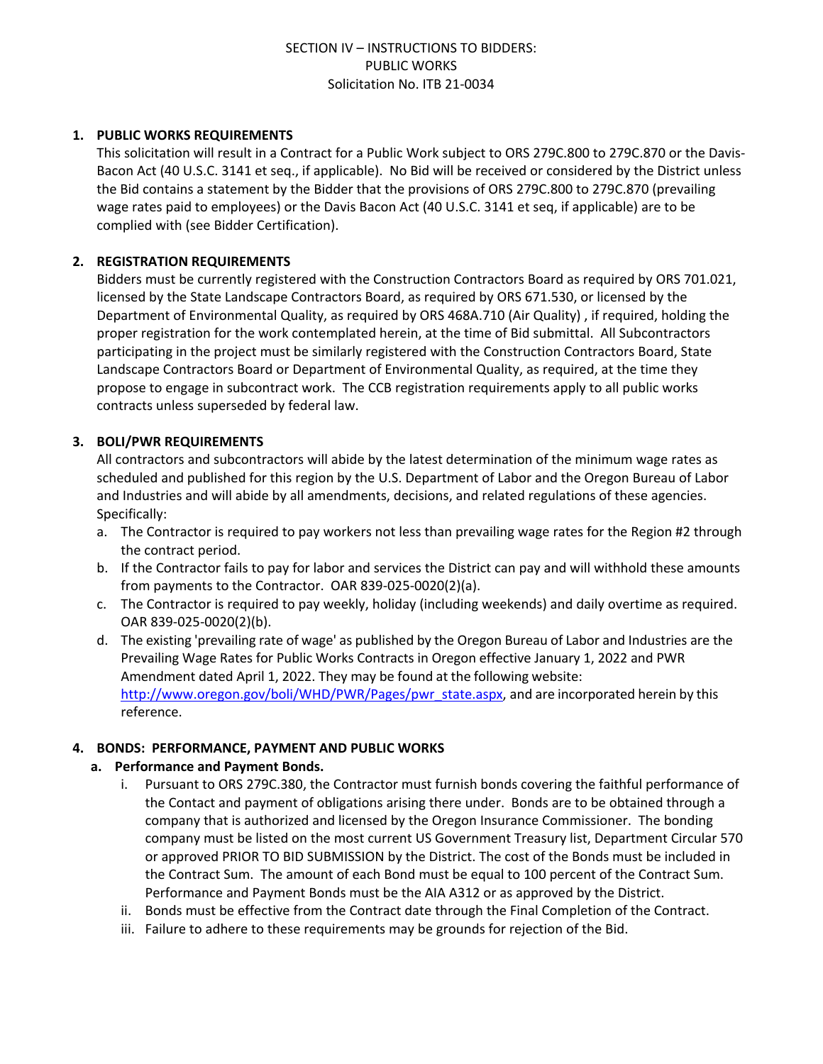SECTION IV – INSTRUCTIONS TO BIDDERS:
PUBLIC WORKS
Solicitation No. ITB 21-0034

1. **PUBLIC WORKS REQUIREMENTS**
   This solicitation will result in a Contract for a Public Work subject to ORS 279C.800 to 279C.870 or the Davis-Bacon Act (40 U.S.C. 3141 et seq., if applicable). No Bid will be received or considered by the District unless the Bid contains a statement by the Bidder that the provisions of ORS 279C.800 to 279C.870 (prevailing wage rates paid to employees) or the Davis Bacon Act (40 U.S.C. 3141 et seq, if applicable) are to be complied with (see Bidder Certification).

2. **REGISTRATION REQUIREMENTS**
   Bidders must be currently registered with the Construction Contractors Board as required by ORS 701.021, licensed by the State Landscape Contractors Board, as required by ORS 671.530, or licensed by the Department of Environmental Quality, as required by ORS 468A.710 (Air Quality) , if required, holding the proper registration for the work contemplated herein, at the time of Bid submittal. All Subcontractors participating in the project must be similarly registered with the Construction Contractors Board, State Landscape Contractors Board or Department of Environmental Quality, as required, at the time they propose to engage in subcontract work. The CCB registration requirements apply to all public works contracts unless superseded by federal law.

3. **BOLI/PWR REQUIREMENTS**
   All contractors and subcontractors will abide by the latest determination of the minimum wage rates as scheduled and published for this region by the U.S. Department of Labor and the Oregon Bureau of Labor and Industries and will abide by all amendments, decisions, and related regulations of these agencies. Specifically:
   a. The Contractor is required to pay workers not less than prevailing wage rates for the Region #2 through the contract period.
   b. If the Contractor fails to pay for labor and services the District can pay and will withhold these amounts from payments to the Contractor. OAR 839-025-0020(2)(a).
   c. The Contractor is required to pay weekly, holiday (including weekends) and daily overtime as required. OAR 839-025-0020(2)(b).
   d. The existing 'prevailing rate of wage' as published by the Oregon Bureau of Labor and Industries are the Prevailing Wage Rates for Public Works Contracts in Oregon effective January 1, 2022 and PWR Amendment dated April 1, 2022. They may be found at the following website: http://www.oregon.gov/boli/WHD/PWR/Pages/pwr_state.aspx, and are incorporated herein by this reference.

4. **BONDS: PERFORMANCE, PAYMENT AND PUBLIC WORKS**
   **a. Performance and Payment Bonds.**
      i. Pursuant to ORS 279C.380, the Contractor must furnish bonds covering the faithful performance of the Contact and payment of obligations arising there under. Bonds are to be obtained through a company that is authorized and licensed by the Oregon Insurance Commissioner. The bonding company must be listed on the most current US Government Treasury list, Department Circular 570 or approved PRIOR TO BID SUBMISSION by the District. The cost of the Bonds must be included in the Contract Sum. The amount of each Bond must be equal to 100 percent of the Contract Sum. Performance and Payment Bonds must be the AIA A312 or as approved by the District.
      ii. Bonds must be effective from the Contract date through the Final Completion of the Contract.
      iii. Failure to adhere to these requirements may be grounds for rejection of the Bid.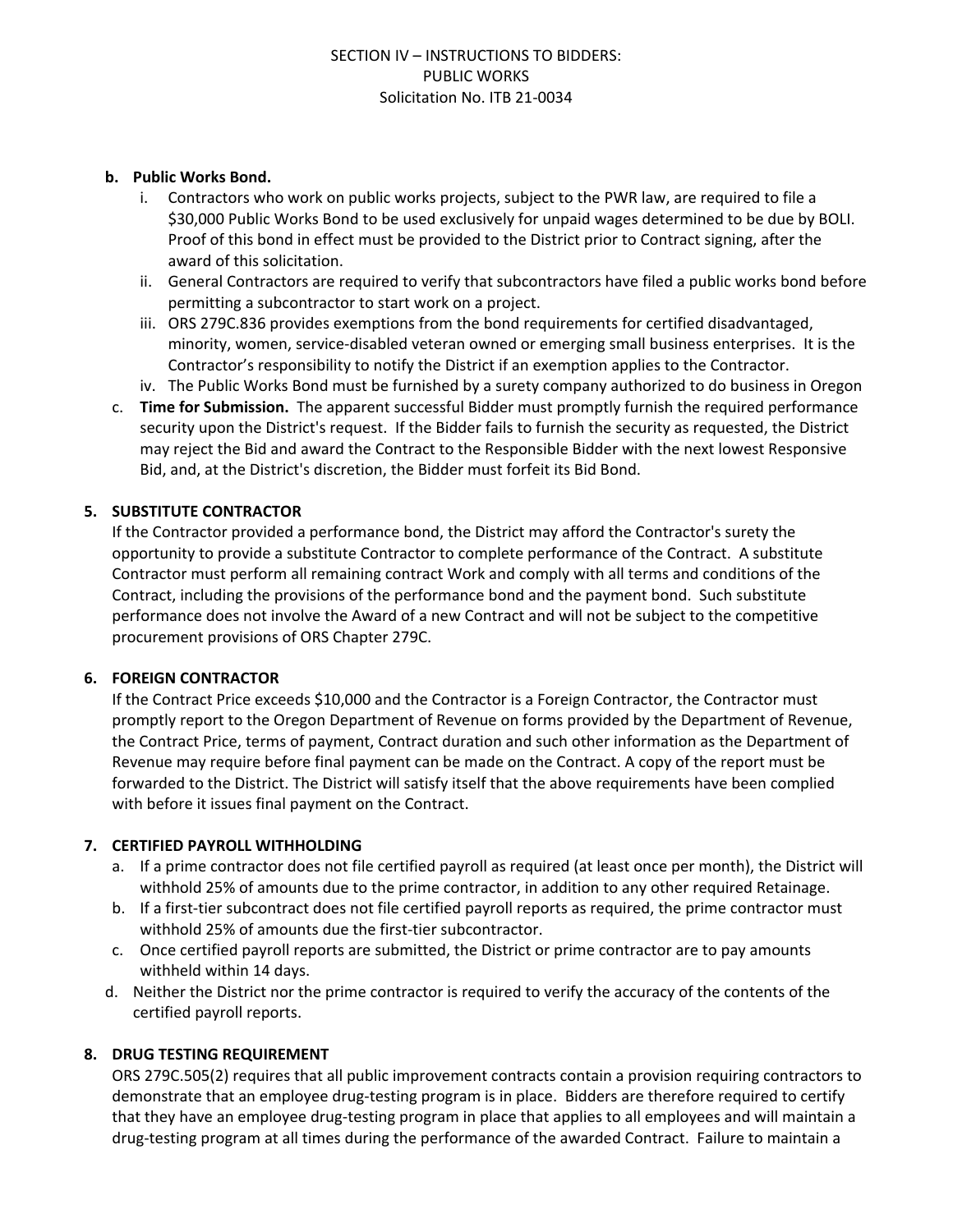- **b. Public Works Bond.**
  - i. Contractors who work on public works projects, subject to the PWR law, are required to file a $30,000 Public Works Bond to be used exclusively for unpaid wages determined to be due by BOLI. Proof of this bond in effect must be provided to the District prior to Contract signing, after the award of this solicitation.
  - ii. General Contractors are required to verify that subcontractors have filed a public works bond before permitting a subcontractor to start work on a project.
  - iii. ORS 279C.836 provides exemptions from the bond requirements for certified disadvantaged, minority, women, service-disabled veteran owned or emerging small business enterprises. It is the Contractor's responsibility to notify the District if an exemption applies to the Contractor.
  - iv. The Public Works Bond must be furnished by a surety company authorized to do business in Oregon
- c. **Time for Submission.** The apparent successful Bidder must promptly furnish the required performance security upon the District's request. If the Bidder fails to furnish the security as requested, the District may reject the Bid and award the Contract to the Responsible Bidder with the next lowest Responsive Bid, and, at the District's discretion, the Bidder must forfeit its Bid Bond.

## 5. SUBSTITUTE CONTRACTOR

If the Contractor provided a performance bond, the District may afford the Contractor's surety the opportunity to provide a substitute Contractor to complete performance of the Contract. A substitute Contractor must perform all remaining contract Work and comply with all terms and conditions of the Contract, including the provisions of the performance bond and the payment bond. Such substitute performance does not involve the Award of a new Contract and will not be subject to the competitive procurement provisions of ORS Chapter 279C.

## 6. FOREIGN CONTRACTOR

If the Contract Price exceeds $10,000 and the Contractor is a Foreign Contractor, the Contractor must promptly report to the Oregon Department of Revenue on forms provided by the Department of Revenue, the Contract Price, terms of payment, Contract duration and such other information as the Department of Revenue may require before final payment can be made on the Contract. A copy of the report must be forwarded to the District. The District will satisfy itself that the above requirements have been complied with before it issues final payment on the Contract.

## 7. CERTIFIED PAYROLL WITHHOLDING

- a. If a prime contractor does not file certified payroll as required (at least once per month), the District will withhold 25% of amounts due to the prime contractor, in addition to any other required Retainage.
- b. If a first-tier subcontract does not file certified payroll reports as required, the prime contractor must withhold 25% of amounts due the first-tier subcontractor.
- c. Once certified payroll reports are submitted, the District or prime contractor are to pay amounts withheld within 14 days.
- d. Neither the District nor the prime contractor is required to verify the accuracy of the contents of the certified payroll reports.

## 8. DRUG TESTING REQUIREMENT

ORS 279C.505(2) requires that all public improvement contracts contain a provision requiring contractors to demonstrate that an employee drug-testing program is in place. Bidders are therefore required to certify that they have an employee drug-testing program in place that applies to all employees and will maintain a drug-testing program at all times during the performance of the awarded Contract. Failure to maintain a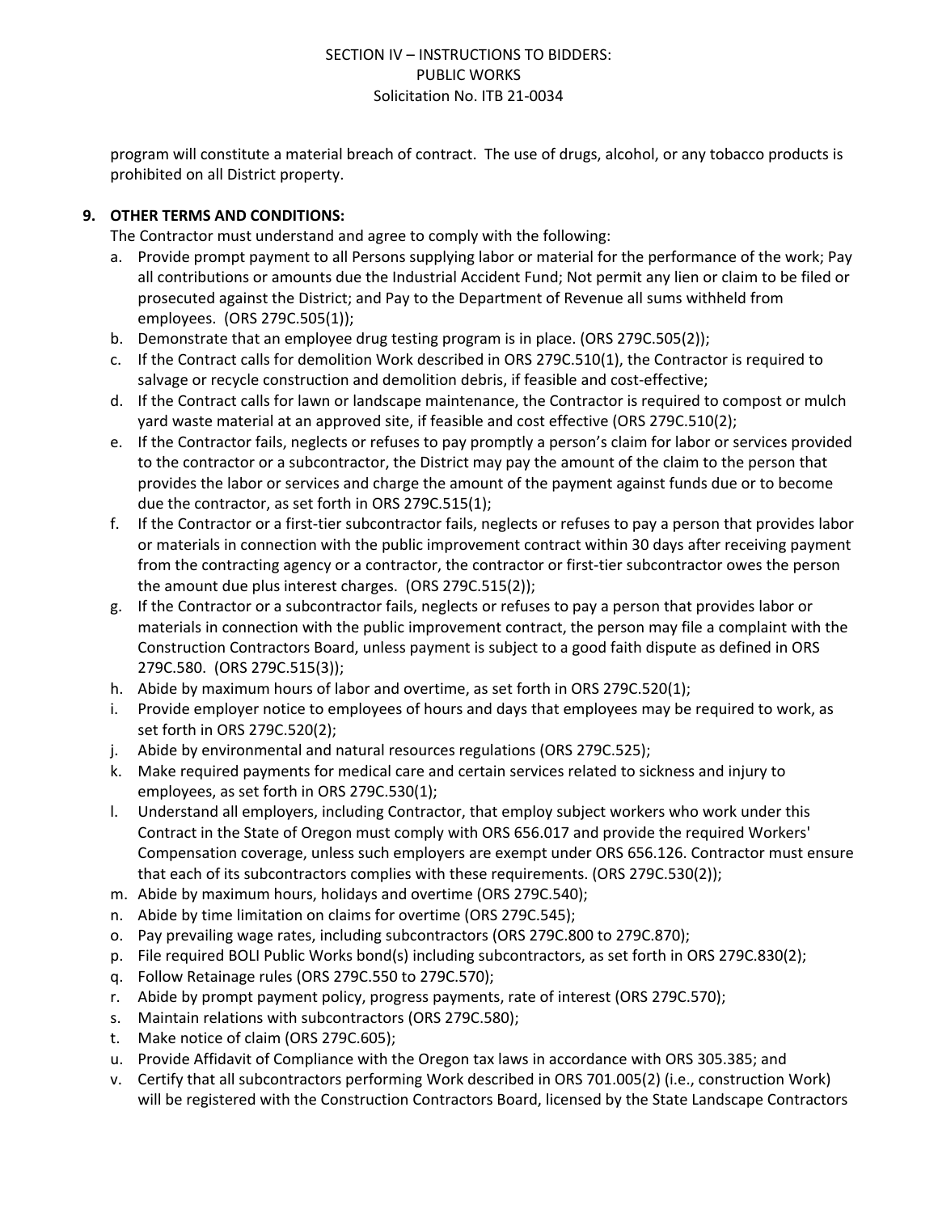program will constitute a material breach of contract. The use of drugs, alcohol, or any tobacco products is prohibited on all District property.

**9. OTHER TERMS AND CONDITIONS:**

The Contractor must understand and agree to comply with the following:

a. Provide prompt payment to all Persons supplying labor or material for the performance of the work; Pay all contributions or amounts due the Industrial Accident Fund; Not permit any lien or claim to be filed or prosecuted against the District; and Pay to the Department of Revenue all sums withheld from employees. (ORS 279C.505(1));
b. Demonstrate that an employee drug testing program is in place. (ORS 279C.505(2));
c. If the Contract calls for demolition Work described in ORS 279C.510(1), the Contractor is required to salvage or recycle construction and demolition debris, if feasible and cost-effective;
d. If the Contract calls for lawn or landscape maintenance, the Contractor is required to compost or mulch yard waste material at an approved site, if feasible and cost effective (ORS 279C.510(2);
e. If the Contractor fails, neglects or refuses to pay promptly a person's claim for labor or services provided to the contractor or a subcontractor, the District may pay the amount of the claim to the person that provides the labor or services and charge the amount of the payment against funds due or to become due the contractor, as set forth in ORS 279C.515(1);
f. If the Contractor or a first-tier subcontractor fails, neglects or refuses to pay a person that provides labor or materials in connection with the public improvement contract within 30 days after receiving payment from the contracting agency or a contractor, the contractor or first-tier subcontractor owes the person the amount due plus interest charges. (ORS 279C.515(2));
g. If the Contractor or a subcontractor fails, neglects or refuses to pay a person that provides labor or materials in connection with the public improvement contract, the person may file a complaint with the Construction Contractors Board, unless payment is subject to a good faith dispute as defined in ORS 279C.580. (ORS 279C.515(3));
h. Abide by maximum hours of labor and overtime, as set forth in ORS 279C.520(1);
i. Provide employer notice to employees of hours and days that employees may be required to work, as set forth in ORS 279C.520(2);
j. Abide by environmental and natural resources regulations (ORS 279C.525);
k. Make required payments for medical care and certain services related to sickness and injury to employees, as set forth in ORS 279C.530(1);
l. Understand all employers, including Contractor, that employ subject workers who work under this Contract in the State of Oregon must comply with ORS 656.017 and provide the required Workers' Compensation coverage, unless such employers are exempt under ORS 656.126. Contractor must ensure that each of its subcontractors complies with these requirements. (ORS 279C.530(2));
m. Abide by maximum hours, holidays and overtime (ORS 279C.540);
n. Abide by time limitation on claims for overtime (ORS 279C.545);
o. Pay prevailing wage rates, including subcontractors (ORS 279C.800 to 279C.870);
p. File required BOLI Public Works bond(s) including subcontractors, as set forth in ORS 279C.830(2);
q. Follow Retainage rules (ORS 279C.550 to 279C.570);
r. Abide by prompt payment policy, progress payments, rate of interest (ORS 279C.570);
s. Maintain relations with subcontractors (ORS 279C.580);
t. Make notice of claim (ORS 279C.605);
u. Provide Affidavit of Compliance with the Oregon tax laws in accordance with ORS 305.385; and
v. Certify that all subcontractors performing Work described in ORS 701.005(2) (i.e., construction Work) will be registered with the Construction Contractors Board, licensed by the State Landscape Contractors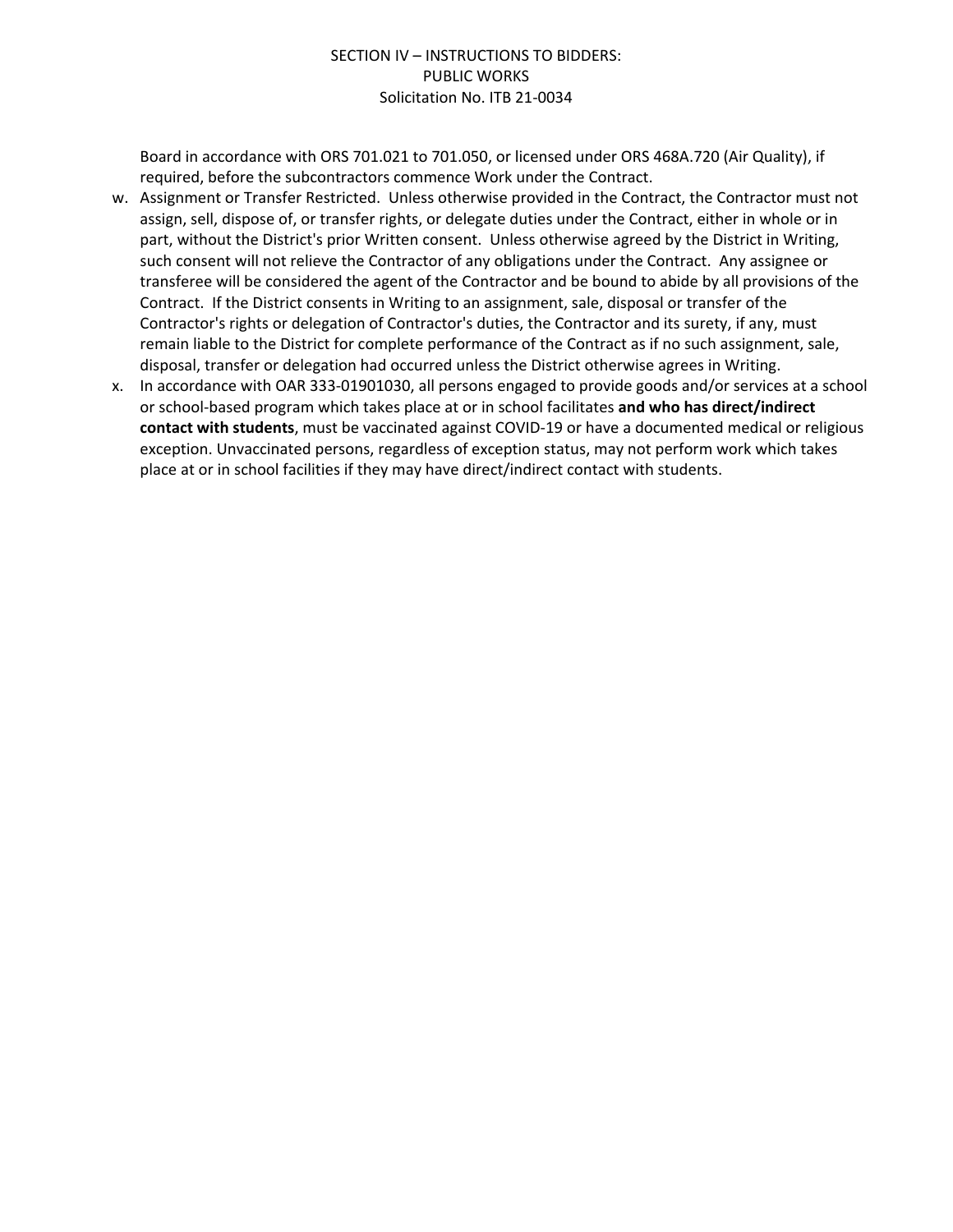Board in accordance with ORS 701.021 to 701.050, or licensed under ORS 468A.720 (Air Quality), if required, before the subcontractors commence Work under the Contract.

w. Assignment or Transfer Restricted. Unless otherwise provided in the Contract, the Contractor must not assign, sell, dispose of, or transfer rights, or delegate duties under the Contract, either in whole or in part, without the District's prior Written consent. Unless otherwise agreed by the District in Writing, such consent will not relieve the Contractor of any obligations under the Contract. Any assignee or transferee will be considered the agent of the Contractor and be bound to abide by all provisions of the Contract. If the District consents in Writing to an assignment, sale, disposal or transfer of the Contractor's rights or delegation of Contractor's duties, the Contractor and its surety, if any, must remain liable to the District for complete performance of the Contract as if no such assignment, sale, disposal, transfer or delegation had occurred unless the District otherwise agrees in Writing.

x. In accordance with OAR 333-01901030, all persons engaged to provide goods and/or services at a school or school-based program which takes place at or in school facilitates **and who has direct/indirect contact with students**, must be vaccinated against COVID-19 or have a documented medical or religious exception. Unvaccinated persons, regardless of exception status, may not perform work which takes place at or in school facilities if they may have direct/indirect contact with students.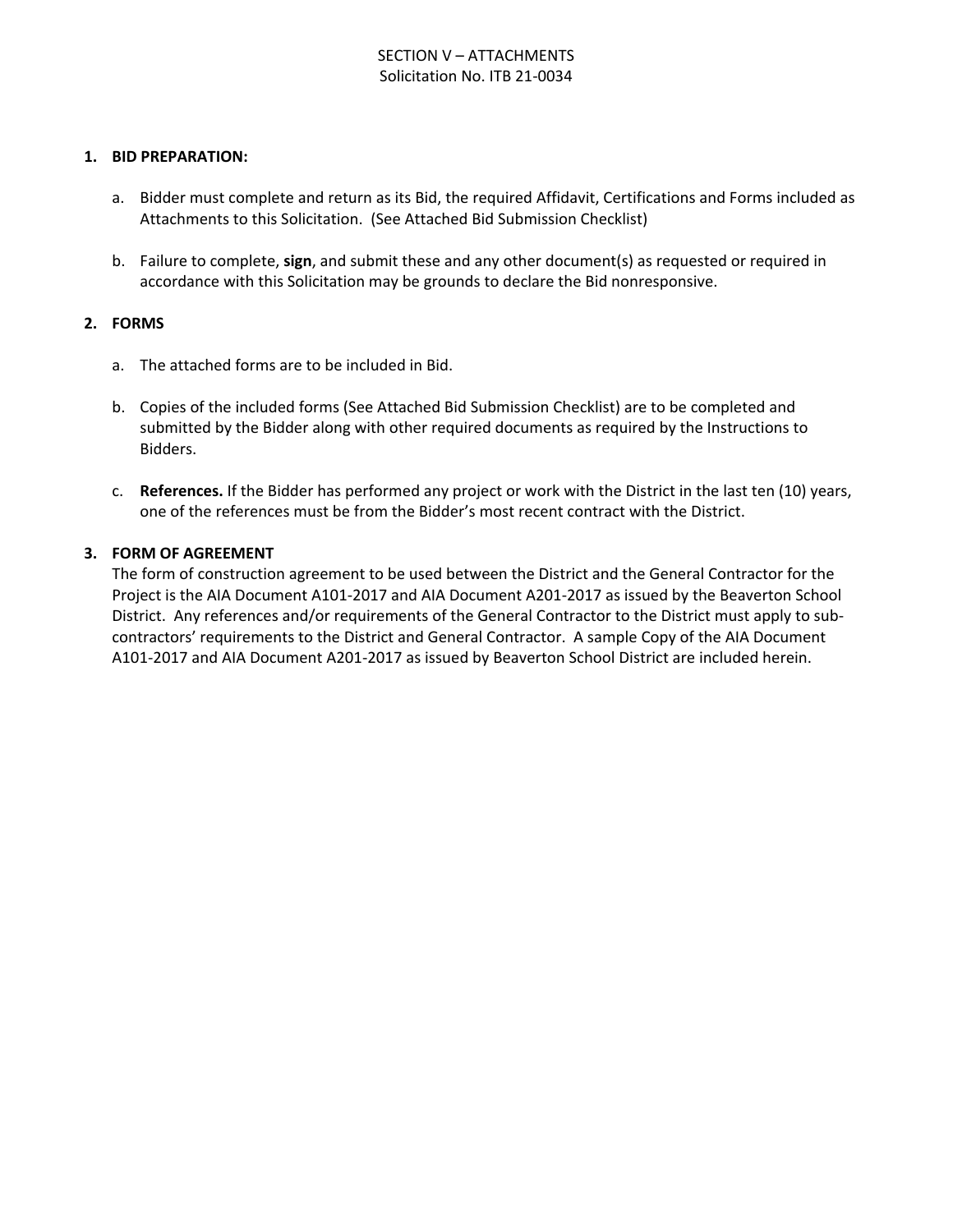SECTION V – ATTACHMENTS
Solicitation No. ITB 21-0034

**1. BID PREPARATION:**

a. Bidder must complete and return as its Bid, the required Affidavit, Certifications and Forms included as Attachments to this Solicitation. (See Attached Bid Submission Checklist)

b. Failure to complete, **sign**, and submit these and any other document(s) as requested or required in accordance with this Solicitation may be grounds to declare the Bid nonresponsive.

**2. FORMS**

a. The attached forms are to be included in Bid.

b. Copies of the included forms (See Attached Bid Submission Checklist) are to be completed and submitted by the Bidder along with other required documents as required by the Instructions to Bidders.

c. **References.** If the Bidder has performed any project or work with the District in the last ten (10) years, one of the references must be from the Bidder's most recent contract with the District.

**3. FORM OF AGREEMENT**

The form of construction agreement to be used between the District and the General Contractor for the Project is the AIA Document A101-2017 and AIA Document A201-2017 as issued by the Beaverton School District. Any references and/or requirements of the General Contractor to the District must apply to sub-contractors' requirements to the District and General Contractor. A sample Copy of the AIA Document A101-2017 and AIA Document A201-2017 as issued by Beaverton School District are included herein.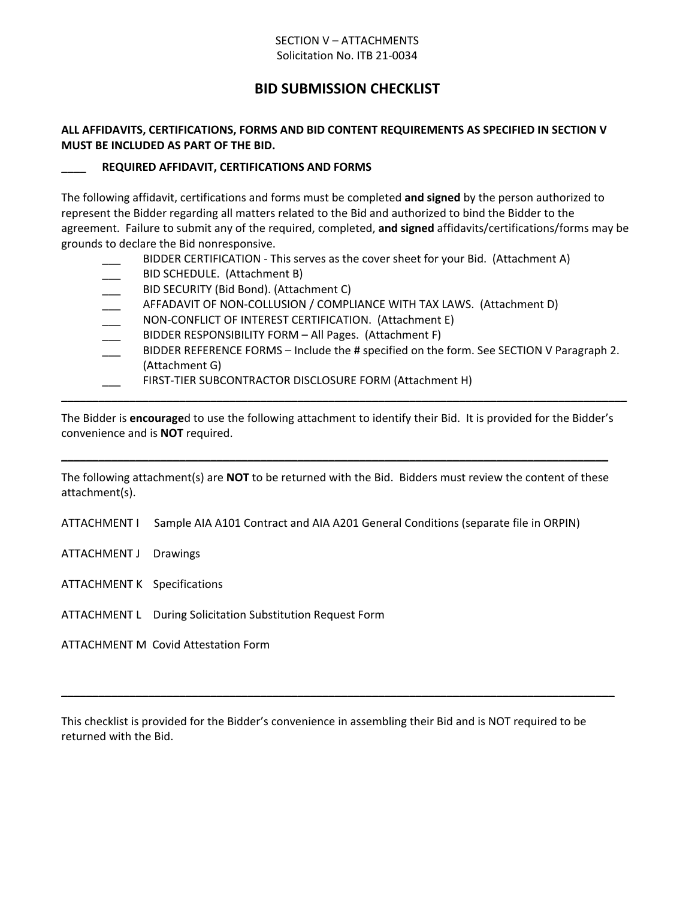SECTION V – ATTACHMENTS
Solicitation No. ITB 21-0034

# BID SUBMISSION CHECKLIST

**ALL AFFIDAVITS, CERTIFICATIONS, FORMS AND BID CONTENT REQUIREMENTS AS SPECIFIED IN SECTION V MUST BE INCLUDED AS PART OF THE BID.**

**____ REQUIRED AFFIDAVIT, CERTIFICATIONS AND FORMS**

The following affidavit, certifications and forms must be completed **and signed** by the person authorized to represent the Bidder regarding all matters related to the Bid and authorized to bind the Bidder to the agreement. Failure to submit any of the required, completed, **and signed** affidavits/certifications/forms may be grounds to declare the Bid nonresponsive.

- ___ BIDDER CERTIFICATION - This serves as the cover sheet for your Bid. (Attachment A)
- ___ BID SCHEDULE. (Attachment B)
- ___ BID SECURITY (Bid Bond). (Attachment C)
- ___ AFFADAVIT OF NON-COLLUSION / COMPLIANCE WITH TAX LAWS. (Attachment D)
- ___ NON-CONFLICT OF INTEREST CERTIFICATION. (Attachment E)
- ___ BIDDER RESPONSIBILITY FORM – All Pages. (Attachment F)
- ___ BIDDER REFERENCE FORMS – Include the # specified on the form. See SECTION V Paragraph 2. (Attachment G)
- ___ FIRST-TIER SUBCONTRACTOR DISCLOSURE FORM (Attachment H)

---

The Bidder is **encourage**d to use the following attachment to identify their Bid. It is provided for the Bidder's convenience and is **NOT** required.

---

The following attachment(s) are **NOT** to be returned with the Bid. Bidders must review the content of these attachment(s).

ATTACHMENT I Sample AIA A101 Contract and AIA A201 General Conditions (separate file in ORPIN)

ATTACHMENT J Drawings

ATTACHMENT K Specifications

ATTACHMENT L During Solicitation Substitution Request Form

ATTACHMENT M Covid Attestation Form

---

This checklist is provided for the Bidder's convenience in assembling their Bid and is NOT required to be returned with the Bid.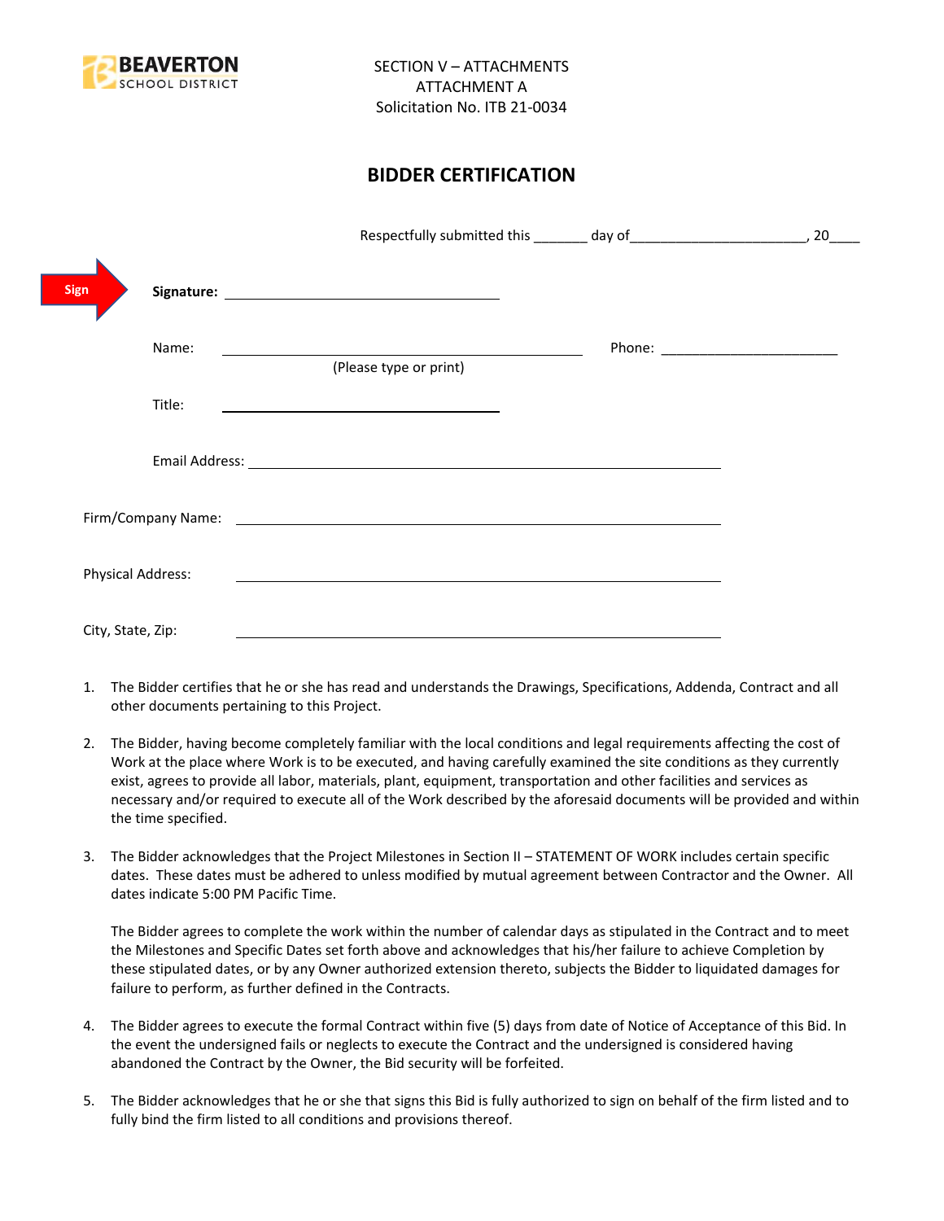BEAVERTON SCHOOL DISTRICT

SECTION V – ATTACHMENTS
ATTACHMENT A
Solicitation No. ITB 21-0034

# BIDDER CERTIFICATION

Respectfully submitted this _______ day of_______________________, 20____

Sign **Signature:** ___________________________________

Name: _______________________________________________ Phone: ________________________
(Please type or print)

Title: ___________________________________

Email Address: ______________________________________________________________

Firm/Company Name: ______________________________________________________________

Physical Address: ______________________________________________________________

City, State, Zip: ______________________________________________________________

1. The Bidder certifies that he or she has read and understands the Drawings, Specifications, Addenda, Contract and all other documents pertaining to this Project.

2. The Bidder, having become completely familiar with the local conditions and legal requirements affecting the cost of Work at the place where Work is to be executed, and having carefully examined the site conditions as they currently exist, agrees to provide all labor, materials, plant, equipment, transportation and other facilities and services as necessary and/or required to execute all of the Work described by the aforesaid documents will be provided and within the time specified.

3. The Bidder acknowledges that the Project Milestones in Section II – STATEMENT OF WORK includes certain specific dates. These dates must be adhered to unless modified by mutual agreement between Contractor and the Owner. All dates indicate 5:00 PM Pacific Time.

   The Bidder agrees to complete the work within the number of calendar days as stipulated in the Contract and to meet the Milestones and Specific Dates set forth above and acknowledges that his/her failure to achieve Completion by these stipulated dates, or by any Owner authorized extension thereto, subjects the Bidder to liquidated damages for failure to perform, as further defined in the Contracts.

4. The Bidder agrees to execute the formal Contract within five (5) days from date of Notice of Acceptance of this Bid. In the event the undersigned fails or neglects to execute the Contract and the undersigned is considered having abandoned the Contract by the Owner, the Bid security will be forfeited.

5. The Bidder acknowledges that he or she that signs this Bid is fully authorized to sign on behalf of the firm listed and to fully bind the firm listed to all conditions and provisions thereof.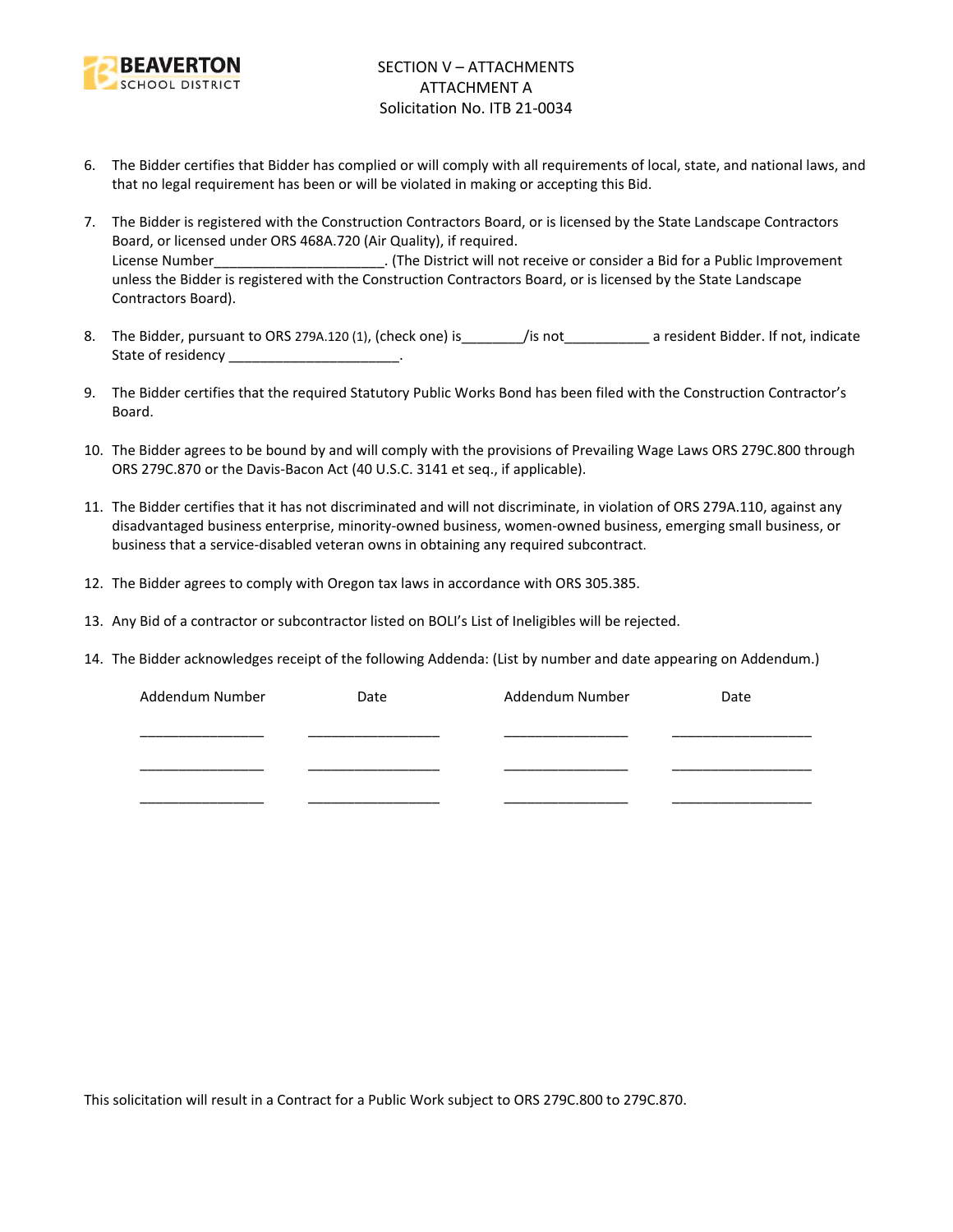SECTION V – ATTACHMENTS
ATTACHMENT A
Solicitation No. ITB 21-0034

6. The Bidder certifies that Bidder has complied or will comply with all requirements of local, state, and national laws, and that no legal requirement has been or will be violated in making or accepting this Bid.

7. The Bidder is registered with the Construction Contractors Board, or is licensed by the State Landscape Contractors Board, or licensed under ORS 468A.720 (Air Quality), if required.
   License Number______________________. (The District will not receive or consider a Bid for a Public Improvement unless the Bidder is registered with the Construction Contractors Board, or is licensed by the State Landscape Contractors Board).

8. The Bidder, pursuant to ORS 279A.120 (1), (check one) is________/is not___________ a resident Bidder. If not, indicate State of residency ______________________.

9. The Bidder certifies that the required Statutory Public Works Bond has been filed with the Construction Contractor's Board.

10. The Bidder agrees to be bound by and will comply with the provisions of Prevailing Wage Laws ORS 279C.800 through ORS 279C.870 or the Davis-Bacon Act (40 U.S.C. 3141 et seq., if applicable).

11. The Bidder certifies that it has not discriminated and will not discriminate, in violation of ORS 279A.110, against any disadvantaged business enterprise, minority-owned business, women-owned business, emerging small business, or business that a service-disabled veteran owns in obtaining any required subcontract.

12. The Bidder agrees to comply with Oregon tax laws in accordance with ORS 305.385.

13. Any Bid of a contractor or subcontractor listed on BOLI's List of Ineligibles will be rejected.

14. The Bidder acknowledges receipt of the following Addenda: (List by number and date appearing on Addendum.)

| Addendum Number | Date | Addendum Number | Date |
| --- | --- | --- | --- |
| ________________ | __________________ | ________________ | ___________________ |
| ________________ | __________________ | ________________ | ___________________ |
| ________________ | __________________ | ________________ | ___________________ |

This solicitation will result in a Contract for a Public Work subject to ORS 279C.800 to 279C.870.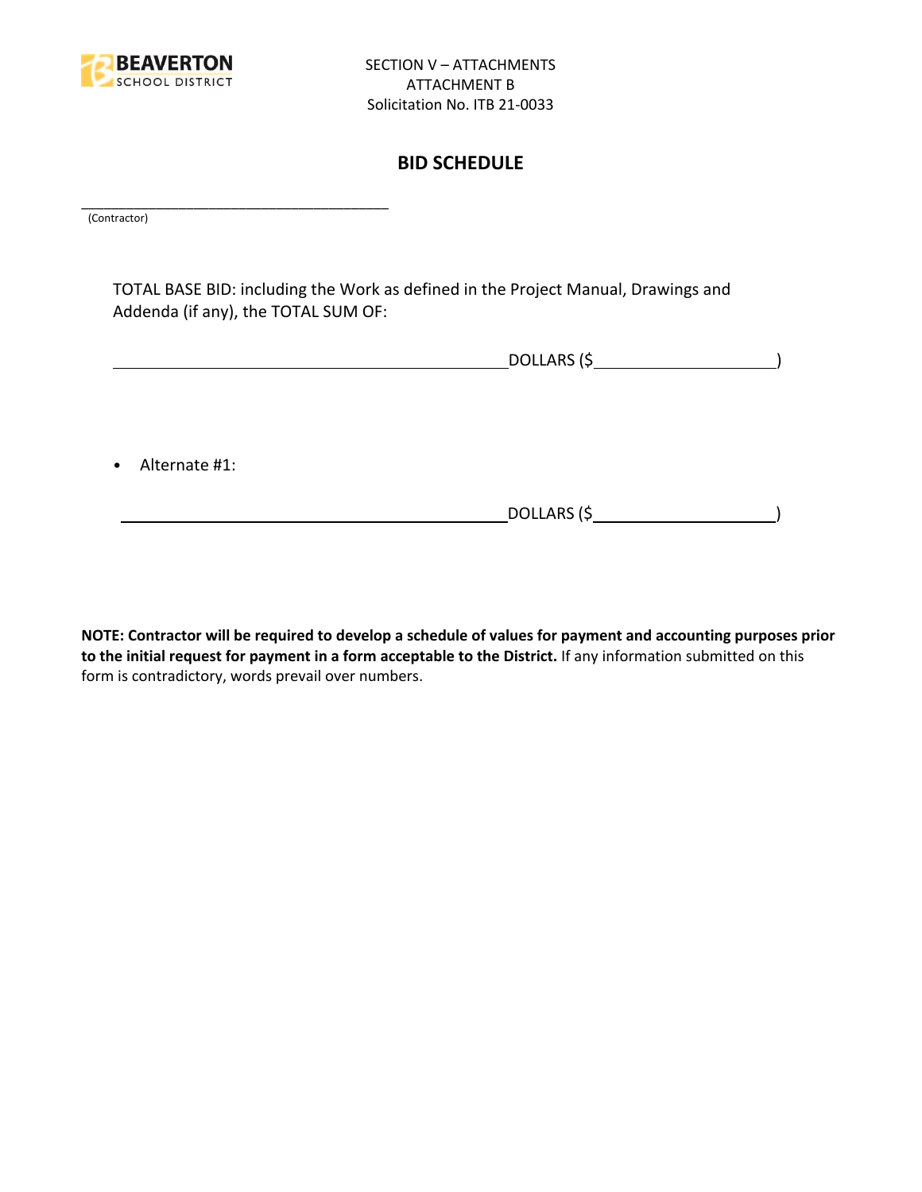SECTION V – ATTACHMENTS
ATTACHMENT B
Solicitation No. ITB 21-0033

## BID SCHEDULE

\_\_\_\_\_\_\_\_\_\_\_\_\_\_\_\_\_\_\_\_\_\_\_\_\_\_\_\_\_\_\_\_\_\_\_\_\_\_\_\_
(Contractor)

TOTAL BASE BID: including the Work as defined in the Project Manual, Drawings and Addenda (if any), the TOTAL SUM OF:

\_\_\_\_\_\_\_\_\_\_\_\_\_\_\_\_\_\_\_\_\_\_\_\_\_\_\_\_\_\_\_\_\_\_\_\_\_\_\_\_\_\_\_\_DOLLARS ($\_\_\_\_\_\_\_\_\_\_\_\_\_\_\_\_\_\_\_\_)

- Alternate #1:

\_\_\_\_\_\_\_\_\_\_\_\_\_\_\_\_\_\_\_\_\_\_\_\_\_\_\_\_\_\_\_\_\_\_\_\_\_\_\_\_\_\_\_\_DOLLARS ($\_\_\_\_\_\_\_\_\_\_\_\_\_\_\_\_\_\_\_\_)

**NOTE: Contractor will be required to develop a schedule of values for payment and accounting purposes prior to the initial request for payment in a form acceptable to the District.** If any information submitted on this form is contradictory, words prevail over numbers.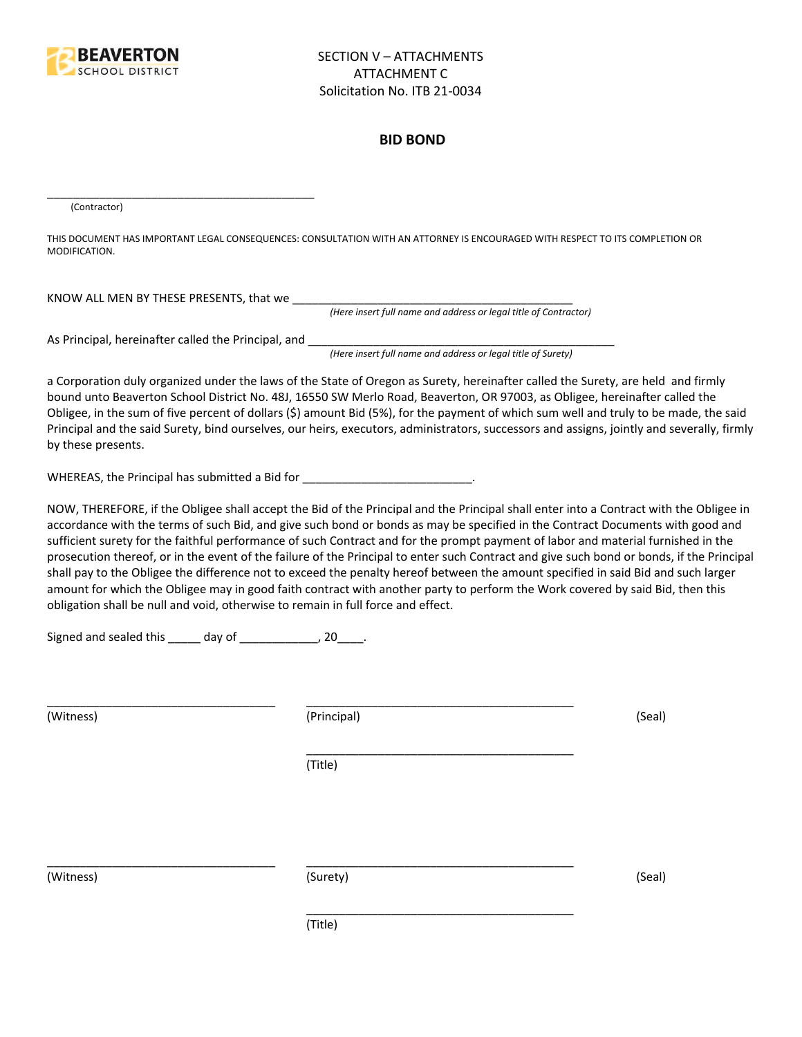SECTION V – ATTACHMENTS
ATTACHMENT C
Solicitation No. ITB 21-0034

## BID BOND

\_\_\_\_\_\_\_\_\_\_\_\_\_\_\_\_\_\_\_\_\_\_\_\_\_\_\_\_\_\_\_\_\_\_\_\_\_\_\_\_\_\_\_\_
(Contractor)

THIS DOCUMENT HAS IMPORTANT LEGAL CONSEQUENCES: CONSULTATION WITH AN ATTORNEY IS ENCOURAGED WITH RESPECT TO ITS COMPLETION OR MODIFICATION.

KNOW ALL MEN BY THESE PRESENTS, that we \_\_\_\_\_\_\_\_\_\_\_\_\_\_\_\_\_\_\_\_\_\_\_\_\_\_\_\_\_\_\_\_\_\_\_\_\_\_\_\_\_\_\_\_
*(Here insert full name and address or legal title of Contractor)*

As Principal, hereinafter called the Principal, and \_\_\_\_\_\_\_\_\_\_\_\_\_\_\_\_\_\_\_\_\_\_\_\_\_\_\_\_\_\_\_\_\_\_\_\_\_\_\_\_\_\_\_\_\_\_\_\_
*(Here insert full name and address or legal title of Surety)*

a Corporation duly organized under the laws of the State of Oregon as Surety, hereinafter called the Surety, are held and firmly bound unto Beaverton School District No. 48J, 16550 SW Merlo Road, Beaverton, OR 97003, as Obligee, hereinafter called the Obligee, in the sum of five percent of dollars ($) amount Bid (5%), for the payment of which sum well and truly to be made, the said Principal and the said Surety, bind ourselves, our heirs, executors, administrators, successors and assigns, jointly and severally, firmly by these presents.

WHEREAS, the Principal has submitted a Bid for \_\_\_\_\_\_\_\_\_\_\_\_\_\_\_\_\_\_\_\_\_\_\_\_\_\_.

NOW, THEREFORE, if the Obligee shall accept the Bid of the Principal and the Principal shall enter into a Contract with the Obligee in accordance with the terms of such Bid, and give such bond or bonds as may be specified in the Contract Documents with good and sufficient surety for the faithful performance of such Contract and for the prompt payment of labor and material furnished in the prosecution thereof, or in the event of the failure of the Principal to enter such Contract and give such bond or bonds, if the Principal shall pay to the Obligee the difference not to exceed the penalty hereof between the amount specified in said Bid and such larger amount for which the Obligee may in good faith contract with another party to perform the Work covered by said Bid, then this obligation shall be null and void, otherwise to remain in full force and effect.

Signed and sealed this \_\_\_\_\_ day of \_\_\_\_\_\_\_\_\_\_\_\_, 20\_\_\_\_.

\_\_\_\_\_\_\_\_\_\_\_\_\_\_\_\_\_\_\_\_\_\_\_\_\_\_\_\_\_\_\_\_\_\_\_ \_\_\_\_\_\_\_\_\_\_\_\_\_\_\_\_\_\_\_\_\_\_\_\_\_\_\_\_\_\_\_\_\_\_\_\_\_\_\_\_\_\_
(Witness) (Principal) (Seal)

\_\_\_\_\_\_\_\_\_\_\_\_\_\_\_\_\_\_\_\_\_\_\_\_\_\_\_\_\_\_\_\_\_\_\_\_\_\_\_\_\_\_
(Title)

\_\_\_\_\_\_\_\_\_\_\_\_\_\_\_\_\_\_\_\_\_\_\_\_\_\_\_\_\_\_\_\_\_\_\_ \_\_\_\_\_\_\_\_\_\_\_\_\_\_\_\_\_\_\_\_\_\_\_\_\_\_\_\_\_\_\_\_\_\_\_\_\_\_\_\_\_\_
(Witness) (Surety) (Seal)

\_\_\_\_\_\_\_\_\_\_\_\_\_\_\_\_\_\_\_\_\_\_\_\_\_\_\_\_\_\_\_\_\_\_\_\_\_\_\_\_\_\_
(Title)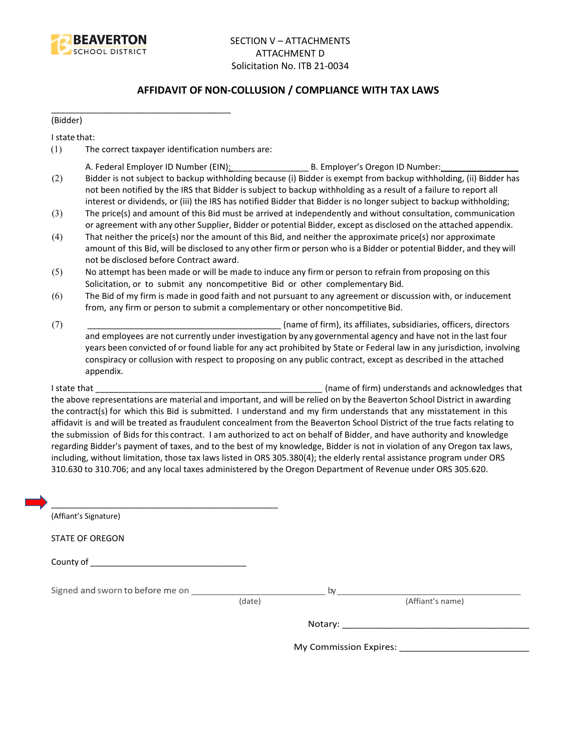BEAVERTON SCHOOL DISTRICT

SECTION V – ATTACHMENTS
ATTACHMENT D
Solicitation No. ITB 21-0034

## AFFIDAVIT OF NON-COLLUSION / COMPLIANCE WITH TAX LAWS

_______________________________________
(Bidder)

I state that:

(1) The correct taxpayer identification numbers are:

A. Federal Employer ID Number (EIN): _________________ B. Employer's Oregon ID Number: _________________

(2) Bidder is not subject to backup withholding because (i) Bidder is exempt from backup withholding, (ii) Bidder has not been notified by the IRS that Bidder is subject to backup withholding as a result of a failure to report all interest or dividends, or (iii) the IRS has notified Bidder that Bidder is no longer subject to backup withholding;

(3) The price(s) and amount of this Bid must be arrived at independently and without consultation, communication or agreement with any other Supplier, Bidder or potential Bidder, except as disclosed on the attached appendix.

(4) That neither the price(s) nor the amount of this Bid, and neither the approximate price(s) nor approximate amount of this Bid, will be disclosed to any other firm or person who is a Bidder or potential Bidder, and they will not be disclosed before Contract award.

(5) No attempt has been made or will be made to induce any firm or person to refrain from proposing on this Solicitation, or to submit any noncompetitive Bid or other complementary Bid.

(6) The Bid of my firm is made in good faith and not pursuant to any agreement or discussion with, or inducement from, any firm or person to submit a complementary or other noncompetitive Bid.

(7) _________________________________________ (name of firm), its affiliates, subsidiaries, officers, directors and employees are not currently under investigation by any governmental agency and have not in the last four years been convicted of or found liable for any act prohibited by State or Federal law in any jurisdiction, involving conspiracy or collusion with respect to proposing on any public contract, except as described in the attached appendix.

I state that _________________________________________________ (name of firm) understands and acknowledges that the above representations are material and important, and will be relied on by the Beaverton School District in awarding the contract(s) for which this Bid is submitted. I understand and my firm understands that any misstatement in this affidavit is and will be treated as fraudulent concealment from the Beaverton School District of the true facts relating to the submission of Bids for this contract. I am authorized to act on behalf of Bidder, and have authority and knowledge regarding Bidder's payment of taxes, and to the best of my knowledge, Bidder is not in violation of any Oregon tax laws, including, without limitation, those tax laws listed in ORS 305.380(4); the elderly rental assistance program under ORS 310.630 to 310.706; and any local taxes administered by the Oregon Department of Revenue under ORS 305.620.

_________________________________________________
(Affiant's Signature)

STATE OF OREGON

County of ________________________________

Signed and sworn to before me on ____________________________ by ________________________________________
(date) (Affiant's name)

Notary: ______________________________________

My Commission Expires: __________________________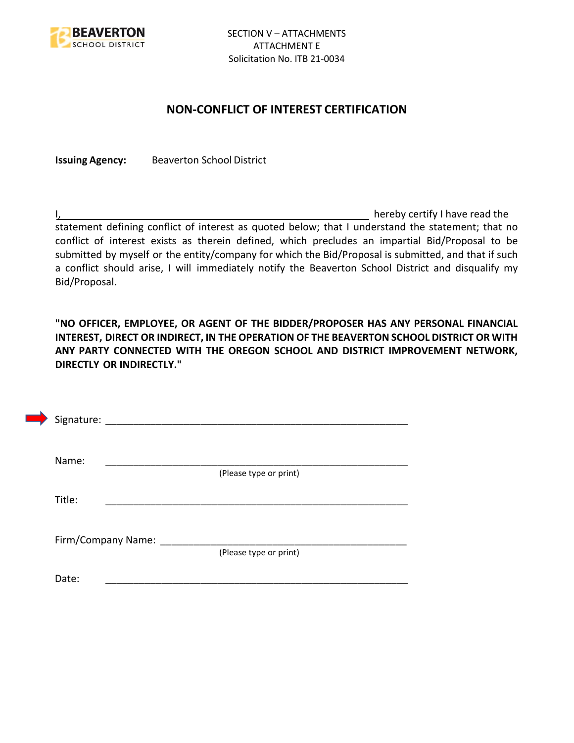SECTION V – ATTACHMENTS
ATTACHMENT E
Solicitation No. ITB 21-0034

## NON-CONFLICT OF INTEREST CERTIFICATION

**Issuing Agency:** Beaverton School District

I,\_\_\_\_\_\_\_\_\_\_\_\_\_\_\_\_\_\_\_\_\_\_\_\_\_\_\_\_\_\_\_\_\_\_\_\_\_\_\_\_\_\_\_\_\_\_\_\_\_\_\_\_\_\_\_\_ hereby certify I have read the statement defining conflict of interest as quoted below; that I understand the statement; that no conflict of interest exists as therein defined, which precludes an impartial Bid/Proposal to be submitted by myself or the entity/company for which the Bid/Proposal is submitted, and that if such a conflict should arise, I will immediately notify the Beaverton School District and disqualify my Bid/Proposal.

**"NO OFFICER, EMPLOYEE, OR AGENT OF THE BIDDER/PROPOSER HAS ANY PERSONAL FINANCIAL INTEREST, DIRECT OR INDIRECT, IN THE OPERATION OF THE BEAVERTON SCHOOL DISTRICT OR WITH ANY PARTY CONNECTED WITH THE OREGON SCHOOL AND DISTRICT IMPROVEMENT NETWORK, DIRECTLY OR INDIRECTLY."**

Signature: \_\_\_\_\_\_\_\_\_\_\_\_\_\_\_\_\_\_\_\_\_\_\_\_\_\_\_\_\_\_\_\_\_\_\_\_\_\_\_\_\_\_\_\_\_\_\_\_\_\_\_\_\_\_

Name: \_\_\_\_\_\_\_\_\_\_\_\_\_\_\_\_\_\_\_\_\_\_\_\_\_\_\_\_\_\_\_\_\_\_\_\_\_\_\_\_\_\_\_\_\_\_\_\_\_\_\_\_\_\_
(Please type or print)

Title: \_\_\_\_\_\_\_\_\_\_\_\_\_\_\_\_\_\_\_\_\_\_\_\_\_\_\_\_\_\_\_\_\_\_\_\_\_\_\_\_\_\_\_\_\_\_\_\_\_\_\_\_\_\_

Firm/Company Name: \_\_\_\_\_\_\_\_\_\_\_\_\_\_\_\_\_\_\_\_\_\_\_\_\_\_\_\_\_\_\_\_\_\_\_\_\_\_\_\_\_\_\_\_
(Please type or print)

Date: \_\_\_\_\_\_\_\_\_\_\_\_\_\_\_\_\_\_\_\_\_\_\_\_\_\_\_\_\_\_\_\_\_\_\_\_\_\_\_\_\_\_\_\_\_\_\_\_\_\_\_\_\_\_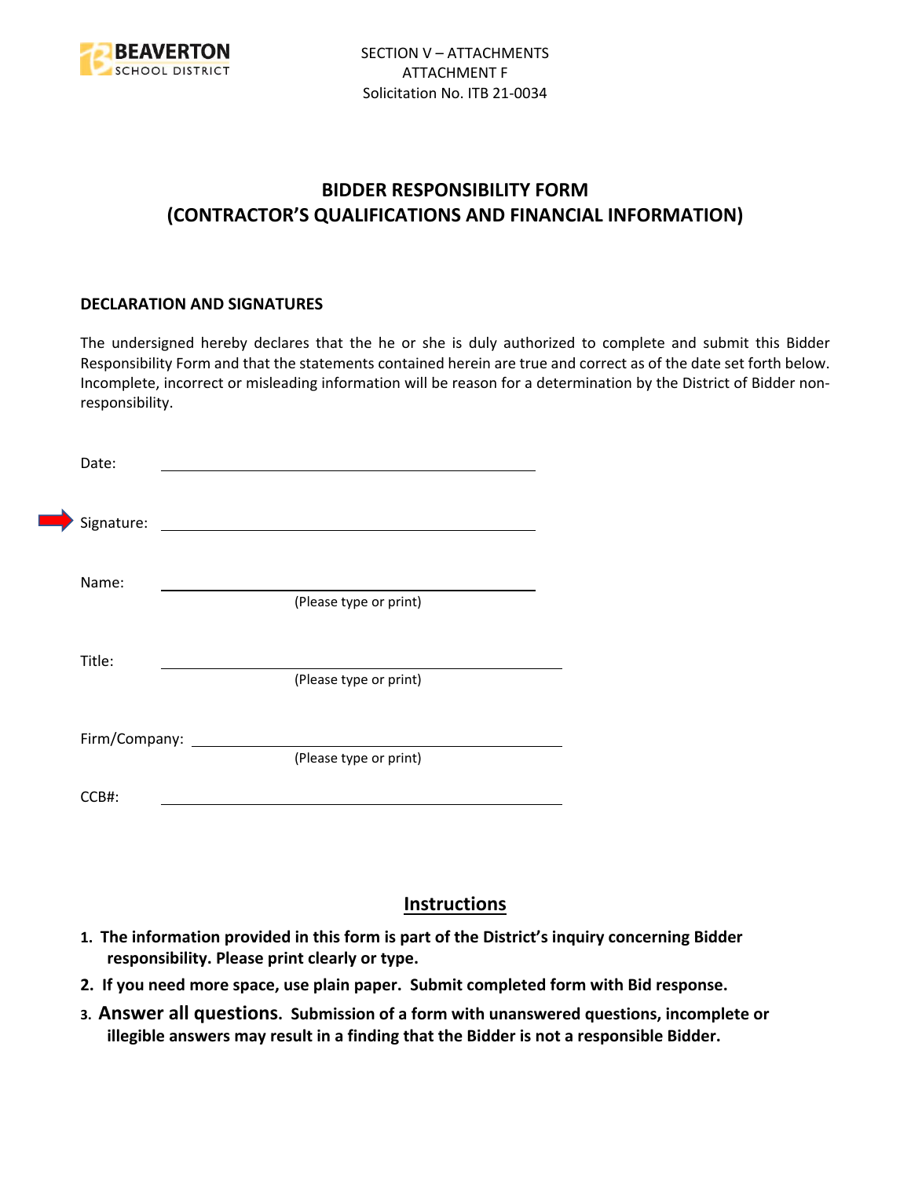SECTION V – ATTACHMENTS
ATTACHMENT F
Solicitation No. ITB 21-0034

# BIDDER RESPONSIBILITY FORM
# (CONTRACTOR'S QUALIFICATIONS AND FINANCIAL INFORMATION)

**DECLARATION AND SIGNATURES**

The undersigned hereby declares that the he or she is duly authorized to complete and submit this Bidder Responsibility Form and that the statements contained herein are true and correct as of the date set forth below. Incomplete, incorrect or misleading information will be reason for a determination by the District of Bidder non-responsibility.

Date: ______________________________

Signature: ______________________________

Name: ______________________________
(Please type or print)

Title: ______________________________
(Please type or print)

Firm/Company: ______________________________
(Please type or print)

CCB#: ______________________________

## Instructions

1. **The information provided in this form is part of the District's inquiry concerning Bidder responsibility. Please print clearly or type.**
2. **If you need more space, use plain paper. Submit completed form with Bid response.**
3. **Answer all questions. Submission of a form with unanswered questions, incomplete or illegible answers may result in a finding that the Bidder is not a responsible Bidder.**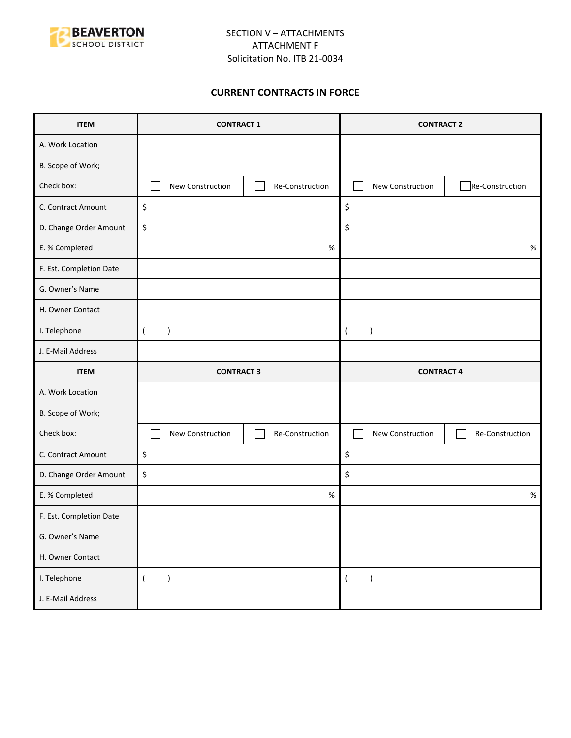SECTION V – ATTACHMENTS
ATTACHMENT F
Solicitation No. ITB 21-0034

## CURRENT CONTRACTS IN FORCE

| ITEM | CONTRACT 1 | | CONTRACT 2 | |
|---|---|---|---|---|
| A. Work Location | | | | |
| B. Scope of Work; | | | | |
| Check box: | ☐ New Construction | ☐ Re-Construction | ☐ New Construction | ☐ Re-Construction |
| C. Contract Amount | $ | | $ | |
| D. Change Order Amount | $ | | $ | |
| E. % Completed | % | | % | |
| F. Est. Completion Date | | | | |
| G. Owner's Name | | | | |
| H. Owner Contact | | | | |
| I. Telephone | ( ) | | ( ) | |
| J. E-Mail Address | | | | |
| **ITEM** | **CONTRACT 3** | | **CONTRACT 4** | |
| A. Work Location | | | | |
| B. Scope of Work; | | | | |
| Check box: | ☐ New Construction | ☐ Re-Construction | ☐ New Construction | ☐ Re-Construction |
| C. Contract Amount | $ | | $ | |
| D. Change Order Amount | $ | | $ | |
| E. % Completed | % | | % | |
| F. Est. Completion Date | | | | |
| G. Owner's Name | | | | |
| H. Owner Contact | | | | |
| I. Telephone | ( ) | | ( ) | |
| J. E-Mail Address | | | | |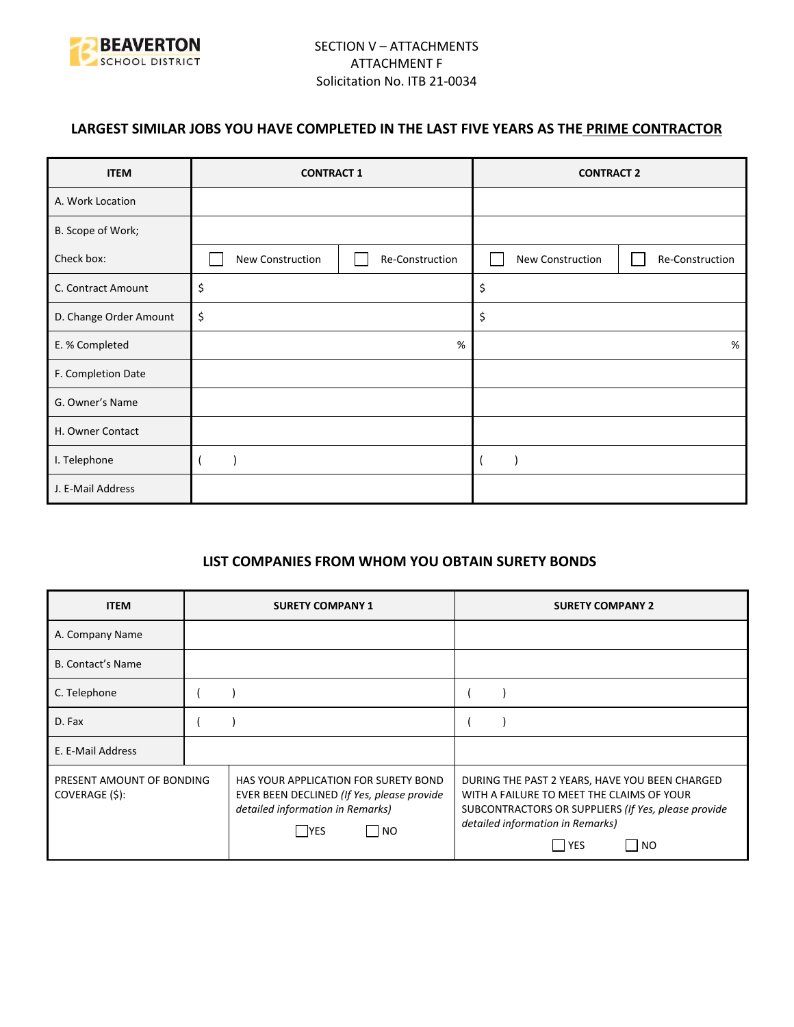SECTION V – ATTACHMENTS
ATTACHMENT F
Solicitation No. ITB 21-0034

## LARGEST SIMILAR JOBS YOU HAVE COMPLETED IN THE LAST FIVE YEARS AS THE PRIME CONTRACTOR

| ITEM | CONTRACT 1 | | CONTRACT 2 | |
|---|---|---|---|---|
| A. Work Location | | | | |
| B. Scope of Work; | | | | |
| Check box: | ☐ New Construction | ☐ Re-Construction | ☐ New Construction | ☐ Re-Construction |
| C. Contract Amount | $ | | $ | |
| D. Change Order Amount | $ | | $ | |
| E. % Completed | % | | % | |
| F. Completion Date | | | | |
| G. Owner's Name | | | | |
| H. Owner Contact | | | | |
| I. Telephone | ( ) | | ( ) | |
| J. E-Mail Address | | | | |

## LIST COMPANIES FROM WHOM YOU OBTAIN SURETY BONDS

| ITEM | SURETY COMPANY 1 | SURETY COMPANY 2 |
|---|---|---|
| A. Company Name | | |
| B. Contact's Name | | |
| C. Telephone | ( ) | ( ) |
| D. Fax | ( ) | ( ) |
| E. E-Mail Address | | |
| PRESENT AMOUNT OF BONDING COVERAGE ($): | HAS YOUR APPLICATION FOR SURETY BOND EVER BEEN DECLINED *(If Yes, please provide detailed information in Remarks)* ☐ YES ☐ NO | DURING THE PAST 2 YEARS, HAVE YOU BEEN CHARGED WITH A FAILURE TO MEET THE CLAIMS OF YOUR SUBCONTRACTORS OR SUPPLIERS *(If Yes, please provide detailed information in Remarks)* ☐ YES ☐ NO |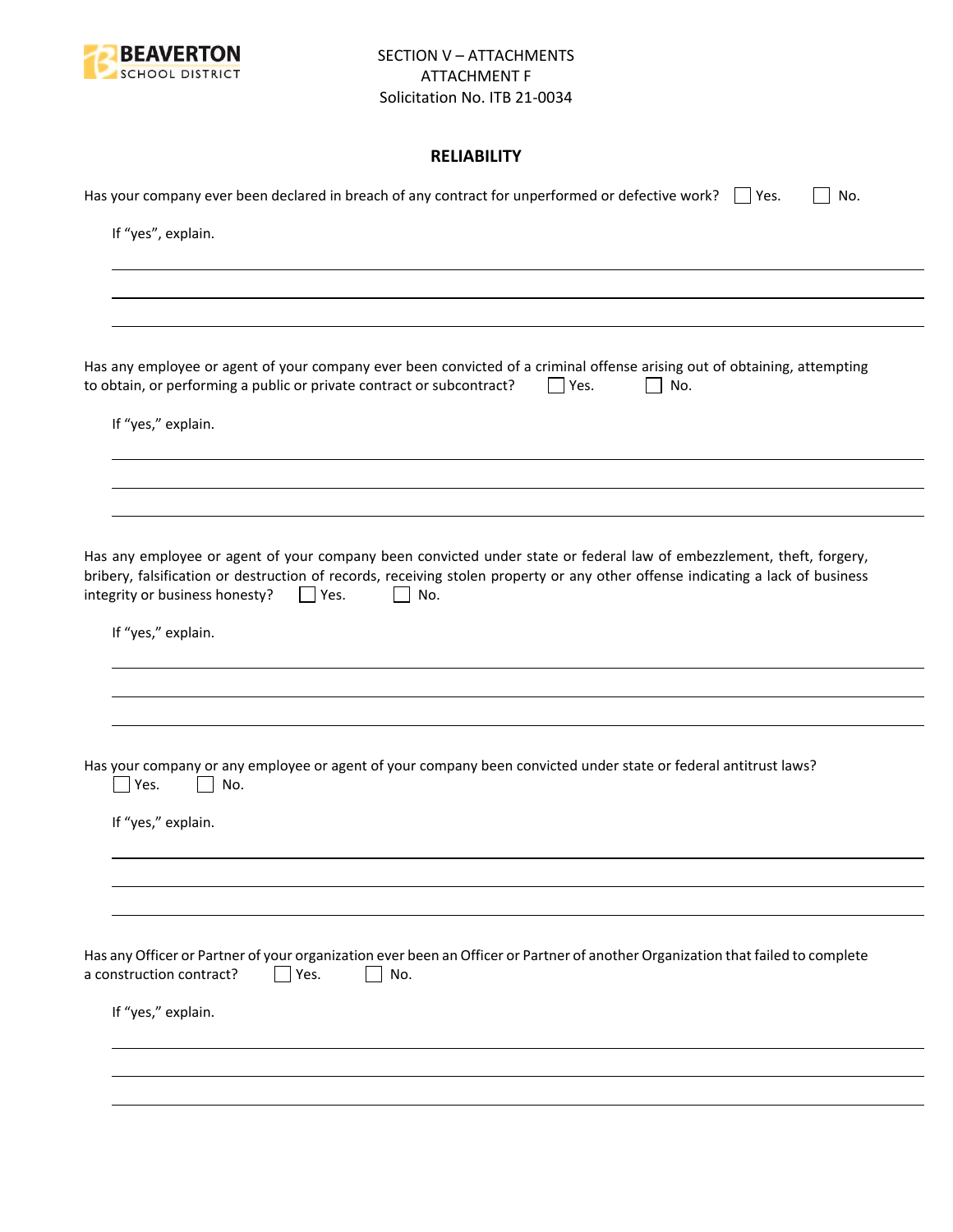SECTION V – ATTACHMENTS
ATTACHMENT F
Solicitation No. ITB 21-0034

## RELIABILITY

Has your company ever been declared in breach of any contract for unperformed or defective work? ☐ Yes. ☐ No.

If "yes", explain.

______________________________________________________________________

______________________________________________________________________

______________________________________________________________________

Has any employee or agent of your company ever been convicted of a criminal offense arising out of obtaining, attempting to obtain, or performing a public or private contract or subcontract? ☐ Yes. ☐ No.

If "yes," explain.

______________________________________________________________________

______________________________________________________________________

______________________________________________________________________

Has any employee or agent of your company been convicted under state or federal law of embezzlement, theft, forgery, bribery, falsification or destruction of records, receiving stolen property or any other offense indicating a lack of business integrity or business honesty? ☐ Yes. ☐ No.

If "yes," explain.

______________________________________________________________________

______________________________________________________________________

______________________________________________________________________

Has your company or any employee or agent of your company been convicted under state or federal antitrust laws?
☐ Yes. ☐ No.

If "yes," explain.

______________________________________________________________________

______________________________________________________________________

______________________________________________________________________

Has any Officer or Partner of your organization ever been an Officer or Partner of another Organization that failed to complete a construction contract? ☐ Yes. ☐ No.

If "yes," explain.

______________________________________________________________________

______________________________________________________________________

______________________________________________________________________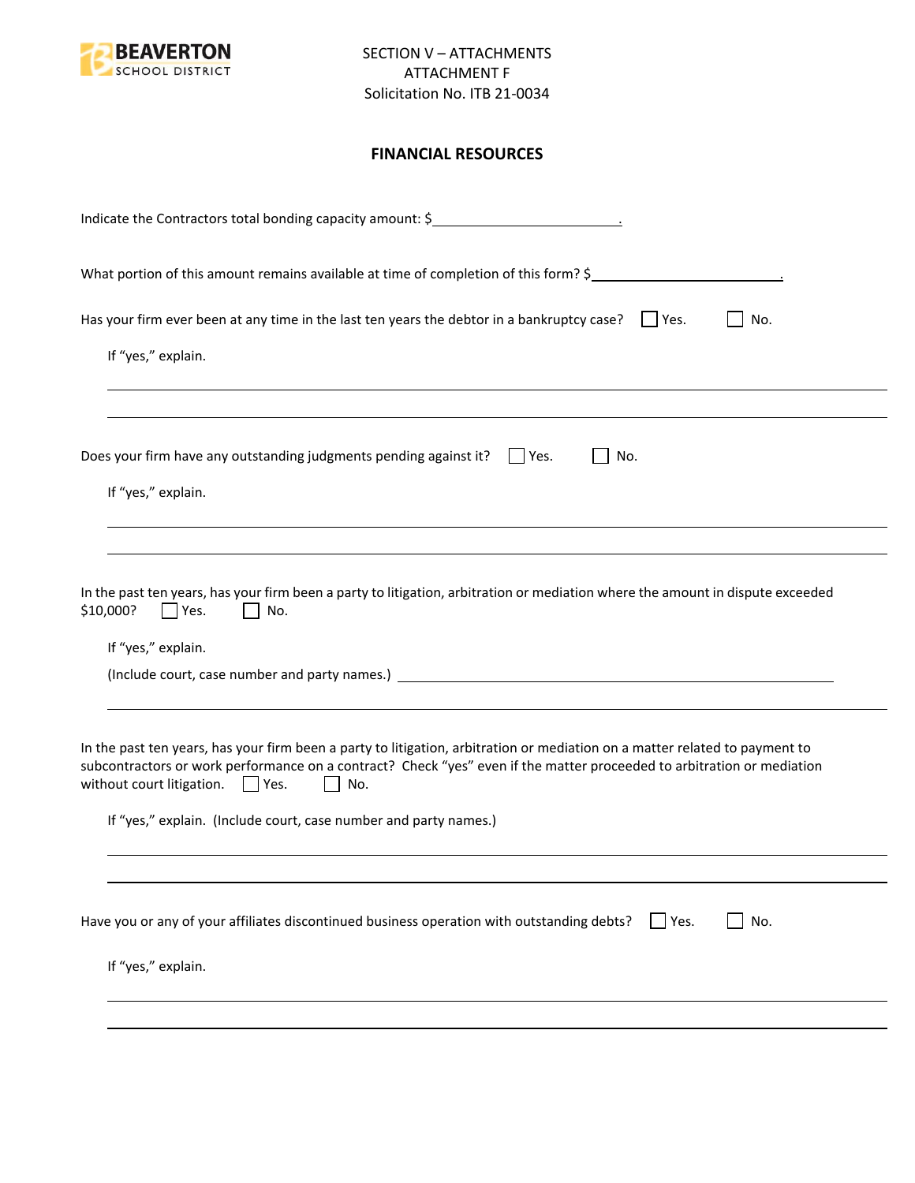SECTION V – ATTACHMENTS
ATTACHMENT F
Solicitation No. ITB 21-0034

**FINANCIAL RESOURCES**

Indicate the Contractors total bonding capacity amount: $________________________.

What portion of this amount remains available at time of completion of this form? $________________________.

Has your firm ever been at any time in the last ten years the debtor in a bankruptcy case? ☐ Yes. ☐ No.

If "yes," explain.

______________________________________________________________________

______________________________________________________________________

Does your firm have any outstanding judgments pending against it? ☐ Yes. ☐ No.

If "yes," explain.

______________________________________________________________________

______________________________________________________________________

In the past ten years, has your firm been a party to litigation, arbitration or mediation where the amount in dispute exceeded $10,000? ☐ Yes. ☐ No.

If "yes," explain.

(Include court, case number and party names.) ______________________________________________

______________________________________________________________________

In the past ten years, has your firm been a party to litigation, arbitration or mediation on a matter related to payment to subcontractors or work performance on a contract? Check "yes" even if the matter proceeded to arbitration or mediation without court litigation. ☐ Yes. ☐ No.

If "yes," explain. (Include court, case number and party names.)

______________________________________________________________________

______________________________________________________________________

Have you or any of your affiliates discontinued business operation with outstanding debts? ☐ Yes. ☐ No.

If "yes," explain.

______________________________________________________________________

______________________________________________________________________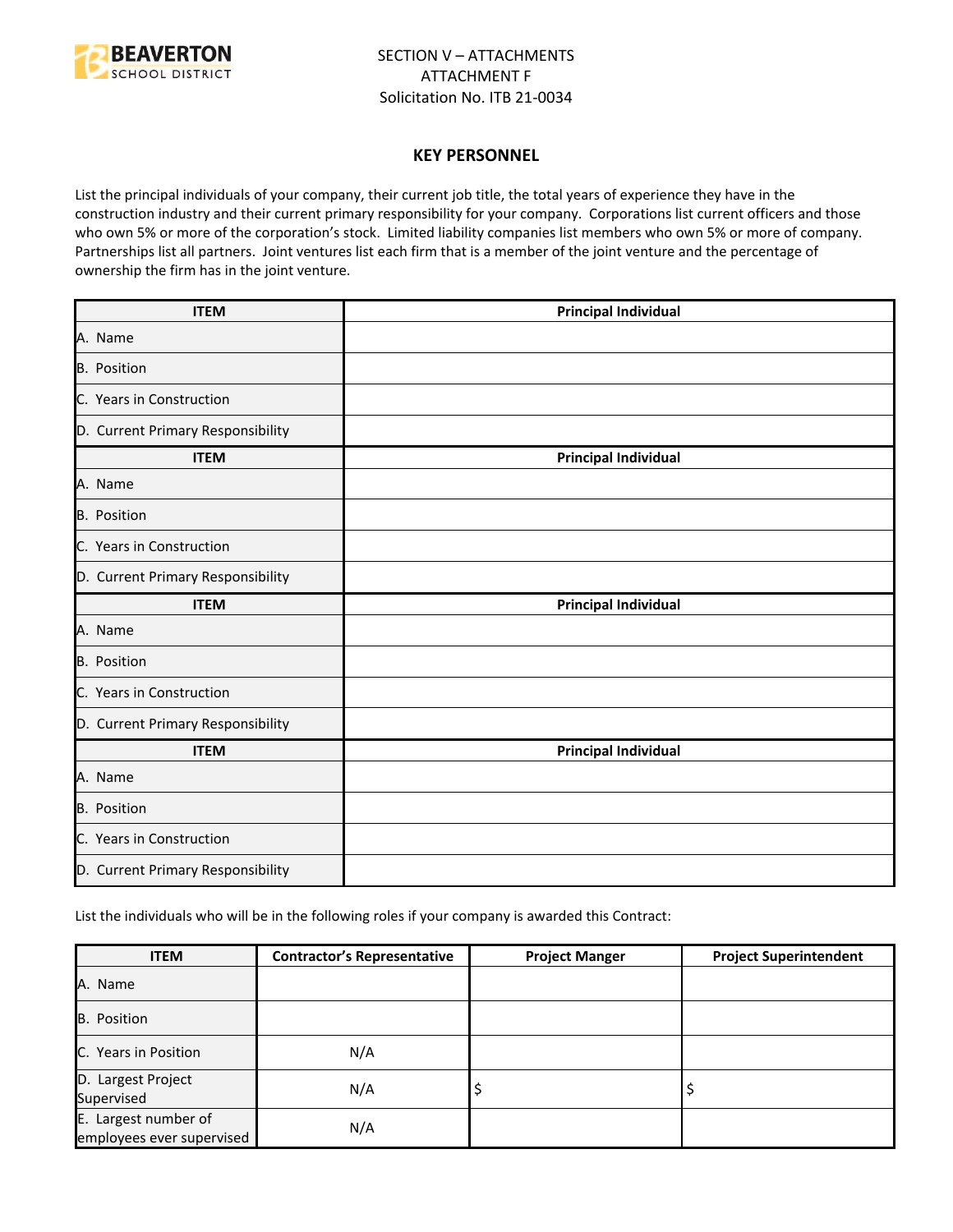SECTION V – ATTACHMENTS
ATTACHMENT F
Solicitation No. ITB 21-0034

## KEY PERSONNEL

List the principal individuals of your company, their current job title, the total years of experience they have in the construction industry and their current primary responsibility for your company. Corporations list current officers and those who own 5% or more of the corporation's stock. Limited liability companies list members who own 5% or more of company. Partnerships list all partners. Joint ventures list each firm that is a member of the joint venture and the percentage of ownership the firm has in the joint venture.

| ITEM | Principal Individual |
|---|---|
| A. Name | |
| B. Position | |
| C. Years in Construction | |
| D. Current Primary Responsibility | |
| **ITEM** | **Principal Individual** |
| A. Name | |
| B. Position | |
| C. Years in Construction | |
| D. Current Primary Responsibility | |
| **ITEM** | **Principal Individual** |
| A. Name | |
| B. Position | |
| C. Years in Construction | |
| D. Current Primary Responsibility | |
| **ITEM** | **Principal Individual** |
| A. Name | |
| B. Position | |
| C. Years in Construction | |
| D. Current Primary Responsibility | |

List the individuals who will be in the following roles if your company is awarded this Contract:

| ITEM | Contractor's Representative | Project Manger | Project Superintendent |
|---|---|---|---|
| A. Name | | | |
| B. Position | | | |
| C. Years in Position | N/A | | |
| D. Largest Project Supervised | N/A | $ | $ |
| E. Largest number of employees ever supervised | N/A | | |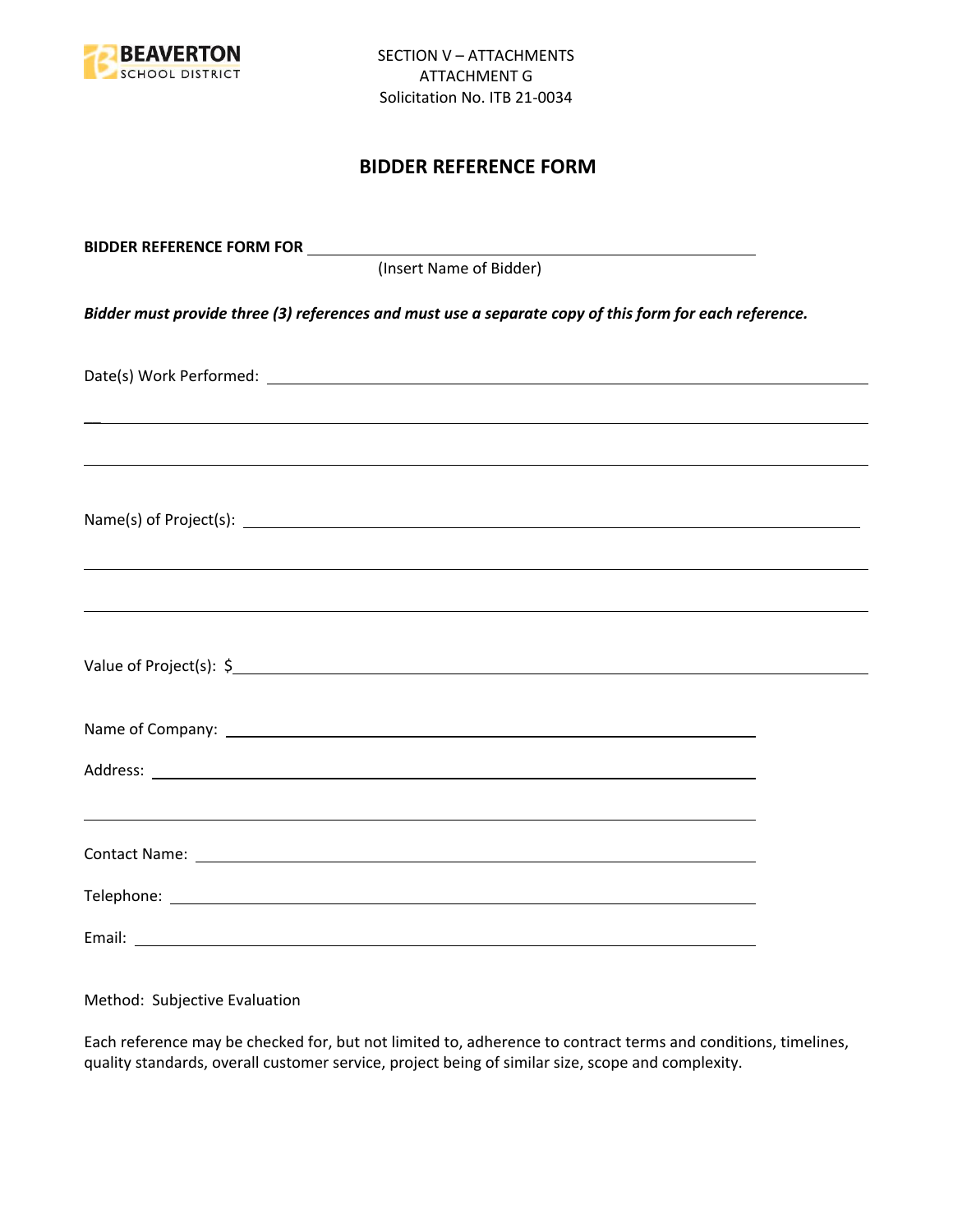SECTION V – ATTACHMENTS
ATTACHMENT G
Solicitation No. ITB 21-0034

# BIDDER REFERENCE FORM

**BIDDER REFERENCE FORM FOR** ______________________________________________
(Insert Name of Bidder)

***Bidder must provide three (3) references and must use a separate copy of this form for each reference.***

Date(s) Work Performed: ______________________________________________

______________________________________________

______________________________________________

Name(s) of Project(s): ______________________________________________

______________________________________________

______________________________________________

Value of Project(s): $______________________________________________

Name of Company: ______________________________________________

Address: ______________________________________________

______________________________________________

Contact Name: ______________________________________________

Telephone: ______________________________________________

Email: ______________________________________________

Method: Subjective Evaluation

Each reference may be checked for, but not limited to, adherence to contract terms and conditions, timelines, quality standards, overall customer service, project being of similar size, scope and complexity.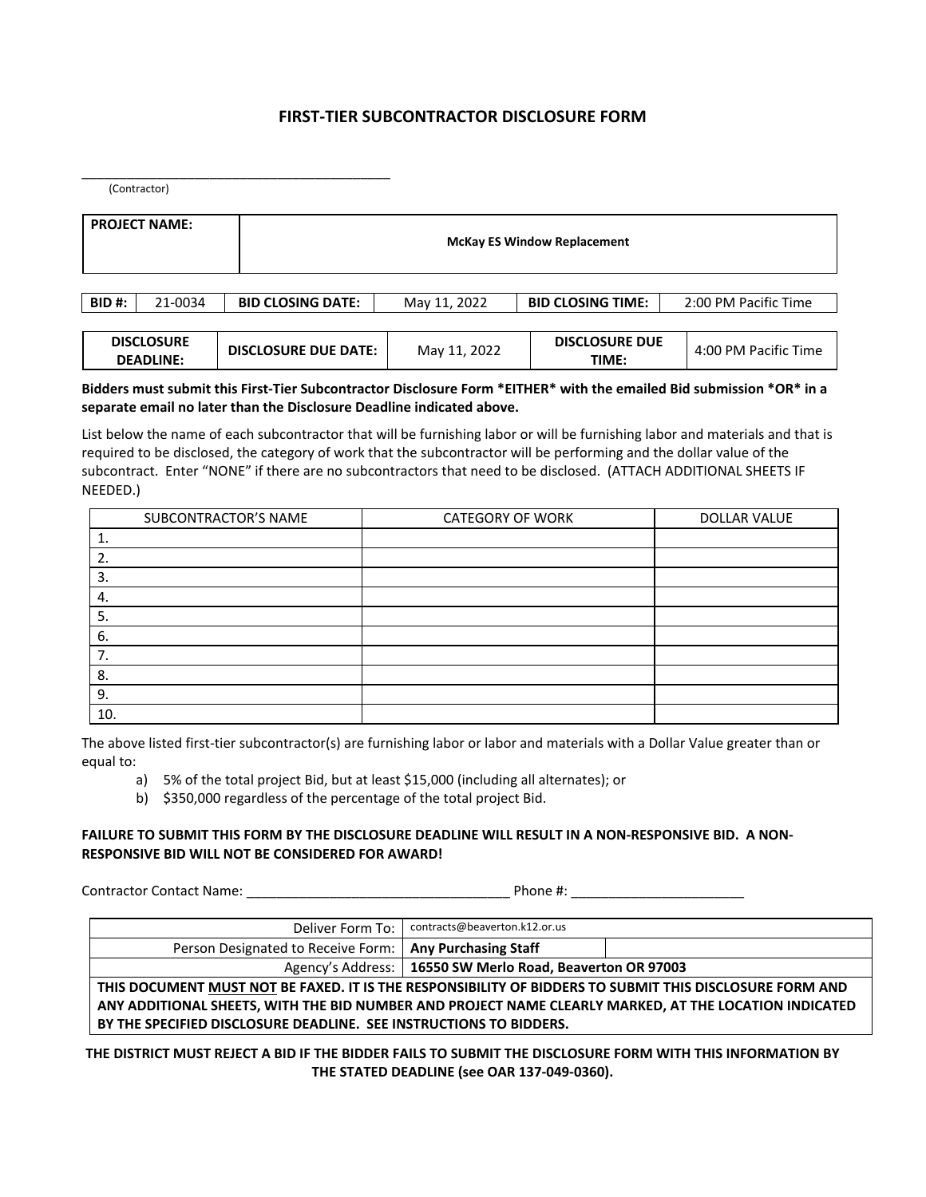# FIRST-TIER SUBCONTRACTOR DISCLOSURE FORM

\_\_\_\_\_\_\_\_\_\_\_\_\_\_\_\_\_\_\_\_\_\_\_\_\_\_\_\_\_\_\_\_\_\_\_\_\_\_\_\_\_\_

(Contractor)

| | |
|---|---|
| **PROJECT NAME:** | **McKay ES Window Replacement** |

| | | | | | |
|---|---|---|---|---|---|
| **BID #:** | 21-0034 | **BID CLOSING DATE:** | May 11, 2022 | **BID CLOSING TIME:** | 2:00 PM Pacific Time |
| **DISCLOSURE DEADLINE:** | **DISCLOSURE DUE DATE:** | May 11, 2022 | **DISCLOSURE DUE TIME:** | 4:00 PM Pacific Time | |

**Bidders must submit this First-Tier Subcontractor Disclosure Form \*EITHER\* with the emailed Bid submission \*OR\* in a separate email no later than the Disclosure Deadline indicated above.**

List below the name of each subcontractor that will be furnishing labor or will be furnishing labor and materials and that is required to be disclosed, the category of work that the subcontractor will be performing and the dollar value of the subcontract. Enter "NONE" if there are no subcontractors that need to be disclosed. (ATTACH ADDITIONAL SHEETS IF NEEDED.)

| SUBCONTRACTOR'S NAME | CATEGORY OF WORK | DOLLAR VALUE |
|---|---|---|
| 1. | | |
| 2. | | |
| 3. | | |
| 4. | | |
| 5. | | |
| 6. | | |
| 7. | | |
| 8. | | |
| 9. | | |
| 10. | | |

The above listed first-tier subcontractor(s) are furnishing labor or labor and materials with a Dollar Value greater than or equal to:

a) 5% of the total project Bid, but at least $15,000 (including all alternates); or
b) $350,000 regardless of the percentage of the total project Bid.

**FAILURE TO SUBMIT THIS FORM BY THE DISCLOSURE DEADLINE WILL RESULT IN A NON-RESPONSIVE BID. A NON-RESPONSIVE BID WILL NOT BE CONSIDERED FOR AWARD!**

Contractor Contact Name: \_\_\_\_\_\_\_\_\_\_\_\_\_\_\_\_\_\_\_\_\_\_\_\_\_\_\_\_\_\_\_\_\_\_\_ Phone #: \_\_\_\_\_\_\_\_\_\_\_\_\_\_\_\_\_\_\_\_\_\_\_

| | | |
|---|---|---|
| Deliver Form To: | contracts@beaverton.k12.or.us | |
| Person Designated to Receive Form: | **Any Purchasing Staff** | |
| Agency's Address: | **16550 SW Merlo Road, Beaverton OR 97003** | |

**THIS DOCUMENT MUST NOT BE FAXED. IT IS THE RESPONSIBILITY OF BIDDERS TO SUBMIT THIS DISCLOSURE FORM AND ANY ADDITIONAL SHEETS, WITH THE BID NUMBER AND PROJECT NAME CLEARLY MARKED, AT THE LOCATION INDICATED BY THE SPECIFIED DISCLOSURE DEADLINE. SEE INSTRUCTIONS TO BIDDERS.**

**THE DISTRICT MUST REJECT A BID IF THE BIDDER FAILS TO SUBMIT THE DISCLOSURE FORM WITH THIS INFORMATION BY THE STATED DEADLINE (see OAR 137-049-0360).**